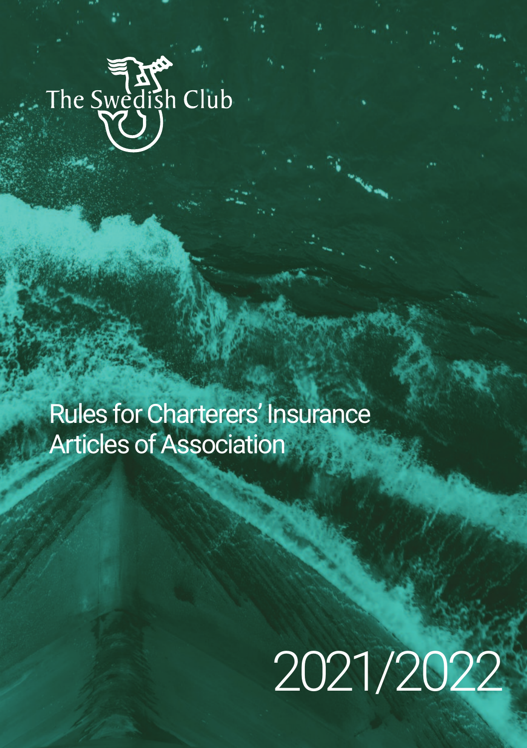The Swedish Club

# Rules for Charterers' Insurance
# Articles of Association

2021/2022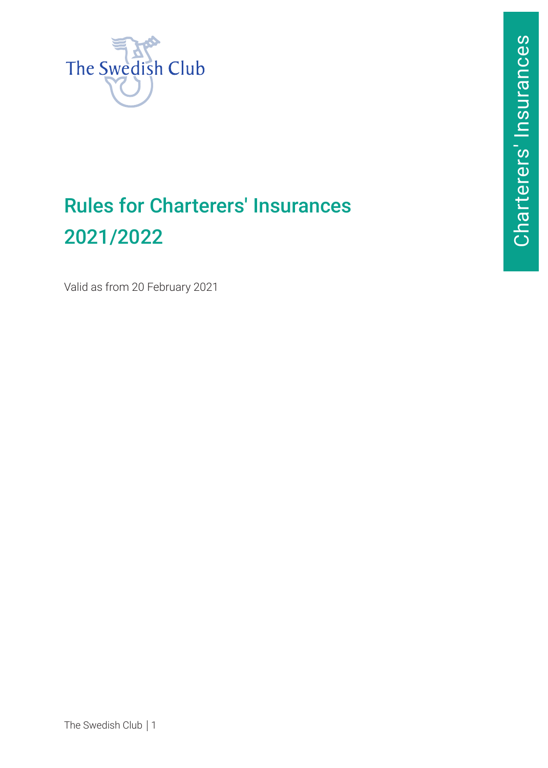# Rules for Charterers' Insurances 2021/2022

Valid as from 20 February 2021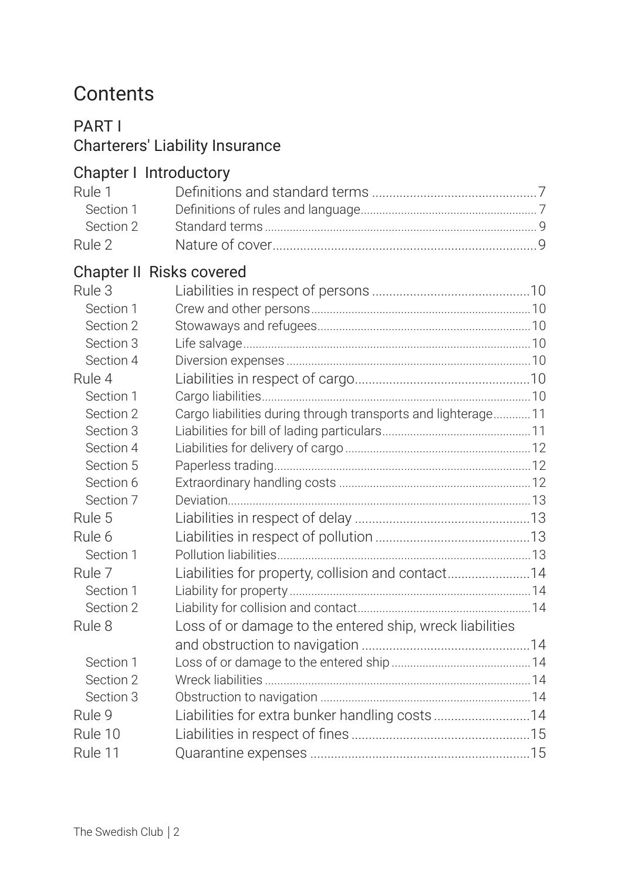# Contents

## PART I
## Charterers' Liability Insurance

### Chapter I Introductory

| | | |
|---|---|---|
| Rule 1 | Definitions and standard terms | 7 |
| Section 1 | Definitions of rules and language | 7 |
| Section 2 | Standard terms | 9 |
| Rule 2 | Nature of cover | 9 |

### Chapter II Risks covered

| | | |
|---|---|---|
| Rule 3 | Liabilities in respect of persons | 10 |
| Section 1 | Crew and other persons | 10 |
| Section 2 | Stowaways and refugees | 10 |
| Section 3 | Life salvage | 10 |
| Section 4 | Diversion expenses | 10 |
| Rule 4 | Liabilities in respect of cargo | 10 |
| Section 1 | Cargo liabilities | 10 |
| Section 2 | Cargo liabilities during through transports and lighterage | 11 |
| Section 3 | Liabilities for bill of lading particulars | 11 |
| Section 4 | Liabilities for delivery of cargo | 12 |
| Section 5 | Paperless trading | 12 |
| Section 6 | Extraordinary handling costs | 12 |
| Section 7 | Deviation | 13 |
| Rule 5 | Liabilities in respect of delay | 13 |
| Rule 6 | Liabilities in respect of pollution | 13 |
| Section 1 | Pollution liabilities | 13 |
| Rule 7 | Liabilities for property, collision and contact | 14 |
| Section 1 | Liability for property | 14 |
| Section 2 | Liability for collision and contact | 14 |
| Rule 8 | Loss of or damage to the entered ship, wreck liabilities and obstruction to navigation | 14 |
| Section 1 | Loss of or damage to the entered ship | 14 |
| Section 2 | Wreck liabilities | 14 |
| Section 3 | Obstruction to navigation | 14 |
| Rule 9 | Liabilities for extra bunker handling costs | 14 |
| Rule 10 | Liabilities in respect of fines | 15 |
| Rule 11 | Quarantine expenses | 15 |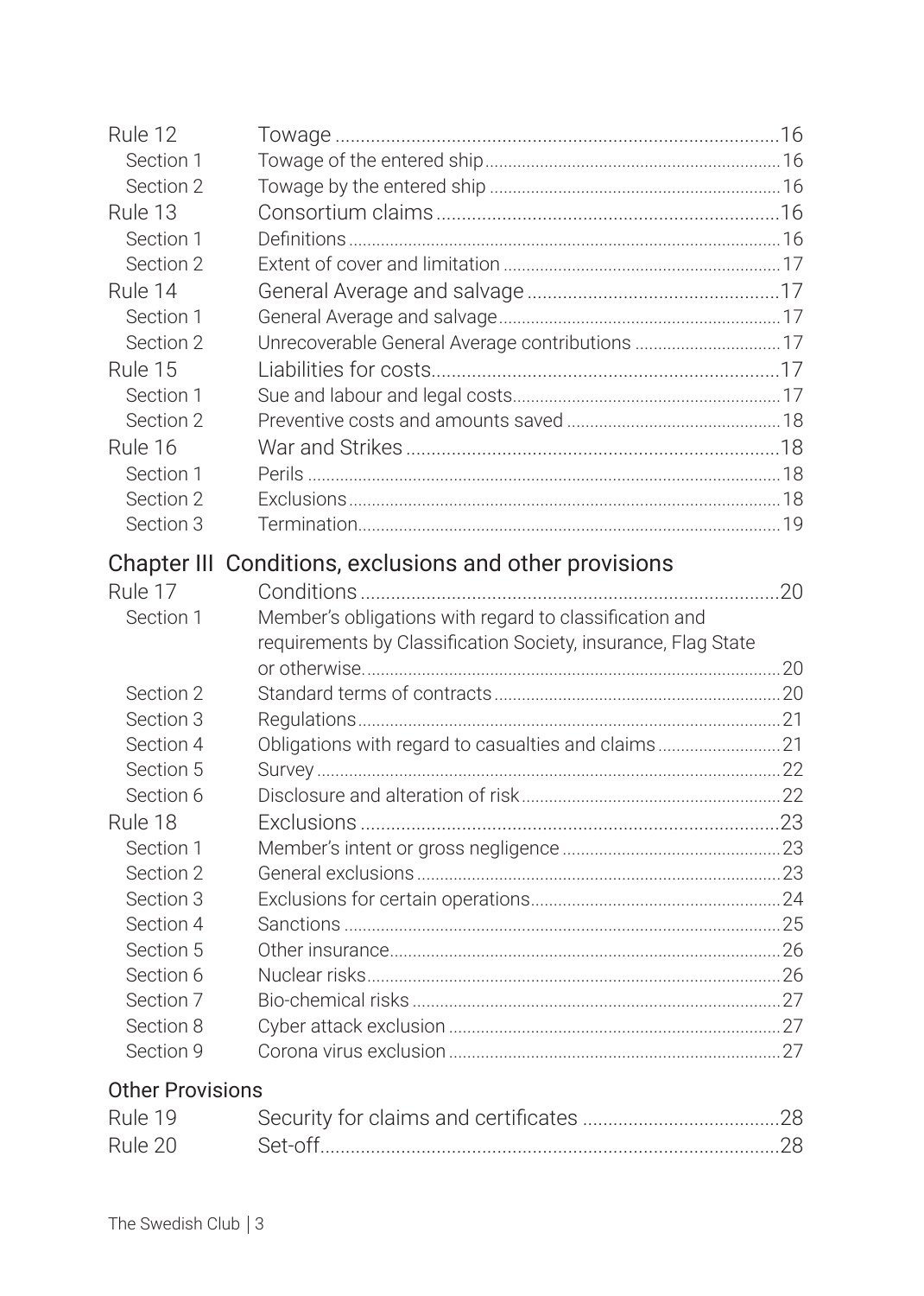| | | |
|---|---|---|
| Rule 12 | Towage | 16 |
| Section 1 | Towage of the entered ship | 16 |
| Section 2 | Towage by the entered ship | 16 |
| Rule 13 | Consortium claims | 16 |
| Section 1 | Definitions | 16 |
| Section 2 | Extent of cover and limitation | 17 |
| Rule 14 | General Average and salvage | 17 |
| Section 1 | General Average and salvage | 17 |
| Section 2 | Unrecoverable General Average contributions | 17 |
| Rule 15 | Liabilities for costs | 17 |
| Section 1 | Sue and labour and legal costs | 17 |
| Section 2 | Preventive costs and amounts saved | 18 |
| Rule 16 | War and Strikes | 18 |
| Section 1 | Perils | 18 |
| Section 2 | Exclusions | 18 |
| Section 3 | Termination | 19 |

## Chapter III Conditions, exclusions and other provisions

| | | |
|---|---|---|
| Rule 17 | Conditions | 20 |
| Section 1 | Member's obligations with regard to classification and requirements by Classification Society, insurance, Flag State or otherwise. | 20 |
| Section 2 | Standard terms of contracts | 20 |
| Section 3 | Regulations | 21 |
| Section 4 | Obligations with regard to casualties and claims | 21 |
| Section 5 | Survey | 22 |
| Section 6 | Disclosure and alteration of risk | 22 |
| Rule 18 | Exclusions | 23 |
| Section 1 | Member's intent or gross negligence | 23 |
| Section 2 | General exclusions | 23 |
| Section 3 | Exclusions for certain operations | 24 |
| Section 4 | Sanctions | 25 |
| Section 5 | Other insurance | 26 |
| Section 6 | Nuclear risks | 26 |
| Section 7 | Bio-chemical risks | 27 |
| Section 8 | Cyber attack exclusion | 27 |
| Section 9 | Corona virus exclusion | 27 |

### Other Provisions

| | | |
|---|---|---|
| Rule 19 | Security for claims and certificates | 28 |
| Rule 20 | Set-off | 28 |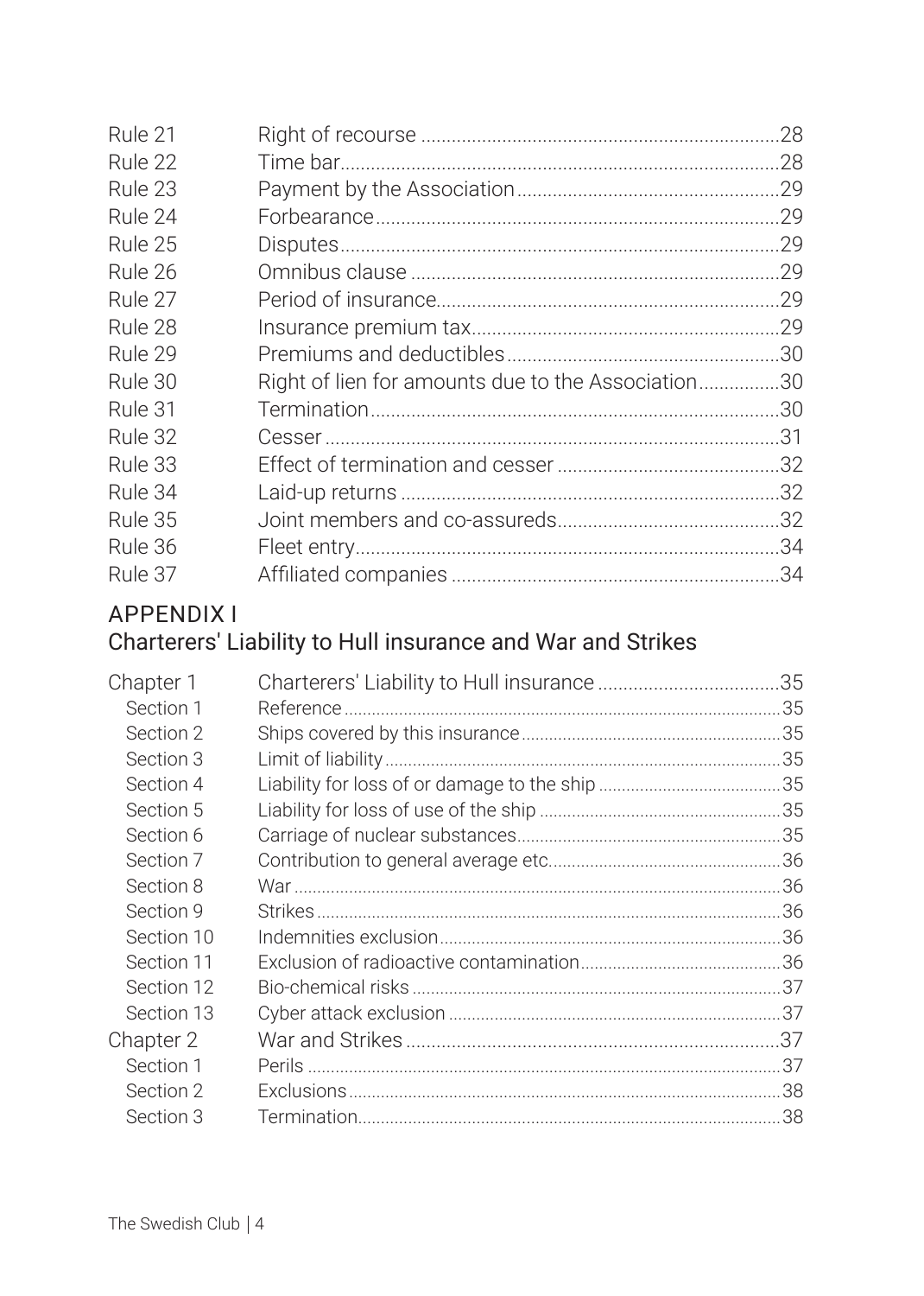| | | |
|---|---|---|
| Rule 21 | Right of recourse | 28 |
| Rule 22 | Time bar | 28 |
| Rule 23 | Payment by the Association | 29 |
| Rule 24 | Forbearance | 29 |
| Rule 25 | Disputes | 29 |
| Rule 26 | Omnibus clause | 29 |
| Rule 27 | Period of insurance | 29 |
| Rule 28 | Insurance premium tax | 29 |
| Rule 29 | Premiums and deductibles | 30 |
| Rule 30 | Right of lien for amounts due to the Association | 30 |
| Rule 31 | Termination | 30 |
| Rule 32 | Cesser | 31 |
| Rule 33 | Effect of termination and cesser | 32 |
| Rule 34 | Laid-up returns | 32 |
| Rule 35 | Joint members and co-assureds | 32 |
| Rule 36 | Fleet entry | 34 |
| Rule 37 | Affiliated companies | 34 |

## APPENDIX I
## Charterers' Liability to Hull insurance and War and Strikes

| | | |
|---|---|---|
| Chapter 1 | Charterers' Liability to Hull insurance | 35 |
| Section 1 | Reference | 35 |
| Section 2 | Ships covered by this insurance | 35 |
| Section 3 | Limit of liability | 35 |
| Section 4 | Liability for loss of or damage to the ship | 35 |
| Section 5 | Liability for loss of use of the ship | 35 |
| Section 6 | Carriage of nuclear substances | 35 |
| Section 7 | Contribution to general average etc. | 36 |
| Section 8 | War | 36 |
| Section 9 | Strikes | 36 |
| Section 10 | Indemnities exclusion | 36 |
| Section 11 | Exclusion of radioactive contamination | 36 |
| Section 12 | Bio-chemical risks | 37 |
| Section 13 | Cyber attack exclusion | 37 |
| Chapter 2 | War and Strikes | 37 |
| Section 1 | Perils | 37 |
| Section 2 | Exclusions | 38 |
| Section 3 | Termination | 38 |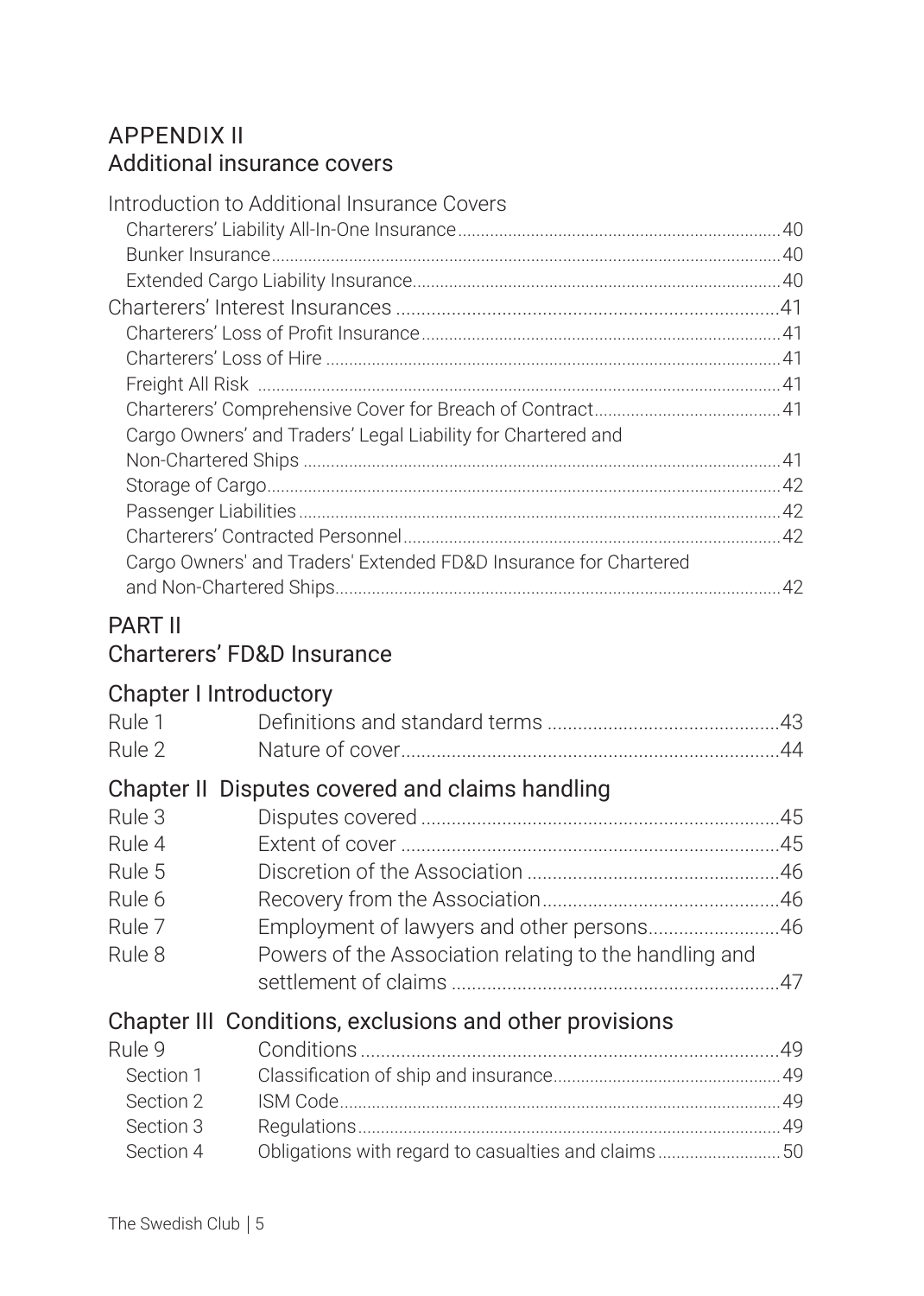## APPENDIX II
## Additional insurance covers

Introduction to Additional Insurance Covers

- Charterers' Liability All-In-One Insurance ........ 40
- Bunker Insurance ........ 40
- Extended Cargo Liability Insurance ........ 40

Charterers' Interest Insurances ........ 41

- Charterers' Loss of Profit Insurance ........ 41
- Charterers' Loss of Hire ........ 41
- Freight All Risk ........ 41
- Charterers' Comprehensive Cover for Breach of Contract ........ 41
- Cargo Owners' and Traders' Legal Liability for Chartered and Non-Chartered Ships ........ 41
- Storage of Cargo ........ 42
- Passenger Liabilities ........ 42
- Charterers' Contracted Personnel ........ 42
- Cargo Owners' and Traders' Extended FD&D Insurance for Chartered and Non-Chartered Ships ........ 42

## PART II
## Charterers' FD&D Insurance

### Chapter I Introductory

| | | |
|---|---|---|
| Rule 1 | Definitions and standard terms | 43 |
| Rule 2 | Nature of cover | 44 |

### Chapter II Disputes covered and claims handling

| | | |
|---|---|---|
| Rule 3 | Disputes covered | 45 |
| Rule 4 | Extent of cover | 45 |
| Rule 5 | Discretion of the Association | 46 |
| Rule 6 | Recovery from the Association | 46 |
| Rule 7 | Employment of lawyers and other persons | 46 |
| Rule 8 | Powers of the Association relating to the handling and settlement of claims | 47 |

### Chapter III Conditions, exclusions and other provisions

| | | |
|---|---|---|
| Rule 9 | Conditions | 49 |
| Section 1 | Classification of ship and insurance | 49 |
| Section 2 | ISM Code | 49 |
| Section 3 | Regulations | 49 |
| Section 4 | Obligations with regard to casualties and claims | 50 |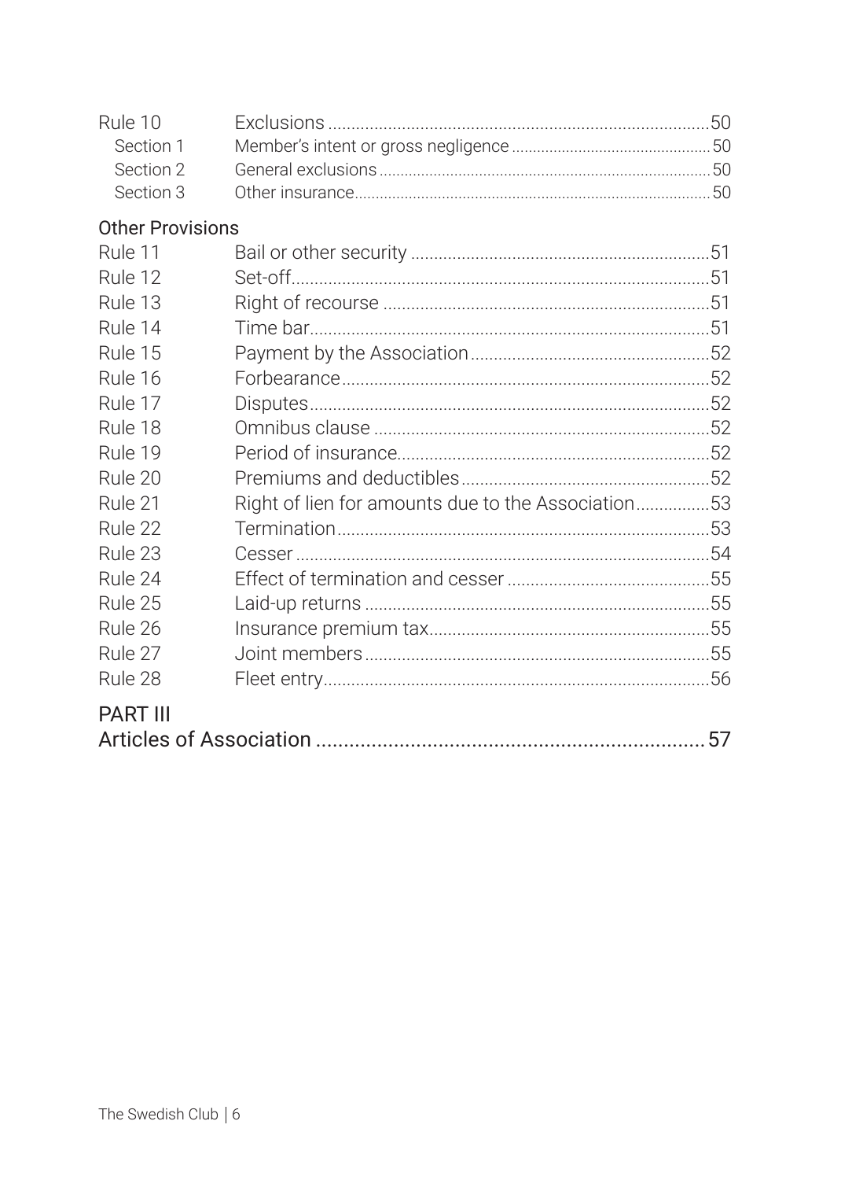| | | |
|---|---|---|
| Rule 10 | Exclusions | 50 |
| Section 1 | Member's intent or gross negligence | 50 |
| Section 2 | General exclusions | 50 |
| Section 3 | Other insurance | 50 |

## Other Provisions

| | | |
|---|---|---|
| Rule 11 | Bail or other security | 51 |
| Rule 12 | Set-off | 51 |
| Rule 13 | Right of recourse | 51 |
| Rule 14 | Time bar | 51 |
| Rule 15 | Payment by the Association | 52 |
| Rule 16 | Forbearance | 52 |
| Rule 17 | Disputes | 52 |
| Rule 18 | Omnibus clause | 52 |
| Rule 19 | Period of insurance | 52 |
| Rule 20 | Premiums and deductibles | 52 |
| Rule 21 | Right of lien for amounts due to the Association | 53 |
| Rule 22 | Termination | 53 |
| Rule 23 | Cesser | 54 |
| Rule 24 | Effect of termination and cesser | 55 |
| Rule 25 | Laid-up returns | 55 |
| Rule 26 | Insurance premium tax | 55 |
| Rule 27 | Joint members | 55 |
| Rule 28 | Fleet entry | 56 |

## PART III

Articles of Association ........ 57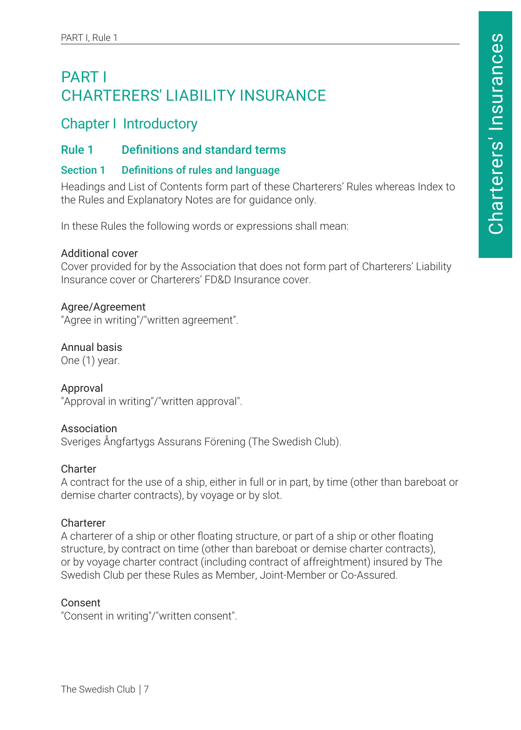# PART I
# CHARTERERS' LIABILITY INSURANCE

## Chapter I Introductory

### Rule 1 Definitions and standard terms

#### Section 1 Definitions of rules and language

Headings and List of Contents form part of these Charterers' Rules whereas Index to the Rules and Explanatory Notes are for guidance only.

In these Rules the following words or expressions shall mean:

Additional cover
Cover provided for by the Association that does not form part of Charterers' Liability Insurance cover or Charterers' FD&D Insurance cover.

Agree/Agreement
"Agree in writing"/"written agreement".

Annual basis
One (1) year.

Approval
"Approval in writing"/"written approval".

Association
Sveriges Ångfartygs Assurans Förening (The Swedish Club).

Charter
A contract for the use of a ship, either in full or in part, by time (other than bareboat or demise charter contracts), by voyage or by slot.

Charterer
A charterer of a ship or other floating structure, or part of a ship or other floating structure, by contract on time (other than bareboat or demise charter contracts), or by voyage charter contract (including contract of affreightment) insured by The Swedish Club per these Rules as Member, Joint-Member or Co-Assured.

Consent
"Consent in writing"/"written consent".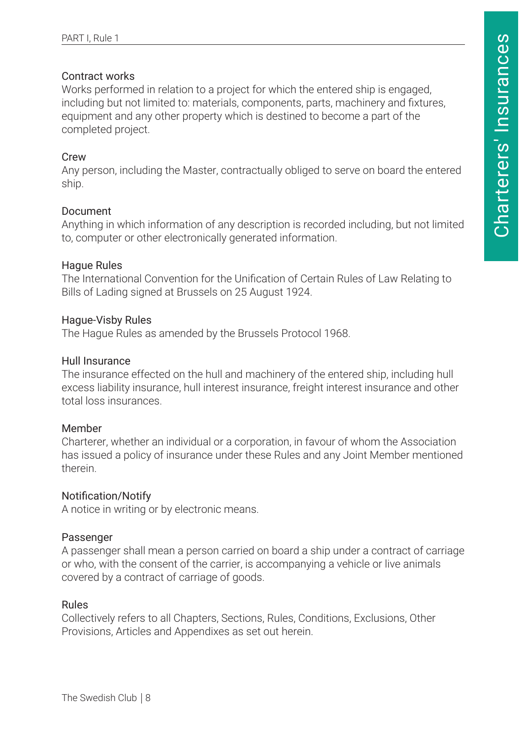Contract works
Works performed in relation to a project for which the entered ship is engaged, including but not limited to: materials, components, parts, machinery and fixtures, equipment and any other property which is destined to become a part of the completed project.

Crew
Any person, including the Master, contractually obliged to serve on board the entered ship.

Document
Anything in which information of any description is recorded including, but not limited to, computer or other electronically generated information.

Hague Rules
The International Convention for the Unification of Certain Rules of Law Relating to Bills of Lading signed at Brussels on 25 August 1924.

Hague-Visby Rules
The Hague Rules as amended by the Brussels Protocol 1968.

Hull Insurance
The insurance effected on the hull and machinery of the entered ship, including hull excess liability insurance, hull interest insurance, freight interest insurance and other total loss insurances.

Member
Charterer, whether an individual or a corporation, in favour of whom the Association has issued a policy of insurance under these Rules and any Joint Member mentioned therein.

Notification/Notify
A notice in writing or by electronic means.

Passenger
A passenger shall mean a person carried on board a ship under a contract of carriage or who, with the consent of the carrier, is accompanying a vehicle or live animals covered by a contract of carriage of goods.

Rules
Collectively refers to all Chapters, Sections, Rules, Conditions, Exclusions, Other Provisions, Articles and Appendixes as set out herein.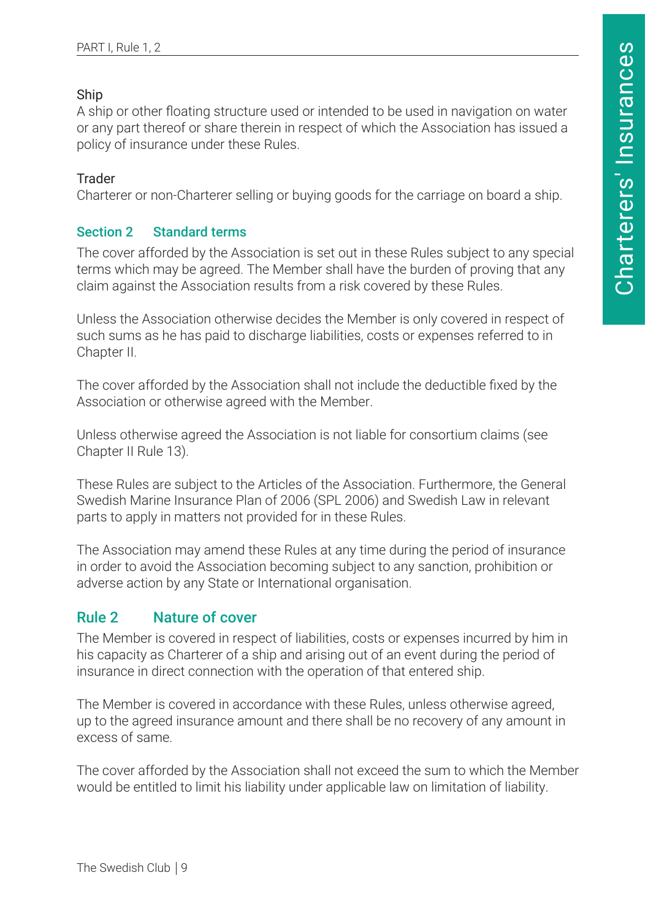Ship
A ship or other floating structure used or intended to be used in navigation on water or any part thereof or share therein in respect of which the Association has issued a policy of insurance under these Rules.

Trader
Charterer or non-Charterer selling or buying goods for the carriage on board a ship.

### Section 2 Standard terms

The cover afforded by the Association is set out in these Rules subject to any special terms which may be agreed. The Member shall have the burden of proving that any claim against the Association results from a risk covered by these Rules.

Unless the Association otherwise decides the Member is only covered in respect of such sums as he has paid to discharge liabilities, costs or expenses referred to in Chapter II.

The cover afforded by the Association shall not include the deductible fixed by the Association or otherwise agreed with the Member.

Unless otherwise agreed the Association is not liable for consortium claims (see Chapter II Rule 13).

These Rules are subject to the Articles of the Association. Furthermore, the General Swedish Marine Insurance Plan of 2006 (SPL 2006) and Swedish Law in relevant parts to apply in matters not provided for in these Rules.

The Association may amend these Rules at any time during the period of insurance in order to avoid the Association becoming subject to any sanction, prohibition or adverse action by any State or International organisation.

## Rule 2 Nature of cover

The Member is covered in respect of liabilities, costs or expenses incurred by him in his capacity as Charterer of a ship and arising out of an event during the period of insurance in direct connection with the operation of that entered ship.

The Member is covered in accordance with these Rules, unless otherwise agreed, up to the agreed insurance amount and there shall be no recovery of any amount in excess of same.

The cover afforded by the Association shall not exceed the sum to which the Member would be entitled to limit his liability under applicable law on limitation of liability.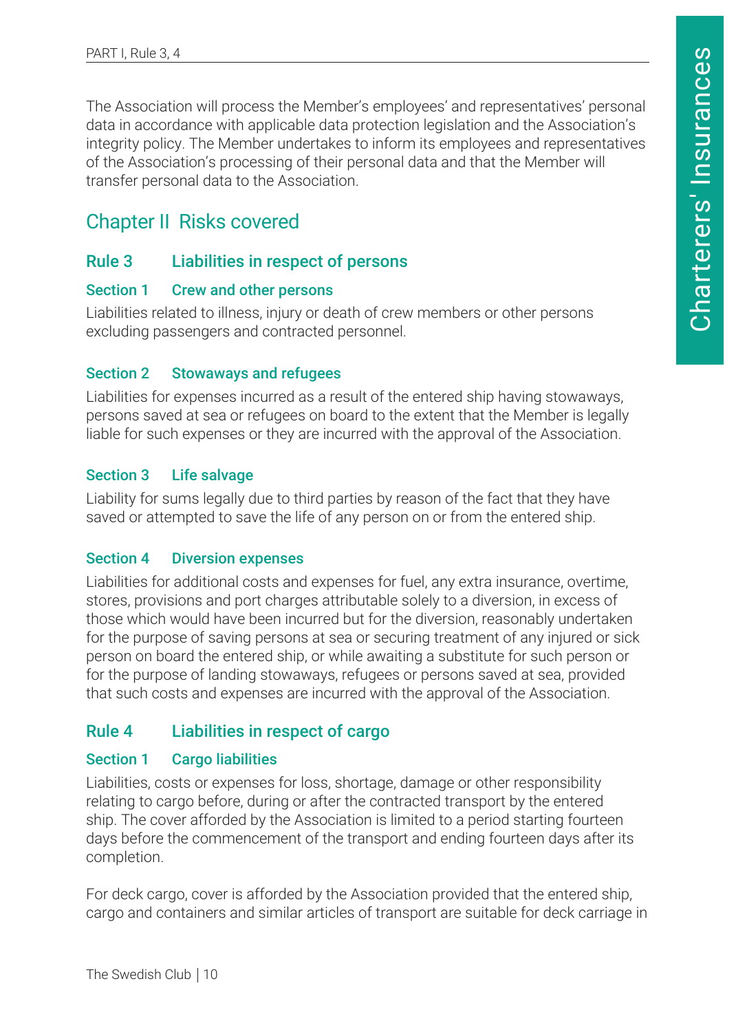The Association will process the Member's employees' and representatives' personal data in accordance with applicable data protection legislation and the Association's integrity policy. The Member undertakes to inform its employees and representatives of the Association's processing of their personal data and that the Member will transfer personal data to the Association.

## Chapter II Risks covered

### Rule 3 Liabilities in respect of persons

#### Section 1 Crew and other persons

Liabilities related to illness, injury or death of crew members or other persons excluding passengers and contracted personnel.

#### Section 2 Stowaways and refugees

Liabilities for expenses incurred as a result of the entered ship having stowaways, persons saved at sea or refugees on board to the extent that the Member is legally liable for such expenses or they are incurred with the approval of the Association.

#### Section 3 Life salvage

Liability for sums legally due to third parties by reason of the fact that they have saved or attempted to save the life of any person on or from the entered ship.

#### Section 4 Diversion expenses

Liabilities for additional costs and expenses for fuel, any extra insurance, overtime, stores, provisions and port charges attributable solely to a diversion, in excess of those which would have been incurred but for the diversion, reasonably undertaken for the purpose of saving persons at sea or securing treatment of any injured or sick person on board the entered ship, or while awaiting a substitute for such person or for the purpose of landing stowaways, refugees or persons saved at sea, provided that such costs and expenses are incurred with the approval of the Association.

### Rule 4 Liabilities in respect of cargo

#### Section 1 Cargo liabilities

Liabilities, costs or expenses for loss, shortage, damage or other responsibility relating to cargo before, during or after the contracted transport by the entered ship. The cover afforded by the Association is limited to a period starting fourteen days before the commencement of the transport and ending fourteen days after its completion.

For deck cargo, cover is afforded by the Association provided that the entered ship, cargo and containers and similar articles of transport are suitable for deck carriage in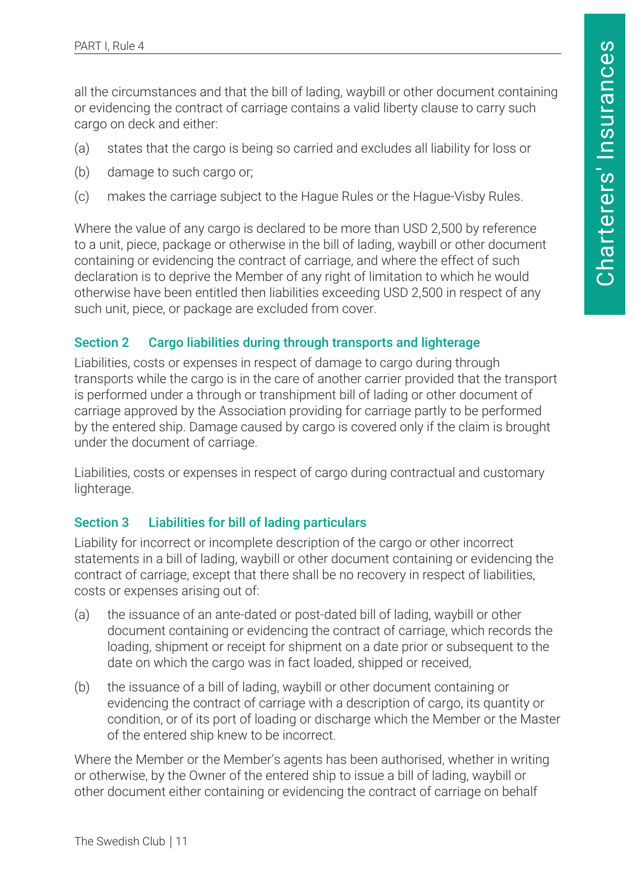all the circumstances and that the bill of lading, waybill or other document containing or evidencing the contract of carriage contains a valid liberty clause to carry such cargo on deck and either:

(a) states that the cargo is being so carried and excludes all liability for loss or

(b) damage to such cargo or;

(c) makes the carriage subject to the Hague Rules or the Hague-Visby Rules.

Where the value of any cargo is declared to be more than USD 2,500 by reference to a unit, piece, package or otherwise in the bill of lading, waybill or other document containing or evidencing the contract of carriage, and where the effect of such declaration is to deprive the Member of any right of limitation to which he would otherwise have been entitled then liabilities exceeding USD 2,500 in respect of any such unit, piece, or package are excluded from cover.

### Section 2 Cargo liabilities during through transports and lighterage

Liabilities, costs or expenses in respect of damage to cargo during through transports while the cargo is in the care of another carrier provided that the transport is performed under a through or transhipment bill of lading or other document of carriage approved by the Association providing for carriage partly to be performed by the entered ship. Damage caused by cargo is covered only if the claim is brought under the document of carriage.

Liabilities, costs or expenses in respect of cargo during contractual and customary lighterage.

### Section 3 Liabilities for bill of lading particulars

Liability for incorrect or incomplete description of the cargo or other incorrect statements in a bill of lading, waybill or other document containing or evidencing the contract of carriage, except that there shall be no recovery in respect of liabilities, costs or expenses arising out of:

(a) the issuance of an ante-dated or post-dated bill of lading, waybill or other document containing or evidencing the contract of carriage, which records the loading, shipment or receipt for shipment on a date prior or subsequent to the date on which the cargo was in fact loaded, shipped or received,

(b) the issuance of a bill of lading, waybill or other document containing or evidencing the contract of carriage with a description of cargo, its quantity or condition, or of its port of loading or discharge which the Member or the Master of the entered ship knew to be incorrect.

Where the Member or the Member's agents has been authorised, whether in writing or otherwise, by the Owner of the entered ship to issue a bill of lading, waybill or other document either containing or evidencing the contract of carriage on behalf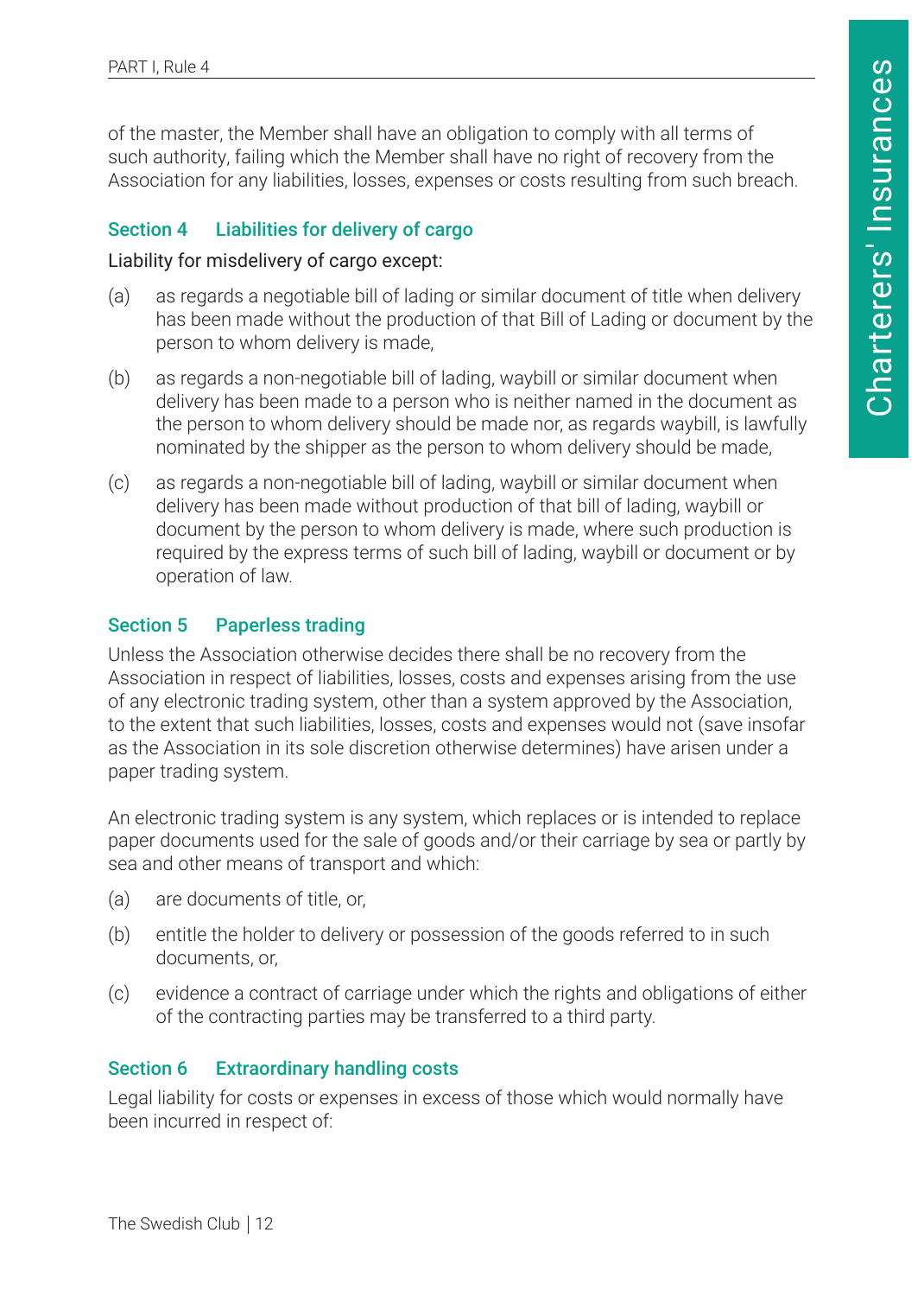of the master, the Member shall have an obligation to comply with all terms of such authority, failing which the Member shall have no right of recovery from the Association for any liabilities, losses, expenses or costs resulting from such breach.

### Section 4 Liabilities for delivery of cargo

Liability for misdelivery of cargo except:

(a) as regards a negotiable bill of lading or similar document of title when delivery has been made without the production of that Bill of Lading or document by the person to whom delivery is made,

(b) as regards a non-negotiable bill of lading, waybill or similar document when delivery has been made to a person who is neither named in the document as the person to whom delivery should be made nor, as regards waybill, is lawfully nominated by the shipper as the person to whom delivery should be made,

(c) as regards a non-negotiable bill of lading, waybill or similar document when delivery has been made without production of that bill of lading, waybill or document by the person to whom delivery is made, where such production is required by the express terms of such bill of lading, waybill or document or by operation of law.

### Section 5 Paperless trading

Unless the Association otherwise decides there shall be no recovery from the Association in respect of liabilities, losses, costs and expenses arising from the use of any electronic trading system, other than a system approved by the Association, to the extent that such liabilities, losses, costs and expenses would not (save insofar as the Association in its sole discretion otherwise determines) have arisen under a paper trading system.

An electronic trading system is any system, which replaces or is intended to replace paper documents used for the sale of goods and/or their carriage by sea or partly by sea and other means of transport and which:

(a) are documents of title, or,

(b) entitle the holder to delivery or possession of the goods referred to in such documents, or,

(c) evidence a contract of carriage under which the rights and obligations of either of the contracting parties may be transferred to a third party.

### Section 6 Extraordinary handling costs

Legal liability for costs or expenses in excess of those which would normally have been incurred in respect of: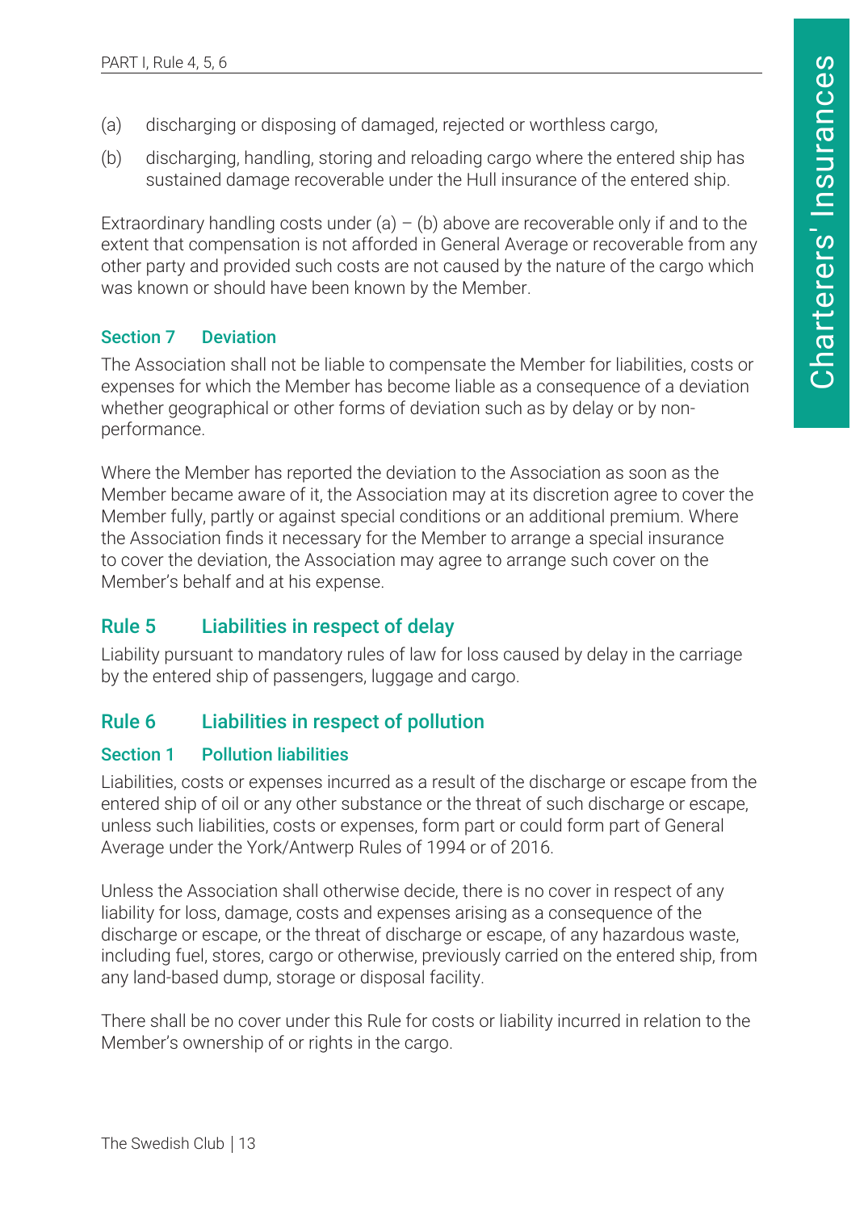(a) discharging or disposing of damaged, rejected or worthless cargo,

(b) discharging, handling, storing and reloading cargo where the entered ship has sustained damage recoverable under the Hull insurance of the entered ship.

Extraordinary handling costs under (a) – (b) above are recoverable only if and to the extent that compensation is not afforded in General Average or recoverable from any other party and provided such costs are not caused by the nature of the cargo which was known or should have been known by the Member.

### Section 7 Deviation

The Association shall not be liable to compensate the Member for liabilities, costs or expenses for which the Member has become liable as a consequence of a deviation whether geographical or other forms of deviation such as by delay or by non-performance.

Where the Member has reported the deviation to the Association as soon as the Member became aware of it, the Association may at its discretion agree to cover the Member fully, partly or against special conditions or an additional premium. Where the Association finds it necessary for the Member to arrange a special insurance to cover the deviation, the Association may agree to arrange such cover on the Member's behalf and at his expense.

## Rule 5 Liabilities in respect of delay

Liability pursuant to mandatory rules of law for loss caused by delay in the carriage by the entered ship of passengers, luggage and cargo.

## Rule 6 Liabilities in respect of pollution

### Section 1 Pollution liabilities

Liabilities, costs or expenses incurred as a result of the discharge or escape from the entered ship of oil or any other substance or the threat of such discharge or escape, unless such liabilities, costs or expenses, form part or could form part of General Average under the York/Antwerp Rules of 1994 or of 2016.

Unless the Association shall otherwise decide, there is no cover in respect of any liability for loss, damage, costs and expenses arising as a consequence of the discharge or escape, or the threat of discharge or escape, of any hazardous waste, including fuel, stores, cargo or otherwise, previously carried on the entered ship, from any land-based dump, storage or disposal facility.

There shall be no cover under this Rule for costs or liability incurred in relation to the Member's ownership of or rights in the cargo.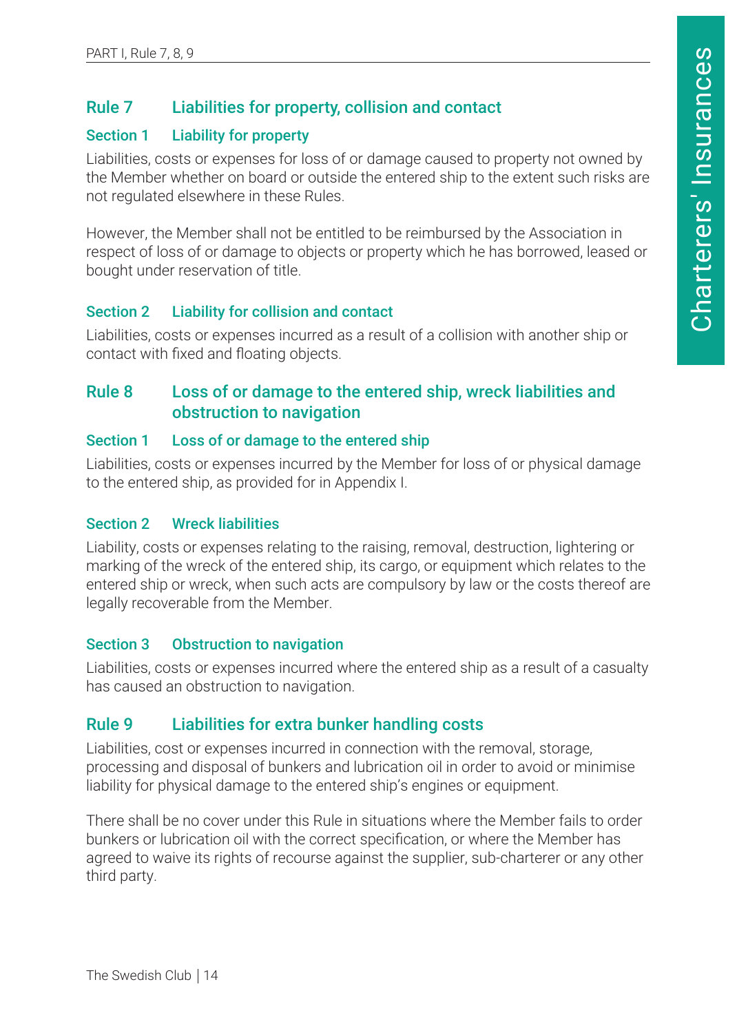## Rule 7 Liabilities for property, collision and contact

### Section 1 Liability for property

Liabilities, costs or expenses for loss of or damage caused to property not owned by the Member whether on board or outside the entered ship to the extent such risks are not regulated elsewhere in these Rules.

However, the Member shall not be entitled to be reimbursed by the Association in respect of loss of or damage to objects or property which he has borrowed, leased or bought under reservation of title.

### Section 2 Liability for collision and contact

Liabilities, costs or expenses incurred as a result of a collision with another ship or contact with fixed and floating objects.

## Rule 8 Loss of or damage to the entered ship, wreck liabilities and obstruction to navigation

### Section 1 Loss of or damage to the entered ship

Liabilities, costs or expenses incurred by the Member for loss of or physical damage to the entered ship, as provided for in Appendix I.

### Section 2 Wreck liabilities

Liability, costs or expenses relating to the raising, removal, destruction, lightering or marking of the wreck of the entered ship, its cargo, or equipment which relates to the entered ship or wreck, when such acts are compulsory by law or the costs thereof are legally recoverable from the Member.

### Section 3 Obstruction to navigation

Liabilities, costs or expenses incurred where the entered ship as a result of a casualty has caused an obstruction to navigation.

## Rule 9 Liabilities for extra bunker handling costs

Liabilities, cost or expenses incurred in connection with the removal, storage, processing and disposal of bunkers and lubrication oil in order to avoid or minimise liability for physical damage to the entered ship's engines or equipment.

There shall be no cover under this Rule in situations where the Member fails to order bunkers or lubrication oil with the correct specification, or where the Member has agreed to waive its rights of recourse against the supplier, sub-charterer or any other third party.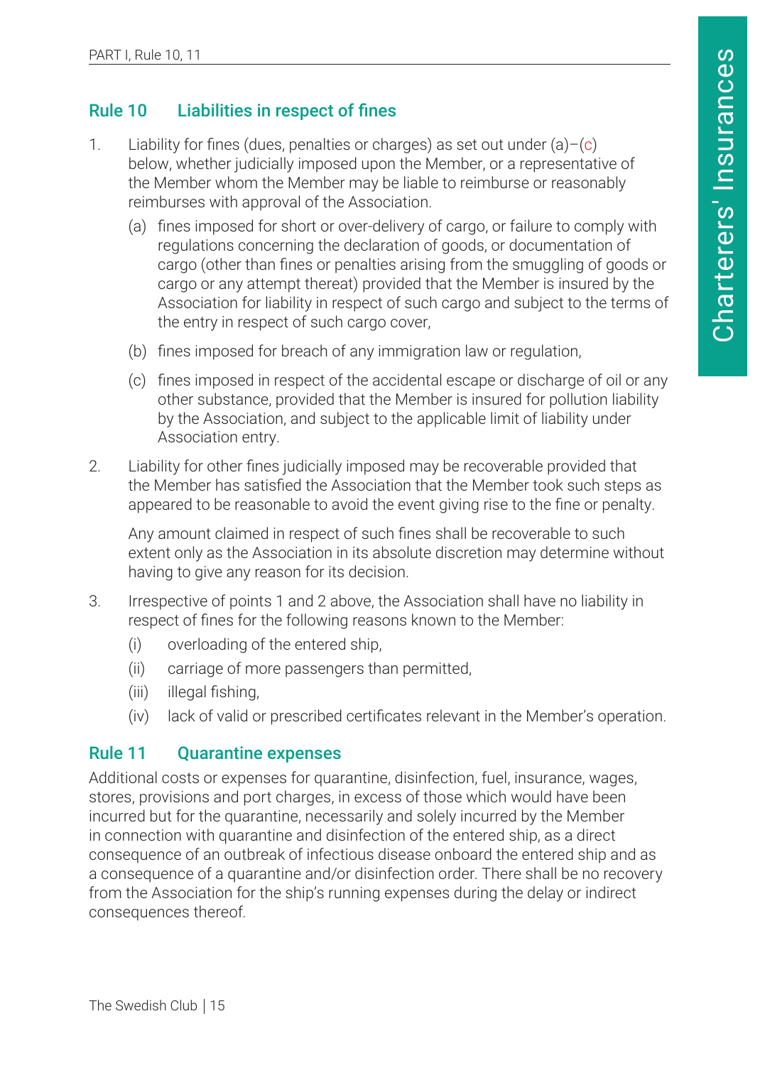## Rule 10 Liabilities in respect of fines

1. Liability for fines (dues, penalties or charges) as set out under (a)–(c) below, whether judicially imposed upon the Member, or a representative of the Member whom the Member may be liable to reimburse or reasonably reimburses with approval of the Association.

   (a) fines imposed for short or over-delivery of cargo, or failure to comply with regulations concerning the declaration of goods, or documentation of cargo (other than fines or penalties arising from the smuggling of goods or cargo or any attempt thereat) provided that the Member is insured by the Association for liability in respect of such cargo and subject to the terms of the entry in respect of such cargo cover,

   (b) fines imposed for breach of any immigration law or regulation,

   (c) fines imposed in respect of the accidental escape or discharge of oil or any other substance, provided that the Member is insured for pollution liability by the Association, and subject to the applicable limit of liability under Association entry.

2. Liability for other fines judicially imposed may be recoverable provided that the Member has satisfied the Association that the Member took such steps as appeared to be reasonable to avoid the event giving rise to the fine or penalty.

   Any amount claimed in respect of such fines shall be recoverable to such extent only as the Association in its absolute discretion may determine without having to give any reason for its decision.

3. Irrespective of points 1 and 2 above, the Association shall have no liability in respect of fines for the following reasons known to the Member:

   (i) overloading of the entered ship,

   (ii) carriage of more passengers than permitted,

   (iii) illegal fishing,

   (iv) lack of valid or prescribed certificates relevant in the Member's operation.

## Rule 11 Quarantine expenses

Additional costs or expenses for quarantine, disinfection, fuel, insurance, wages, stores, provisions and port charges, in excess of those which would have been incurred but for the quarantine, necessarily and solely incurred by the Member in connection with quarantine and disinfection of the entered ship, as a direct consequence of an outbreak of infectious disease onboard the entered ship and as a consequence of a quarantine and/or disinfection order. There shall be no recovery from the Association for the ship's running expenses during the delay or indirect consequences thereof.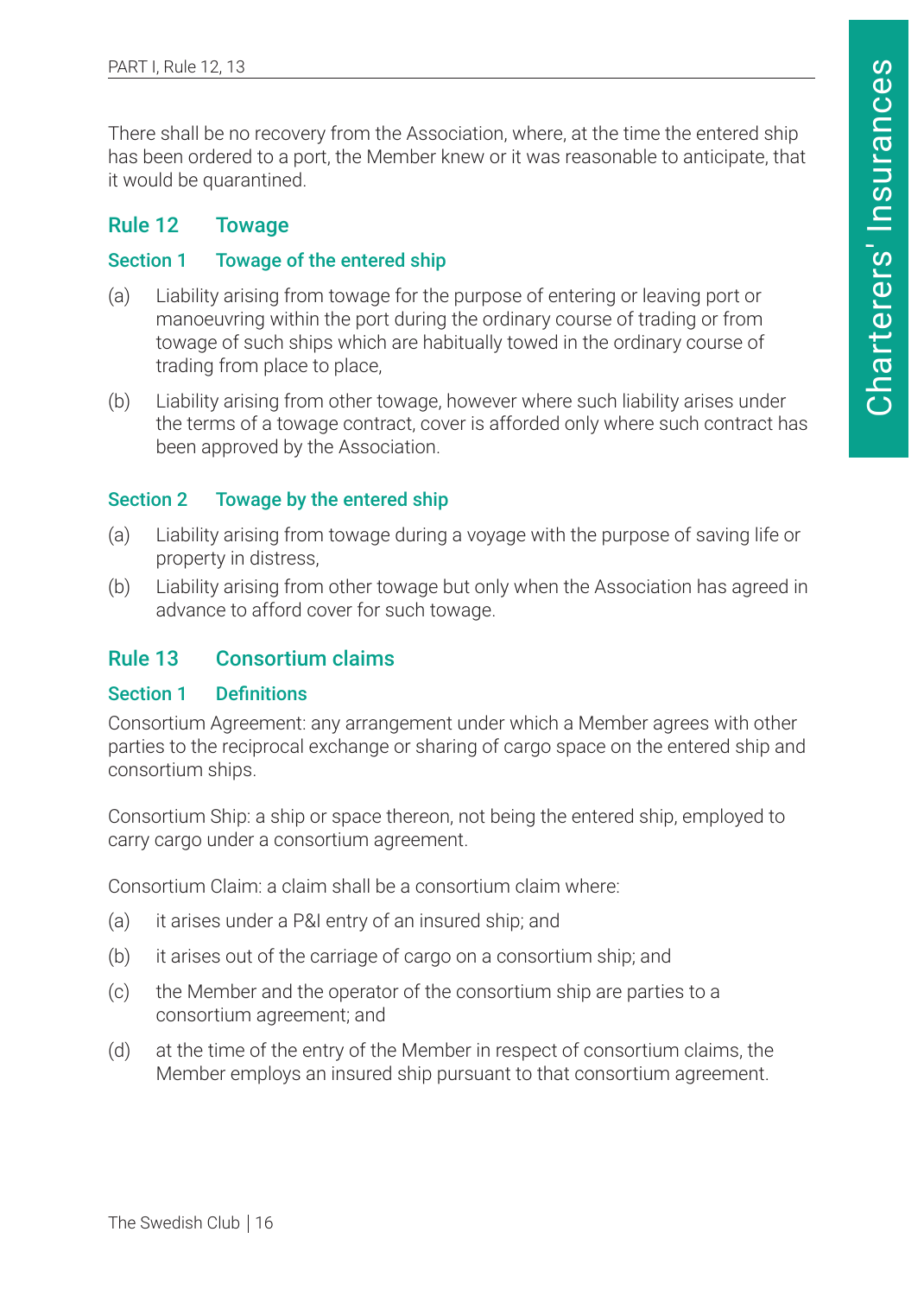There shall be no recovery from the Association, where, at the time the entered ship has been ordered to a port, the Member knew or it was reasonable to anticipate, that it would be quarantined.

## Rule 12 Towage

### Section 1 Towage of the entered ship

(a) Liability arising from towage for the purpose of entering or leaving port or manoeuvring within the port during the ordinary course of trading or from towage of such ships which are habitually towed in the ordinary course of trading from place to place,

(b) Liability arising from other towage, however where such liability arises under the terms of a towage contract, cover is afforded only where such contract has been approved by the Association.

### Section 2 Towage by the entered ship

(a) Liability arising from towage during a voyage with the purpose of saving life or property in distress,

(b) Liability arising from other towage but only when the Association has agreed in advance to afford cover for such towage.

## Rule 13 Consortium claims

### Section 1 Definitions

Consortium Agreement: any arrangement under which a Member agrees with other parties to the reciprocal exchange or sharing of cargo space on the entered ship and consortium ships.

Consortium Ship: a ship or space thereon, not being the entered ship, employed to carry cargo under a consortium agreement.

Consortium Claim: a claim shall be a consortium claim where:

(a) it arises under a P&I entry of an insured ship; and

(b) it arises out of the carriage of cargo on a consortium ship; and

(c) the Member and the operator of the consortium ship are parties to a consortium agreement; and

(d) at the time of the entry of the Member in respect of consortium claims, the Member employs an insured ship pursuant to that consortium agreement.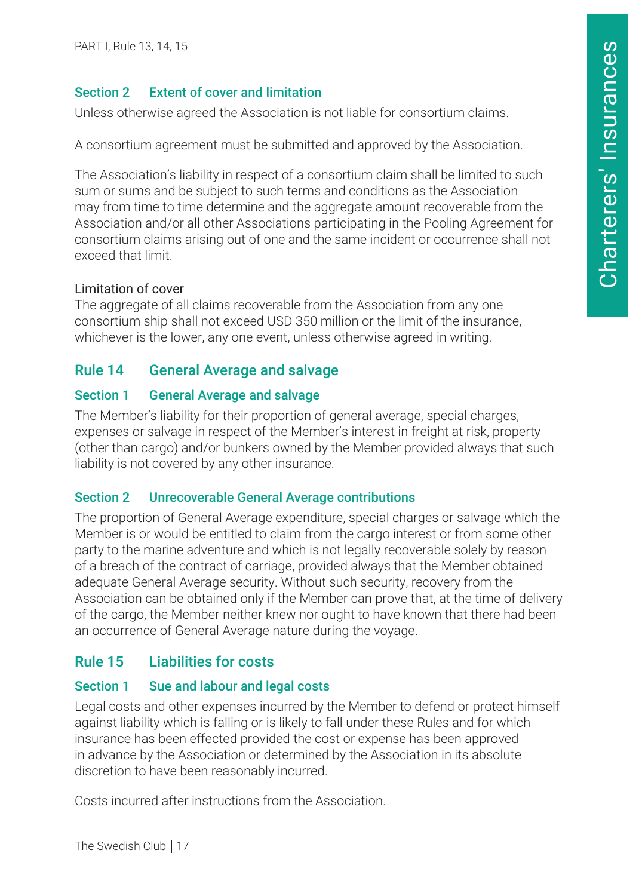### Section 2 Extent of cover and limitation

Unless otherwise agreed the Association is not liable for consortium claims.

A consortium agreement must be submitted and approved by the Association.

The Association's liability in respect of a consortium claim shall be limited to such sum or sums and be subject to such terms and conditions as the Association may from time to time determine and the aggregate amount recoverable from the Association and/or all other Associations participating in the Pooling Agreement for consortium claims arising out of one and the same incident or occurrence shall not exceed that limit.

Limitation of cover
The aggregate of all claims recoverable from the Association from any one consortium ship shall not exceed USD 350 million or the limit of the insurance, whichever is the lower, any one event, unless otherwise agreed in writing.

## Rule 14 General Average and salvage

### Section 1 General Average and salvage

The Member's liability for their proportion of general average, special charges, expenses or salvage in respect of the Member's interest in freight at risk, property (other than cargo) and/or bunkers owned by the Member provided always that such liability is not covered by any other insurance.

### Section 2 Unrecoverable General Average contributions

The proportion of General Average expenditure, special charges or salvage which the Member is or would be entitled to claim from the cargo interest or from some other party to the marine adventure and which is not legally recoverable solely by reason of a breach of the contract of carriage, provided always that the Member obtained adequate General Average security. Without such security, recovery from the Association can be obtained only if the Member can prove that, at the time of delivery of the cargo, the Member neither knew nor ought to have known that there had been an occurrence of General Average nature during the voyage.

## Rule 15 Liabilities for costs

### Section 1 Sue and labour and legal costs

Legal costs and other expenses incurred by the Member to defend or protect himself against liability which is falling or is likely to fall under these Rules and for which insurance has been effected provided the cost or expense has been approved in advance by the Association or determined by the Association in its absolute discretion to have been reasonably incurred.

Costs incurred after instructions from the Association.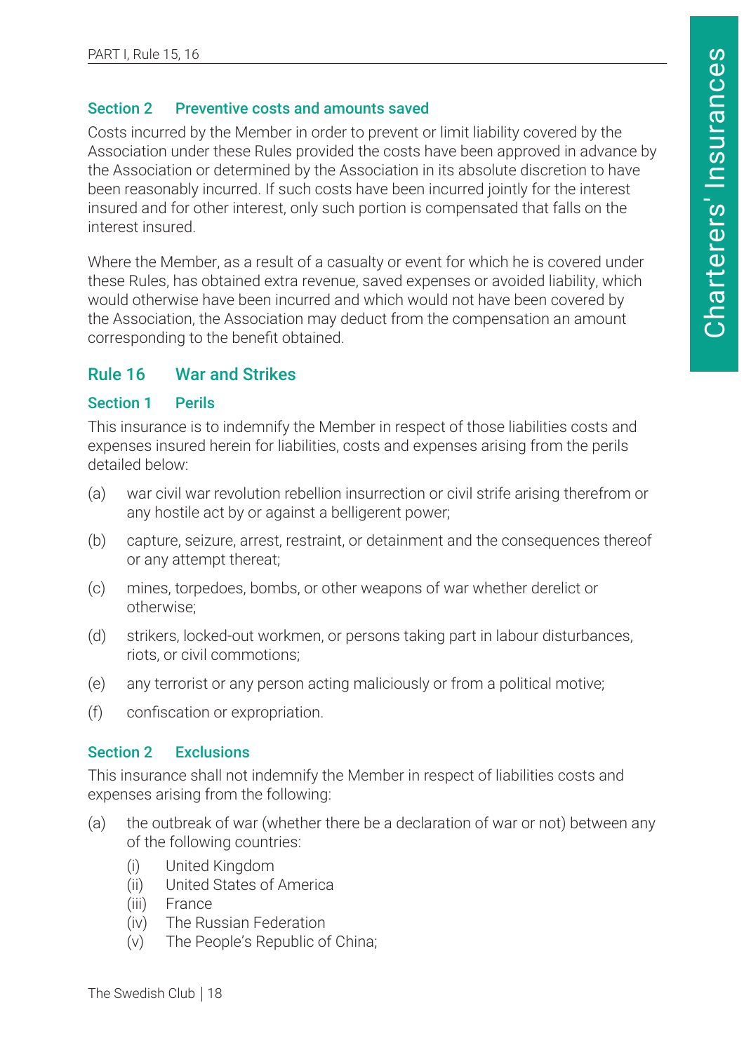### Section 2 Preventive costs and amounts saved

Costs incurred by the Member in order to prevent or limit liability covered by the Association under these Rules provided the costs have been approved in advance by the Association or determined by the Association in its absolute discretion to have been reasonably incurred. If such costs have been incurred jointly for the interest insured and for other interest, only such portion is compensated that falls on the interest insured.

Where the Member, as a result of a casualty or event for which he is covered under these Rules, has obtained extra revenue, saved expenses or avoided liability, which would otherwise have been incurred and which would not have been covered by the Association, the Association may deduct from the compensation an amount corresponding to the benefit obtained.

## Rule 16 War and Strikes

### Section 1 Perils

This insurance is to indemnify the Member in respect of those liabilities costs and expenses insured herein for liabilities, costs and expenses arising from the perils detailed below:

(a) war civil war revolution rebellion insurrection or civil strife arising therefrom or any hostile act by or against a belligerent power;

(b) capture, seizure, arrest, restraint, or detainment and the consequences thereof or any attempt thereat;

(c) mines, torpedoes, bombs, or other weapons of war whether derelict or otherwise;

(d) strikers, locked-out workmen, or persons taking part in labour disturbances, riots, or civil commotions;

(e) any terrorist or any person acting maliciously or from a political motive;

(f) confiscation or expropriation.

### Section 2 Exclusions

This insurance shall not indemnify the Member in respect of liabilities costs and expenses arising from the following:

(a) the outbreak of war (whether there be a declaration of war or not) between any of the following countries:
   - (i) United Kingdom
   - (ii) United States of America
   - (iii) France
   - (iv) The Russian Federation
   - (v) The People's Republic of China;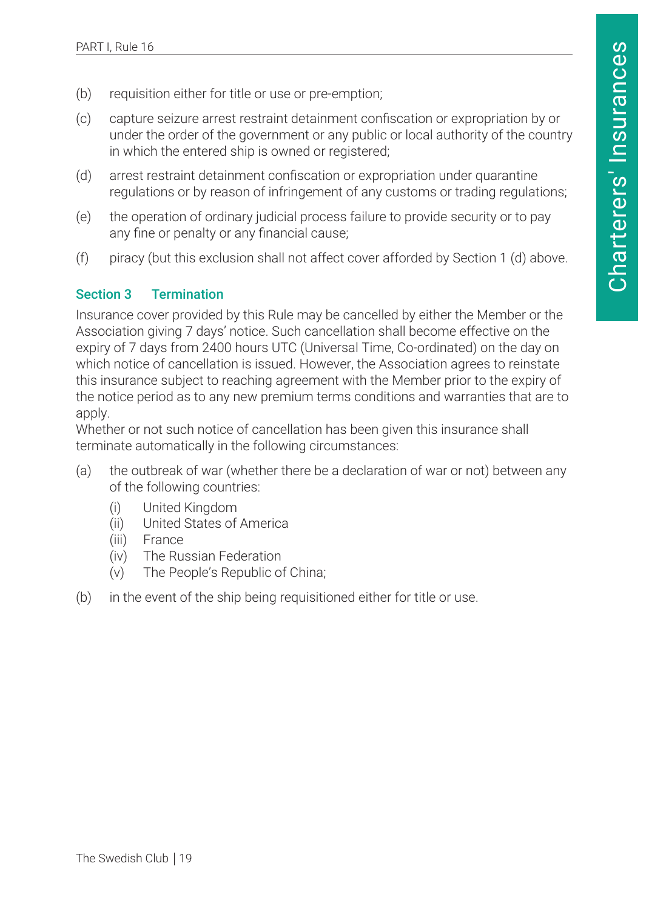(b) requisition either for title or use or pre-emption;

(c) capture seizure arrest restraint detainment confiscation or expropriation by or under the order of the government or any public or local authority of the country in which the entered ship is owned or registered;

(d) arrest restraint detainment confiscation or expropriation under quarantine regulations or by reason of infringement of any customs or trading regulations;

(e) the operation of ordinary judicial process failure to provide security or to pay any fine or penalty or any financial cause;

(f) piracy (but this exclusion shall not affect cover afforded by Section 1 (d) above.

### Section 3 Termination

Insurance cover provided by this Rule may be cancelled by either the Member or the Association giving 7 days' notice. Such cancellation shall become effective on the expiry of 7 days from 2400 hours UTC (Universal Time, Co-ordinated) on the day on which notice of cancellation is issued. However, the Association agrees to reinstate this insurance subject to reaching agreement with the Member prior to the expiry of the notice period as to any new premium terms conditions and warranties that are to apply.

Whether or not such notice of cancellation has been given this insurance shall terminate automatically in the following circumstances:

(a) the outbreak of war (whether there be a declaration of war or not) between any of the following countries:

   (i) United Kingdom
   (ii) United States of America
   (iii) France
   (iv) The Russian Federation
   (v) The People's Republic of China;

(b) in the event of the ship being requisitioned either for title or use.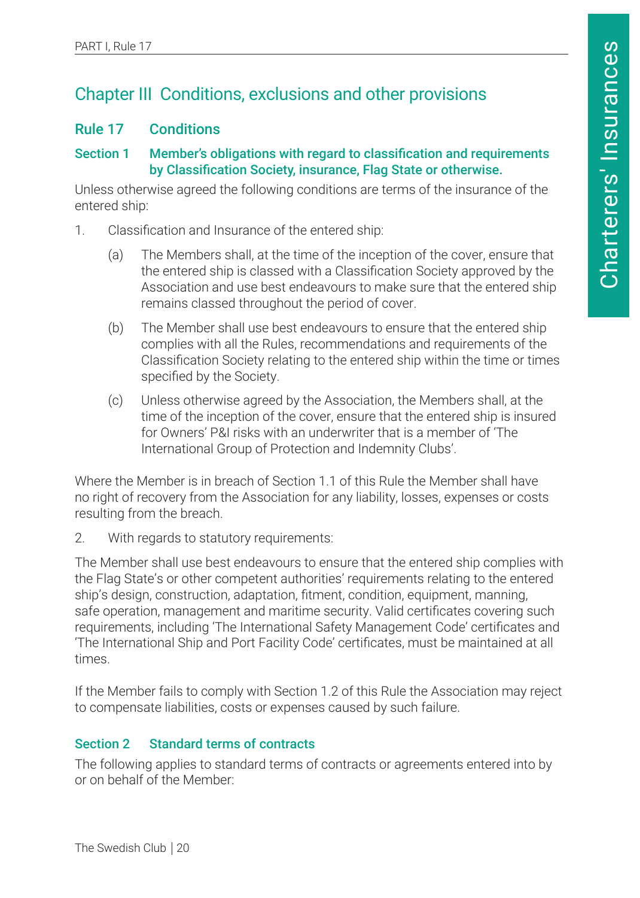# Chapter III Conditions, exclusions and other provisions

## Rule 17 Conditions

### Section 1 Member's obligations with regard to classification and requirements by Classification Society, insurance, Flag State or otherwise.

Unless otherwise agreed the following conditions are terms of the insurance of the entered ship:

1. Classification and Insurance of the entered ship:

   (a) The Members shall, at the time of the inception of the cover, ensure that the entered ship is classed with a Classification Society approved by the Association and use best endeavours to make sure that the entered ship remains classed throughout the period of cover.

   (b) The Member shall use best endeavours to ensure that the entered ship complies with all the Rules, recommendations and requirements of the Classification Society relating to the entered ship within the time or times specified by the Society.

   (c) Unless otherwise agreed by the Association, the Members shall, at the time of the inception of the cover, ensure that the entered ship is insured for Owners' P&I risks with an underwriter that is a member of 'The International Group of Protection and Indemnity Clubs'.

Where the Member is in breach of Section 1.1 of this Rule the Member shall have no right of recovery from the Association for any liability, losses, expenses or costs resulting from the breach.

2. With regards to statutory requirements:

The Member shall use best endeavours to ensure that the entered ship complies with the Flag State's or other competent authorities' requirements relating to the entered ship's design, construction, adaptation, fitment, condition, equipment, manning, safe operation, management and maritime security. Valid certificates covering such requirements, including 'The International Safety Management Code' certificates and 'The International Ship and Port Facility Code' certificates, must be maintained at all times.

If the Member fails to comply with Section 1.2 of this Rule the Association may reject to compensate liabilities, costs or expenses caused by such failure.

### Section 2 Standard terms of contracts

The following applies to standard terms of contracts or agreements entered into by or on behalf of the Member: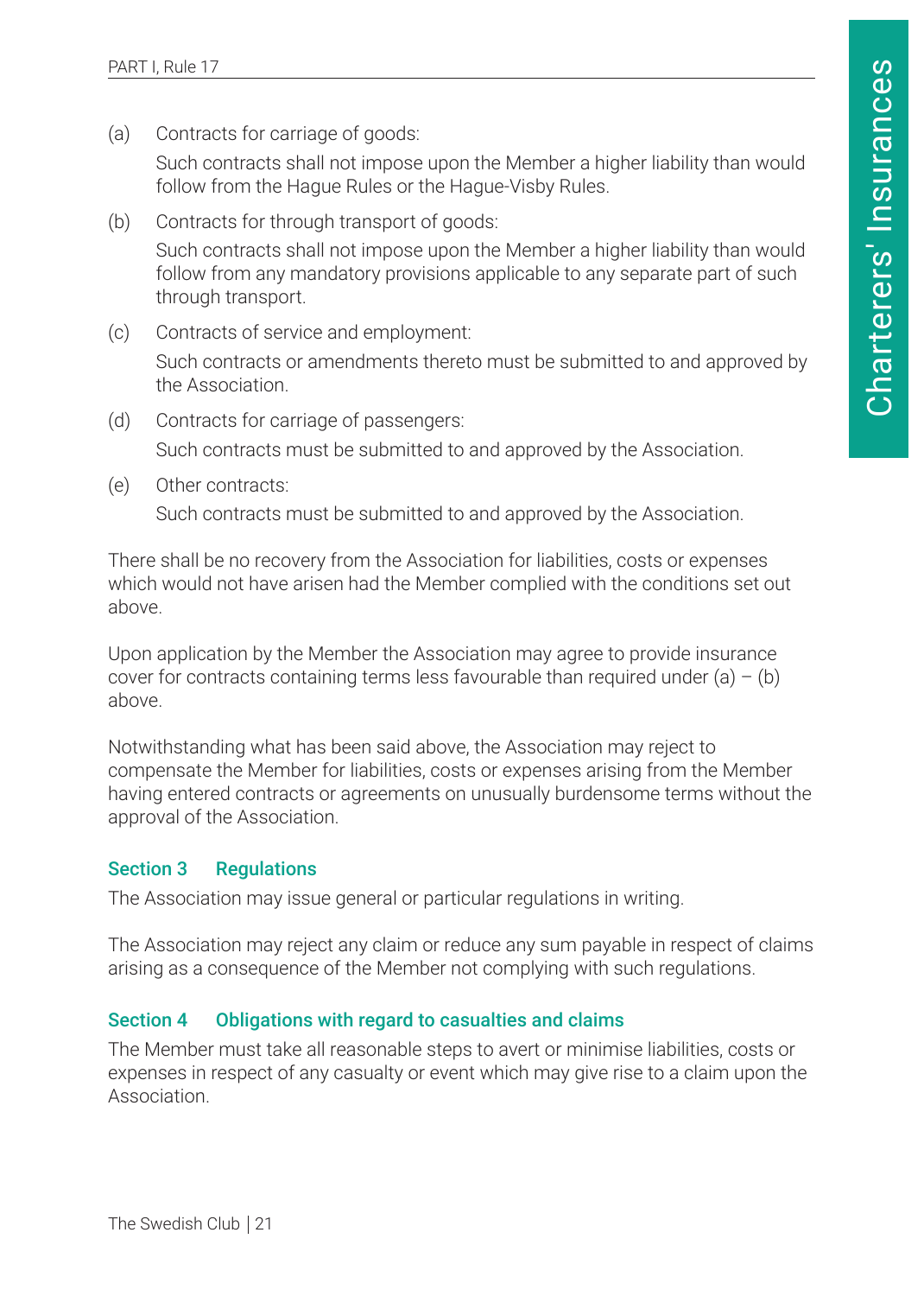(a) Contracts for carriage of goods:

Such contracts shall not impose upon the Member a higher liability than would follow from the Hague Rules or the Hague-Visby Rules.

(b) Contracts for through transport of goods:

Such contracts shall not impose upon the Member a higher liability than would follow from any mandatory provisions applicable to any separate part of such through transport.

(c) Contracts of service and employment:

Such contracts or amendments thereto must be submitted to and approved by the Association.

(d) Contracts for carriage of passengers:

Such contracts must be submitted to and approved by the Association.

(e) Other contracts:

Such contracts must be submitted to and approved by the Association.

There shall be no recovery from the Association for liabilities, costs or expenses which would not have arisen had the Member complied with the conditions set out above.

Upon application by the Member the Association may agree to provide insurance cover for contracts containing terms less favourable than required under (a) – (b) above.

Notwithstanding what has been said above, the Association may reject to compensate the Member for liabilities, costs or expenses arising from the Member having entered contracts or agreements on unusually burdensome terms without the approval of the Association.

### Section 3 Regulations

The Association may issue general or particular regulations in writing.

The Association may reject any claim or reduce any sum payable in respect of claims arising as a consequence of the Member not complying with such regulations.

### Section 4 Obligations with regard to casualties and claims

The Member must take all reasonable steps to avert or minimise liabilities, costs or expenses in respect of any casualty or event which may give rise to a claim upon the Association.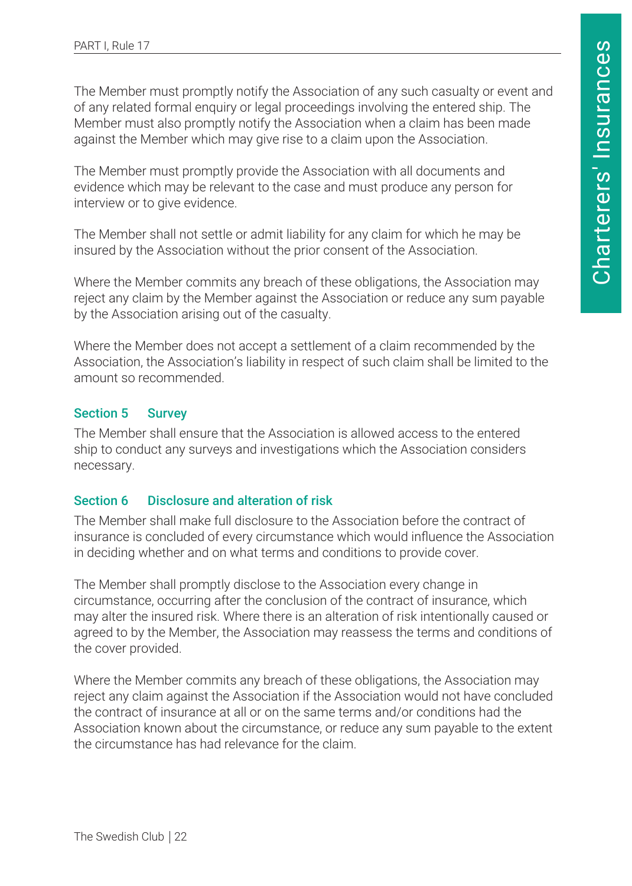The Member must promptly notify the Association of any such casualty or event and of any related formal enquiry or legal proceedings involving the entered ship. The Member must also promptly notify the Association when a claim has been made against the Member which may give rise to a claim upon the Association.

The Member must promptly provide the Association with all documents and evidence which may be relevant to the case and must produce any person for interview or to give evidence.

The Member shall not settle or admit liability for any claim for which he may be insured by the Association without the prior consent of the Association.

Where the Member commits any breach of these obligations, the Association may reject any claim by the Member against the Association or reduce any sum payable by the Association arising out of the casualty.

Where the Member does not accept a settlement of a claim recommended by the Association, the Association's liability in respect of such claim shall be limited to the amount so recommended.

### Section 5 Survey

The Member shall ensure that the Association is allowed access to the entered ship to conduct any surveys and investigations which the Association considers necessary.

### Section 6 Disclosure and alteration of risk

The Member shall make full disclosure to the Association before the contract of insurance is concluded of every circumstance which would influence the Association in deciding whether and on what terms and conditions to provide cover.

The Member shall promptly disclose to the Association every change in circumstance, occurring after the conclusion of the contract of insurance, which may alter the insured risk. Where there is an alteration of risk intentionally caused or agreed to by the Member, the Association may reassess the terms and conditions of the cover provided.

Where the Member commits any breach of these obligations, the Association may reject any claim against the Association if the Association would not have concluded the contract of insurance at all or on the same terms and/or conditions had the Association known about the circumstance, or reduce any sum payable to the extent the circumstance has had relevance for the claim.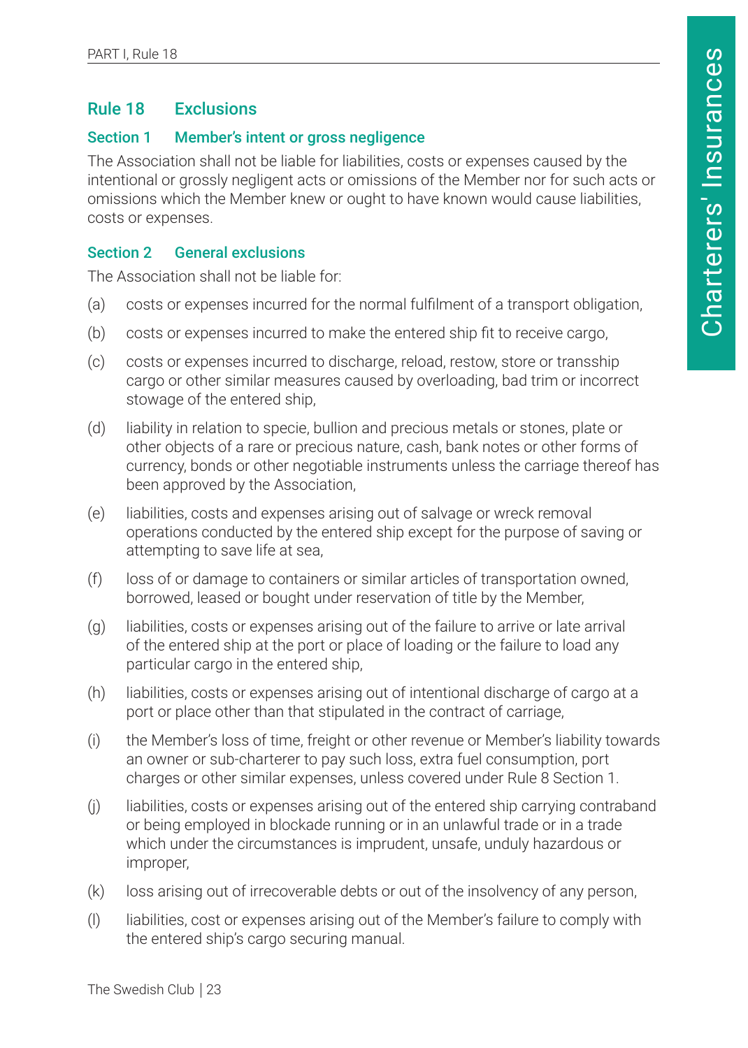## Rule 18 Exclusions

### Section 1 Member's intent or gross negligence

The Association shall not be liable for liabilities, costs or expenses caused by the intentional or grossly negligent acts or omissions of the Member nor for such acts or omissions which the Member knew or ought to have known would cause liabilities, costs or expenses.

### Section 2 General exclusions

The Association shall not be liable for:

(a) costs or expenses incurred for the normal fulfilment of a transport obligation,

(b) costs or expenses incurred to make the entered ship fit to receive cargo,

(c) costs or expenses incurred to discharge, reload, restow, store or transship cargo or other similar measures caused by overloading, bad trim or incorrect stowage of the entered ship,

(d) liability in relation to specie, bullion and precious metals or stones, plate or other objects of a rare or precious nature, cash, bank notes or other forms of currency, bonds or other negotiable instruments unless the carriage thereof has been approved by the Association,

(e) liabilities, costs and expenses arising out of salvage or wreck removal operations conducted by the entered ship except for the purpose of saving or attempting to save life at sea,

(f) loss of or damage to containers or similar articles of transportation owned, borrowed, leased or bought under reservation of title by the Member,

(g) liabilities, costs or expenses arising out of the failure to arrive or late arrival of the entered ship at the port or place of loading or the failure to load any particular cargo in the entered ship,

(h) liabilities, costs or expenses arising out of intentional discharge of cargo at a port or place other than that stipulated in the contract of carriage,

(i) the Member's loss of time, freight or other revenue or Member's liability towards an owner or sub-charterer to pay such loss, extra fuel consumption, port charges or other similar expenses, unless covered under Rule 8 Section 1.

(j) liabilities, costs or expenses arising out of the entered ship carrying contraband or being employed in blockade running or in an unlawful trade or in a trade which under the circumstances is imprudent, unsafe, unduly hazardous or improper,

(k) loss arising out of irrecoverable debts or out of the insolvency of any person,

(l) liabilities, cost or expenses arising out of the Member's failure to comply with the entered ship's cargo securing manual.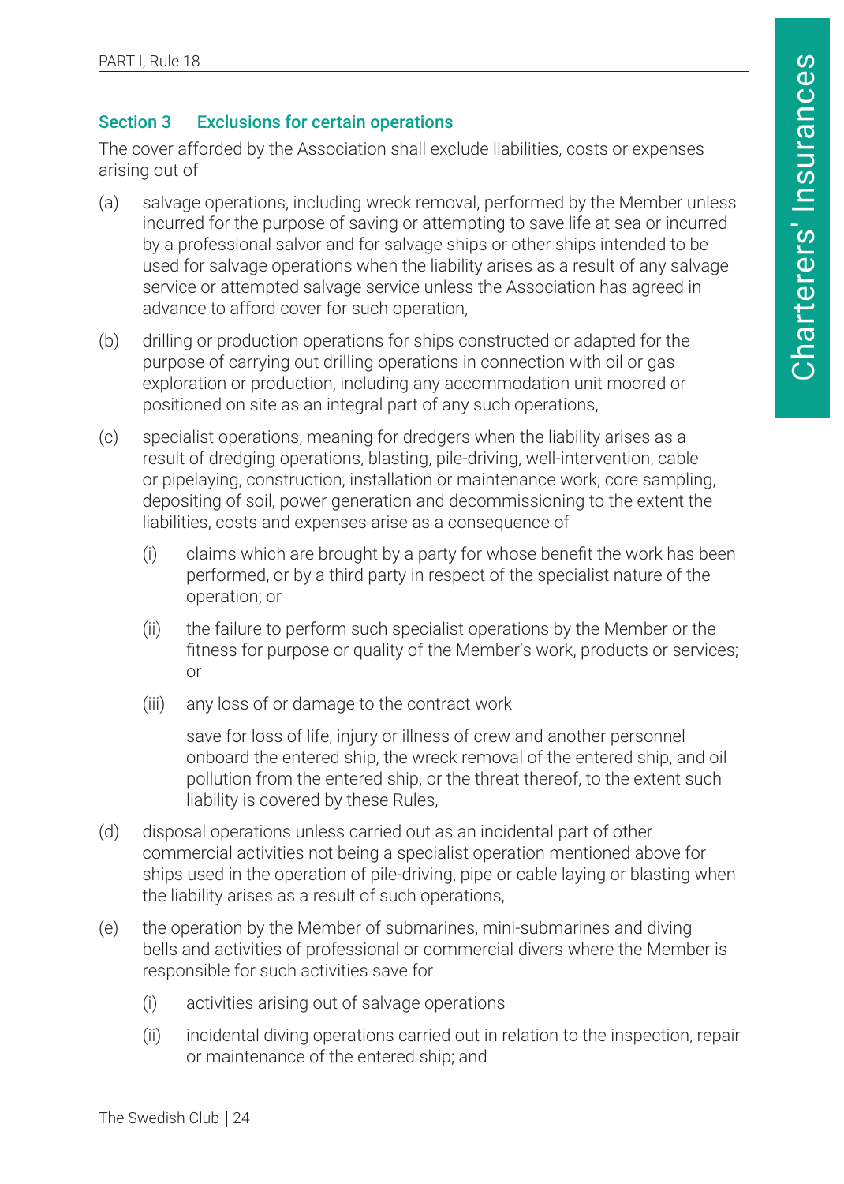### Section 3 Exclusions for certain operations

The cover afforded by the Association shall exclude liabilities, costs or expenses arising out of

(a) salvage operations, including wreck removal, performed by the Member unless incurred for the purpose of saving or attempting to save life at sea or incurred by a professional salvor and for salvage ships or other ships intended to be used for salvage operations when the liability arises as a result of any salvage service or attempted salvage service unless the Association has agreed in advance to afford cover for such operation,

(b) drilling or production operations for ships constructed or adapted for the purpose of carrying out drilling operations in connection with oil or gas exploration or production, including any accommodation unit moored or positioned on site as an integral part of any such operations,

(c) specialist operations, meaning for dredgers when the liability arises as a result of dredging operations, blasting, pile-driving, well-intervention, cable or pipelaying, construction, installation or maintenance work, core sampling, depositing of soil, power generation and decommissioning to the extent the liabilities, costs and expenses arise as a consequence of

   (i) claims which are brought by a party for whose benefit the work has been performed, or by a third party in respect of the specialist nature of the operation; or

   (ii) the failure to perform such specialist operations by the Member or the fitness for purpose or quality of the Member's work, products or services; or

   (iii) any loss of or damage to the contract work

   save for loss of life, injury or illness of crew and another personnel onboard the entered ship, the wreck removal of the entered ship, and oil pollution from the entered ship, or the threat thereof, to the extent such liability is covered by these Rules,

(d) disposal operations unless carried out as an incidental part of other commercial activities not being a specialist operation mentioned above for ships used in the operation of pile-driving, pipe or cable laying or blasting when the liability arises as a result of such operations,

(e) the operation by the Member of submarines, mini-submarines and diving bells and activities of professional or commercial divers where the Member is responsible for such activities save for

   (i) activities arising out of salvage operations

   (ii) incidental diving operations carried out in relation to the inspection, repair or maintenance of the entered ship; and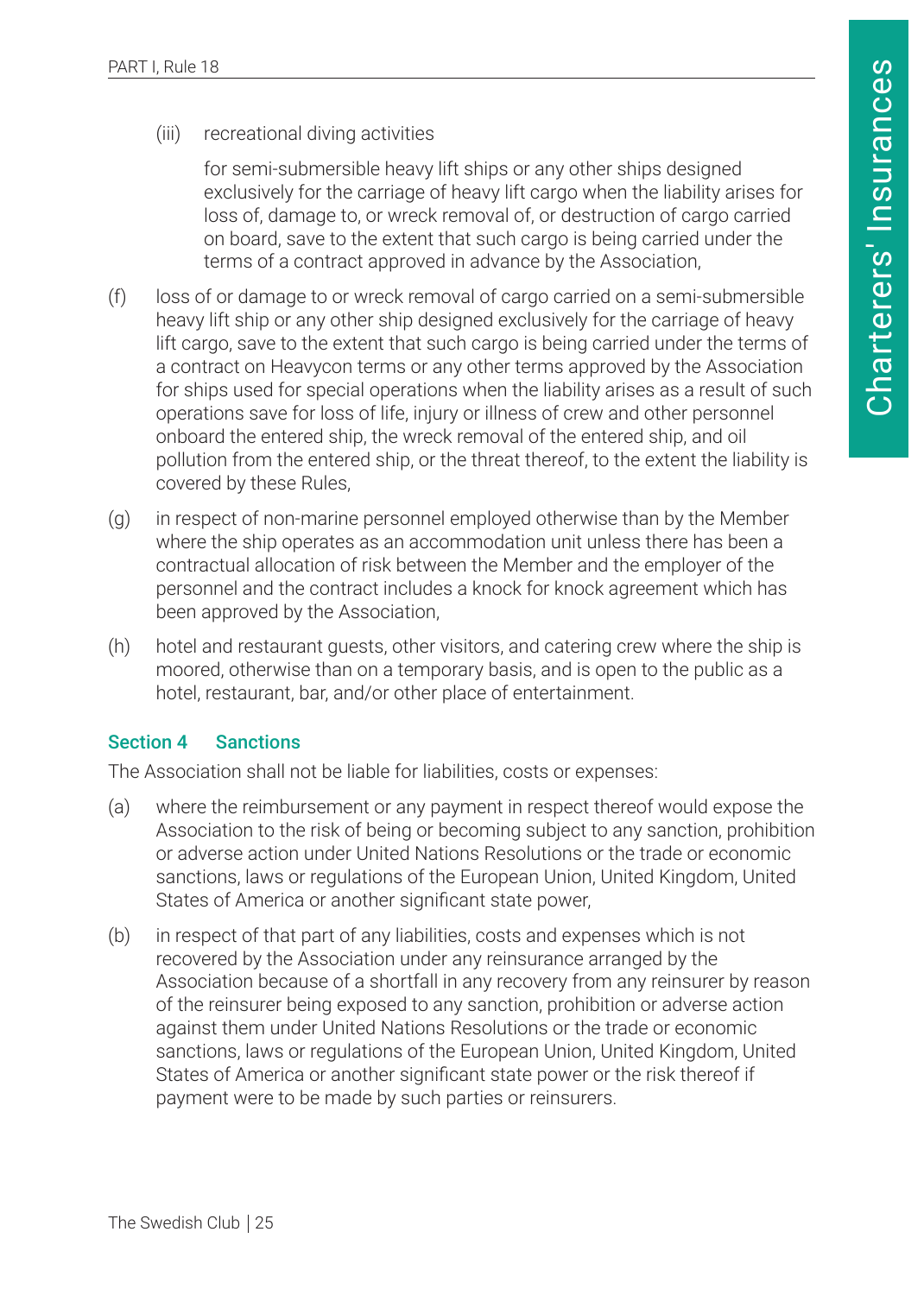(iii) recreational diving activities

for semi-submersible heavy lift ships or any other ships designed exclusively for the carriage of heavy lift cargo when the liability arises for loss of, damage to, or wreck removal of, or destruction of cargo carried on board, save to the extent that such cargo is being carried under the terms of a contract approved in advance by the Association,

(f) loss of or damage to or wreck removal of cargo carried on a semi-submersible heavy lift ship or any other ship designed exclusively for the carriage of heavy lift cargo, save to the extent that such cargo is being carried under the terms of a contract on Heavycon terms or any other terms approved by the Association for ships used for special operations when the liability arises as a result of such operations save for loss of life, injury or illness of crew and other personnel onboard the entered ship, the wreck removal of the entered ship, and oil pollution from the entered ship, or the threat thereof, to the extent the liability is covered by these Rules,

(g) in respect of non-marine personnel employed otherwise than by the Member where the ship operates as an accommodation unit unless there has been a contractual allocation of risk between the Member and the employer of the personnel and the contract includes a knock for knock agreement which has been approved by the Association,

(h) hotel and restaurant guests, other visitors, and catering crew where the ship is moored, otherwise than on a temporary basis, and is open to the public as a hotel, restaurant, bar, and/or other place of entertainment.

## Section 4 Sanctions

The Association shall not be liable for liabilities, costs or expenses:

(a) where the reimbursement or any payment in respect thereof would expose the Association to the risk of being or becoming subject to any sanction, prohibition or adverse action under United Nations Resolutions or the trade or economic sanctions, laws or regulations of the European Union, United Kingdom, United States of America or another significant state power,

(b) in respect of that part of any liabilities, costs and expenses which is not recovered by the Association under any reinsurance arranged by the Association because of a shortfall in any recovery from any reinsurer by reason of the reinsurer being exposed to any sanction, prohibition or adverse action against them under United Nations Resolutions or the trade or economic sanctions, laws or regulations of the European Union, United Kingdom, United States of America or another significant state power or the risk thereof if payment were to be made by such parties or reinsurers.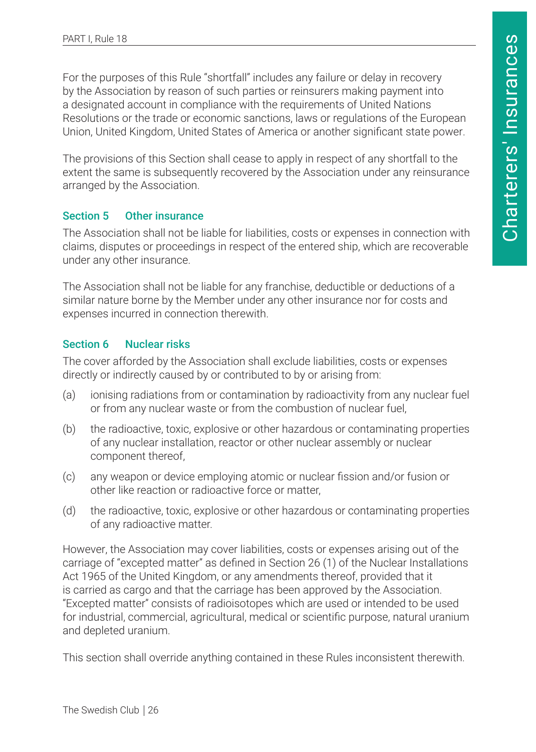For the purposes of this Rule "shortfall" includes any failure or delay in recovery by the Association by reason of such parties or reinsurers making payment into a designated account in compliance with the requirements of United Nations Resolutions or the trade or economic sanctions, laws or regulations of the European Union, United Kingdom, United States of America or another significant state power.

The provisions of this Section shall cease to apply in respect of any shortfall to the extent the same is subsequently recovered by the Association under any reinsurance arranged by the Association.

### Section 5 Other insurance

The Association shall not be liable for liabilities, costs or expenses in connection with claims, disputes or proceedings in respect of the entered ship, which are recoverable under any other insurance.

The Association shall not be liable for any franchise, deductible or deductions of a similar nature borne by the Member under any other insurance nor for costs and expenses incurred in connection therewith.

### Section 6 Nuclear risks

The cover afforded by the Association shall exclude liabilities, costs or expenses directly or indirectly caused by or contributed to by or arising from:

(a) ionising radiations from or contamination by radioactivity from any nuclear fuel or from any nuclear waste or from the combustion of nuclear fuel,

(b) the radioactive, toxic, explosive or other hazardous or contaminating properties of any nuclear installation, reactor or other nuclear assembly or nuclear component thereof,

(c) any weapon or device employing atomic or nuclear fission and/or fusion or other like reaction or radioactive force or matter,

(d) the radioactive, toxic, explosive or other hazardous or contaminating properties of any radioactive matter.

However, the Association may cover liabilities, costs or expenses arising out of the carriage of "excepted matter" as defined in Section 26 (1) of the Nuclear Installations Act 1965 of the United Kingdom, or any amendments thereof, provided that it is carried as cargo and that the carriage has been approved by the Association. "Excepted matter" consists of radioisotopes which are used or intended to be used for industrial, commercial, agricultural, medical or scientific purpose, natural uranium and depleted uranium.

This section shall override anything contained in these Rules inconsistent therewith.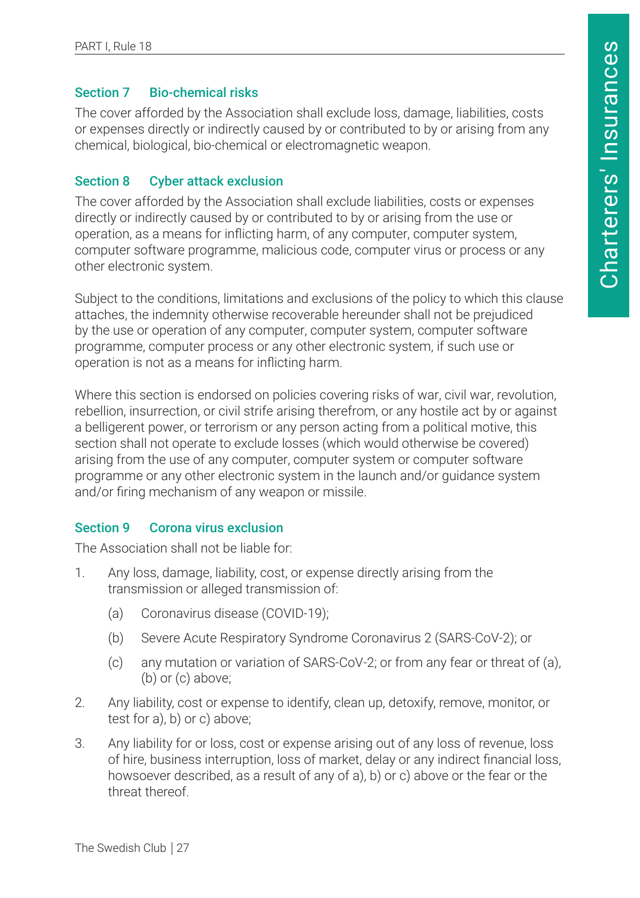### Section 7 Bio-chemical risks

The cover afforded by the Association shall exclude loss, damage, liabilities, costs or expenses directly or indirectly caused by or contributed to by or arising from any chemical, biological, bio-chemical or electromagnetic weapon.

### Section 8 Cyber attack exclusion

The cover afforded by the Association shall exclude liabilities, costs or expenses directly or indirectly caused by or contributed to by or arising from the use or operation, as a means for inflicting harm, of any computer, computer system, computer software programme, malicious code, computer virus or process or any other electronic system.

Subject to the conditions, limitations and exclusions of the policy to which this clause attaches, the indemnity otherwise recoverable hereunder shall not be prejudiced by the use or operation of any computer, computer system, computer software programme, computer process or any other electronic system, if such use or operation is not as a means for inflicting harm.

Where this section is endorsed on policies covering risks of war, civil war, revolution, rebellion, insurrection, or civil strife arising therefrom, or any hostile act by or against a belligerent power, or terrorism or any person acting from a political motive, this section shall not operate to exclude losses (which would otherwise be covered) arising from the use of any computer, computer system or computer software programme or any other electronic system in the launch and/or guidance system and/or firing mechanism of any weapon or missile.

### Section 9 Corona virus exclusion

The Association shall not be liable for:

1. Any loss, damage, liability, cost, or expense directly arising from the transmission or alleged transmission of:
   - (a) Coronavirus disease (COVID-19);
   - (b) Severe Acute Respiratory Syndrome Coronavirus 2 (SARS-CoV-2); or
   - (c) any mutation or variation of SARS-CoV-2; or from any fear or threat of (a), (b) or (c) above;
2. Any liability, cost or expense to identify, clean up, detoxify, remove, monitor, or test for a), b) or c) above;
3. Any liability for or loss, cost or expense arising out of any loss of revenue, loss of hire, business interruption, loss of market, delay or any indirect financial loss, howsoever described, as a result of any of a), b) or c) above or the fear or the threat thereof.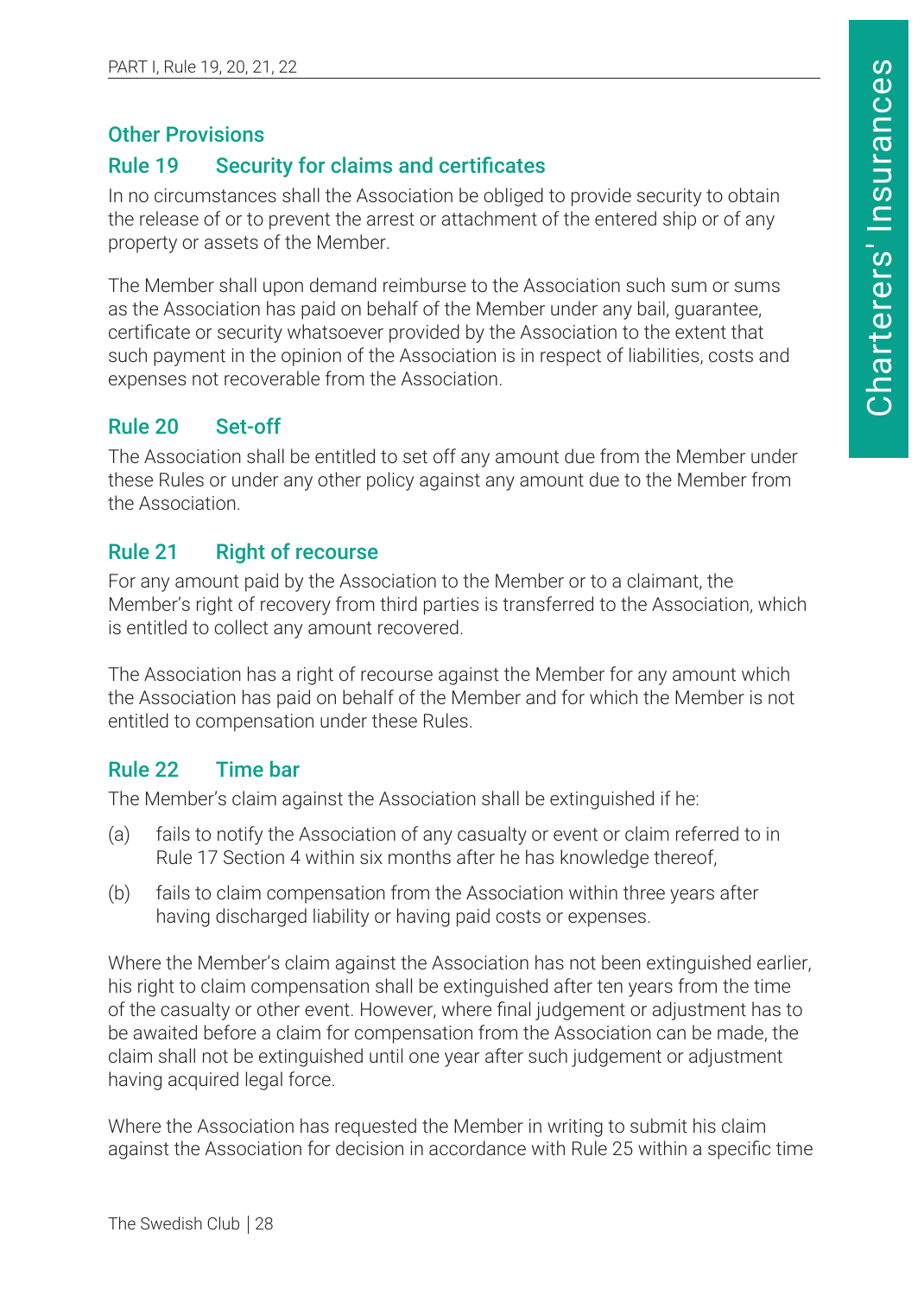## Other Provisions

### Rule 19 Security for claims and certificates

In no circumstances shall the Association be obliged to provide security to obtain the release of or to prevent the arrest or attachment of the entered ship or of any property or assets of the Member.

The Member shall upon demand reimburse to the Association such sum or sums as the Association has paid on behalf of the Member under any bail, guarantee, certificate or security whatsoever provided by the Association to the extent that such payment in the opinion of the Association is in respect of liabilities, costs and expenses not recoverable from the Association.

### Rule 20 Set-off

The Association shall be entitled to set off any amount due from the Member under these Rules or under any other policy against any amount due to the Member from the Association.

### Rule 21 Right of recourse

For any amount paid by the Association to the Member or to a claimant, the Member's right of recovery from third parties is transferred to the Association, which is entitled to collect any amount recovered.

The Association has a right of recourse against the Member for any amount which the Association has paid on behalf of the Member and for which the Member is not entitled to compensation under these Rules.

### Rule 22 Time bar

The Member's claim against the Association shall be extinguished if he:

(a) fails to notify the Association of any casualty or event or claim referred to in Rule 17 Section 4 within six months after he has knowledge thereof,

(b) fails to claim compensation from the Association within three years after having discharged liability or having paid costs or expenses.

Where the Member's claim against the Association has not been extinguished earlier, his right to claim compensation shall be extinguished after ten years from the time of the casualty or other event. However, where final judgement or adjustment has to be awaited before a claim for compensation from the Association can be made, the claim shall not be extinguished until one year after such judgement or adjustment having acquired legal force.

Where the Association has requested the Member in writing to submit his claim against the Association for decision in accordance with Rule 25 within a specific time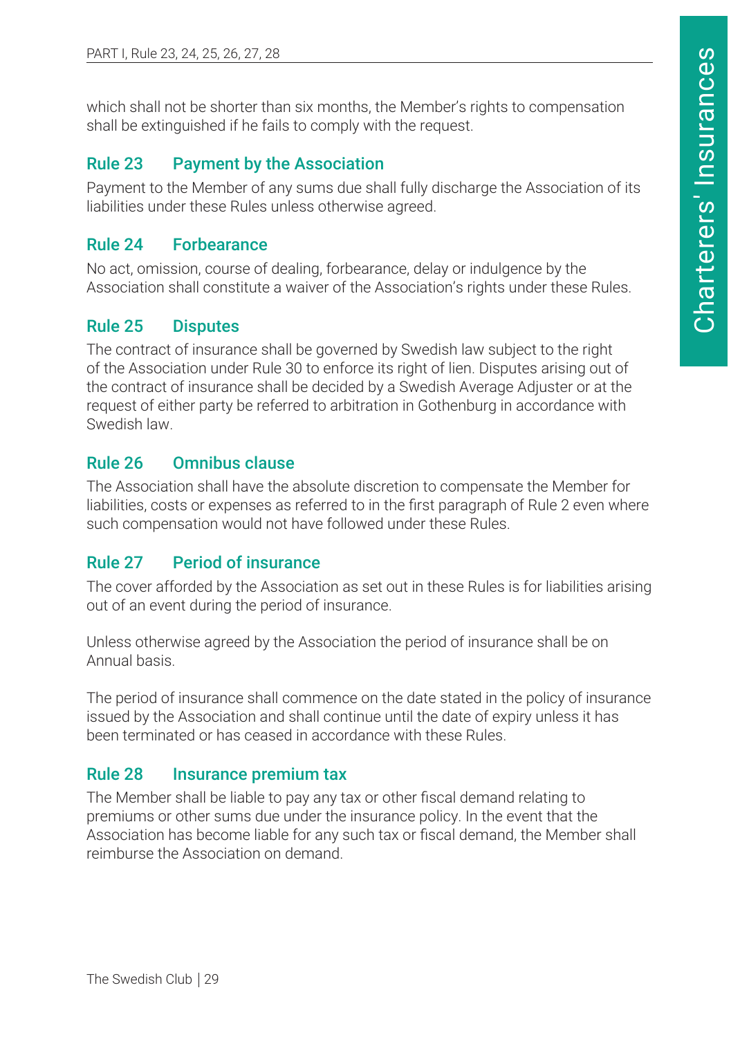which shall not be shorter than six months, the Member's rights to compensation shall be extinguished if he fails to comply with the request.

## Rule 23 Payment by the Association

Payment to the Member of any sums due shall fully discharge the Association of its liabilities under these Rules unless otherwise agreed.

## Rule 24 Forbearance

No act, omission, course of dealing, forbearance, delay or indulgence by the Association shall constitute a waiver of the Association's rights under these Rules.

## Rule 25 Disputes

The contract of insurance shall be governed by Swedish law subject to the right of the Association under Rule 30 to enforce its right of lien. Disputes arising out of the contract of insurance shall be decided by a Swedish Average Adjuster or at the request of either party be referred to arbitration in Gothenburg in accordance with Swedish law.

## Rule 26 Omnibus clause

The Association shall have the absolute discretion to compensate the Member for liabilities, costs or expenses as referred to in the first paragraph of Rule 2 even where such compensation would not have followed under these Rules.

## Rule 27 Period of insurance

The cover afforded by the Association as set out in these Rules is for liabilities arising out of an event during the period of insurance.

Unless otherwise agreed by the Association the period of insurance shall be on Annual basis.

The period of insurance shall commence on the date stated in the policy of insurance issued by the Association and shall continue until the date of expiry unless it has been terminated or has ceased in accordance with these Rules.

## Rule 28 Insurance premium tax

The Member shall be liable to pay any tax or other fiscal demand relating to premiums or other sums due under the insurance policy. In the event that the Association has become liable for any such tax or fiscal demand, the Member shall reimburse the Association on demand.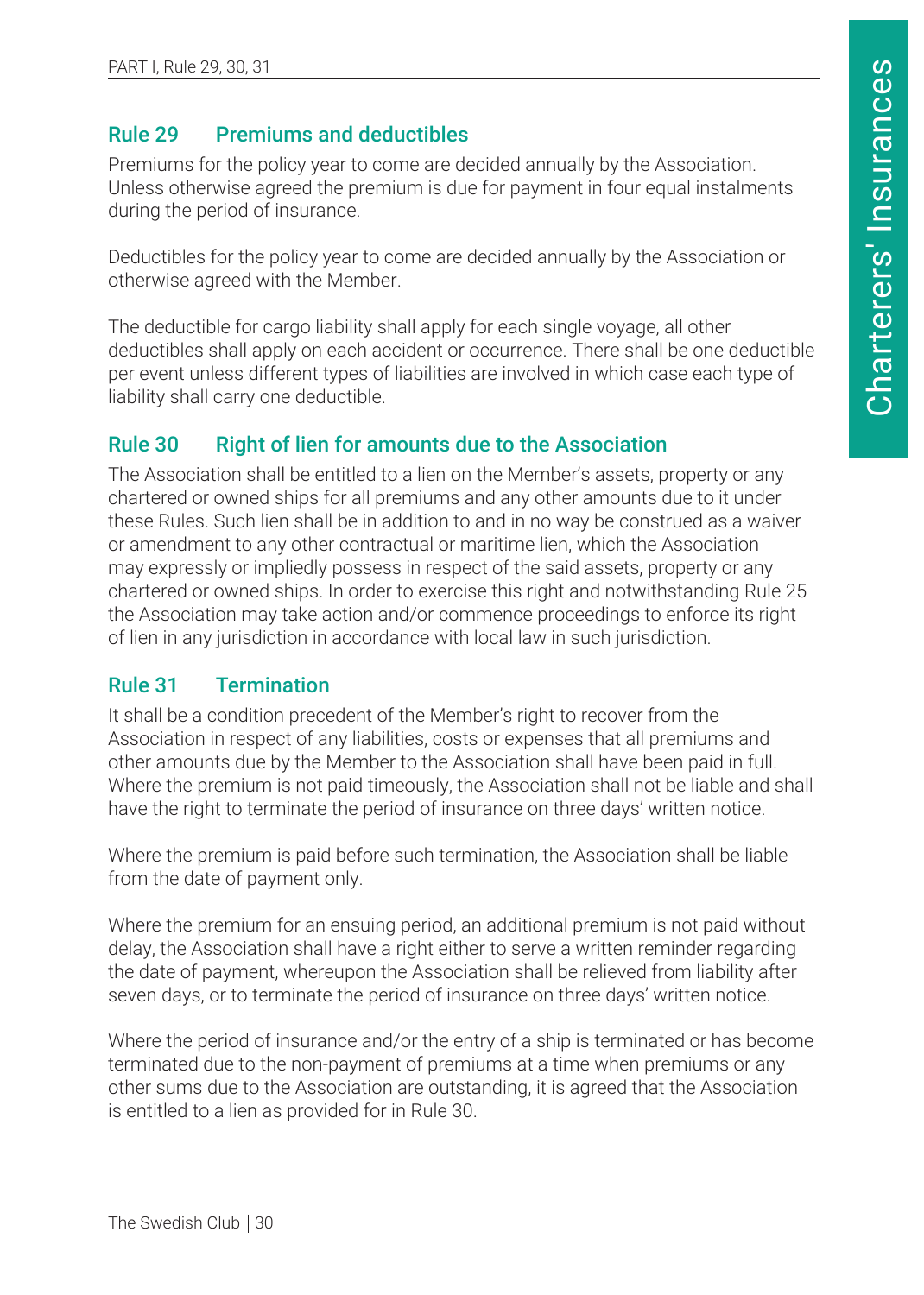## Rule 29 Premiums and deductibles

Premiums for the policy year to come are decided annually by the Association. Unless otherwise agreed the premium is due for payment in four equal instalments during the period of insurance.

Deductibles for the policy year to come are decided annually by the Association or otherwise agreed with the Member.

The deductible for cargo liability shall apply for each single voyage, all other deductibles shall apply on each accident or occurrence. There shall be one deductible per event unless different types of liabilities are involved in which case each type of liability shall carry one deductible.

## Rule 30 Right of lien for amounts due to the Association

The Association shall be entitled to a lien on the Member's assets, property or any chartered or owned ships for all premiums and any other amounts due to it under these Rules. Such lien shall be in addition to and in no way be construed as a waiver or amendment to any other contractual or maritime lien, which the Association may expressly or impliedly possess in respect of the said assets, property or any chartered or owned ships. In order to exercise this right and notwithstanding Rule 25 the Association may take action and/or commence proceedings to enforce its right of lien in any jurisdiction in accordance with local law in such jurisdiction.

## Rule 31 Termination

It shall be a condition precedent of the Member's right to recover from the Association in respect of any liabilities, costs or expenses that all premiums and other amounts due by the Member to the Association shall have been paid in full. Where the premium is not paid timeously, the Association shall not be liable and shall have the right to terminate the period of insurance on three days' written notice.

Where the premium is paid before such termination, the Association shall be liable from the date of payment only.

Where the premium for an ensuing period, an additional premium is not paid without delay, the Association shall have a right either to serve a written reminder regarding the date of payment, whereupon the Association shall be relieved from liability after seven days, or to terminate the period of insurance on three days' written notice.

Where the period of insurance and/or the entry of a ship is terminated or has become terminated due to the non-payment of premiums at a time when premiums or any other sums due to the Association are outstanding, it is agreed that the Association is entitled to a lien as provided for in Rule 30.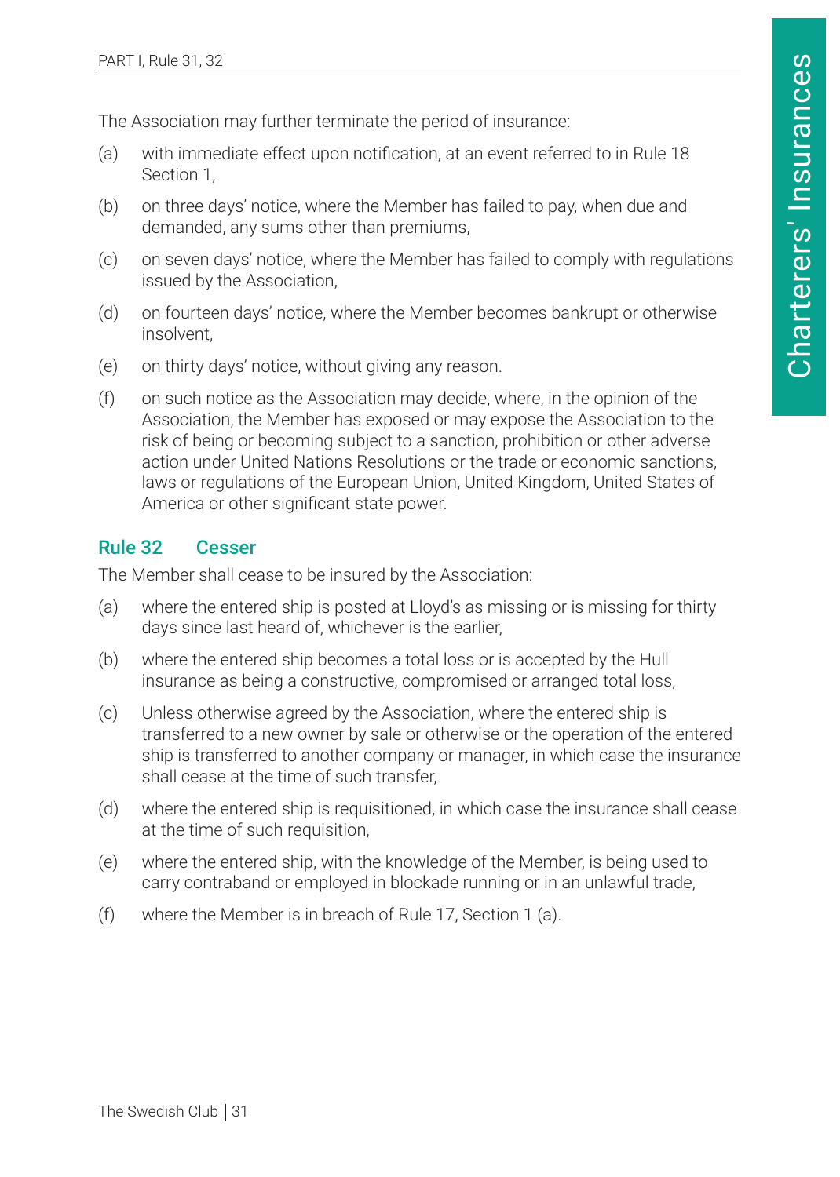The Association may further terminate the period of insurance:

(a) with immediate effect upon notification, at an event referred to in Rule 18 Section 1,

(b) on three days' notice, where the Member has failed to pay, when due and demanded, any sums other than premiums,

(c) on seven days' notice, where the Member has failed to comply with regulations issued by the Association,

(d) on fourteen days' notice, where the Member becomes bankrupt or otherwise insolvent,

(e) on thirty days' notice, without giving any reason.

(f) on such notice as the Association may decide, where, in the opinion of the Association, the Member has exposed or may expose the Association to the risk of being or becoming subject to a sanction, prohibition or other adverse action under United Nations Resolutions or the trade or economic sanctions, laws or regulations of the European Union, United Kingdom, United States of America or other significant state power.

## Rule 32 Cesser

The Member shall cease to be insured by the Association:

(a) where the entered ship is posted at Lloyd's as missing or is missing for thirty days since last heard of, whichever is the earlier,

(b) where the entered ship becomes a total loss or is accepted by the Hull insurance as being a constructive, compromised or arranged total loss,

(c) Unless otherwise agreed by the Association, where the entered ship is transferred to a new owner by sale or otherwise or the operation of the entered ship is transferred to another company or manager, in which case the insurance shall cease at the time of such transfer,

(d) where the entered ship is requisitioned, in which case the insurance shall cease at the time of such requisition,

(e) where the entered ship, with the knowledge of the Member, is being used to carry contraband or employed in blockade running or in an unlawful trade,

(f) where the Member is in breach of Rule 17, Section 1 (a).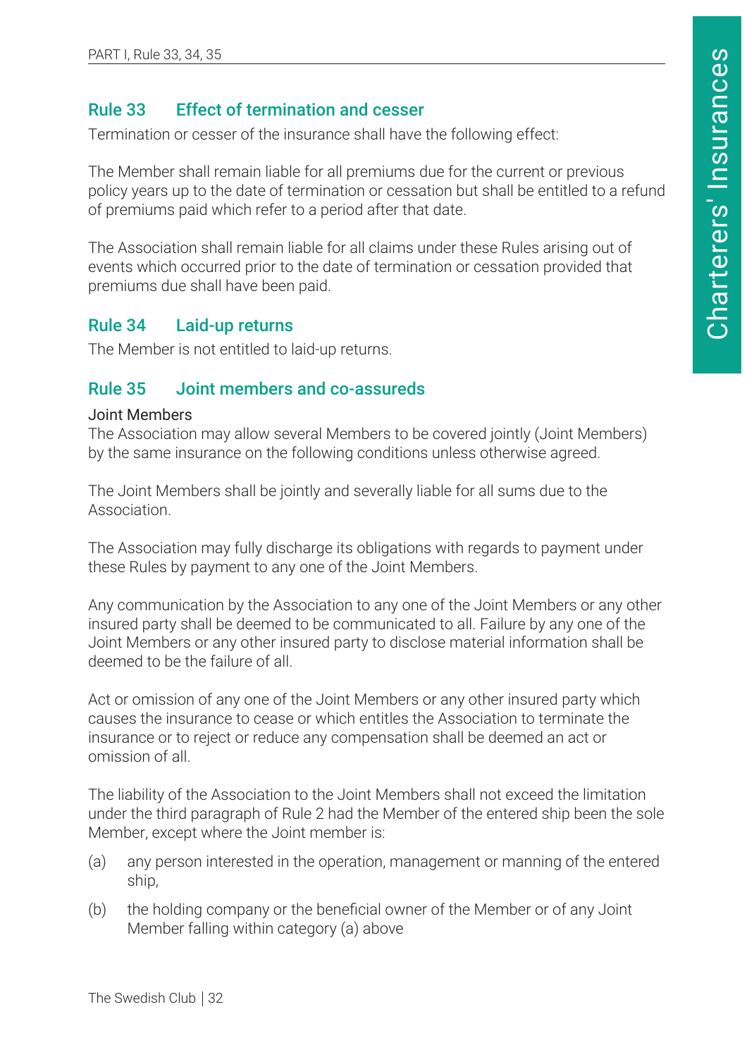## Rule 33 Effect of termination and cesser

Termination or cesser of the insurance shall have the following effect:

The Member shall remain liable for all premiums due for the current or previous policy years up to the date of termination or cessation but shall be entitled to a refund of premiums paid which refer to a period after that date.

The Association shall remain liable for all claims under these Rules arising out of events which occurred prior to the date of termination or cessation provided that premiums due shall have been paid.

## Rule 34 Laid-up returns

The Member is not entitled to laid-up returns.

## Rule 35 Joint members and co-assureds

Joint Members

The Association may allow several Members to be covered jointly (Joint Members) by the same insurance on the following conditions unless otherwise agreed.

The Joint Members shall be jointly and severally liable for all sums due to the Association.

The Association may fully discharge its obligations with regards to payment under these Rules by payment to any one of the Joint Members.

Any communication by the Association to any one of the Joint Members or any other insured party shall be deemed to be communicated to all. Failure by any one of the Joint Members or any other insured party to disclose material information shall be deemed to be the failure of all.

Act or omission of any one of the Joint Members or any other insured party which causes the insurance to cease or which entitles the Association to terminate the insurance or to reject or reduce any compensation shall be deemed an act or omission of all.

The liability of the Association to the Joint Members shall not exceed the limitation under the third paragraph of Rule 2 had the Member of the entered ship been the sole Member, except where the Joint member is:

(a) any person interested in the operation, management or manning of the entered ship,

(b) the holding company or the beneficial owner of the Member or of any Joint Member falling within category (a) above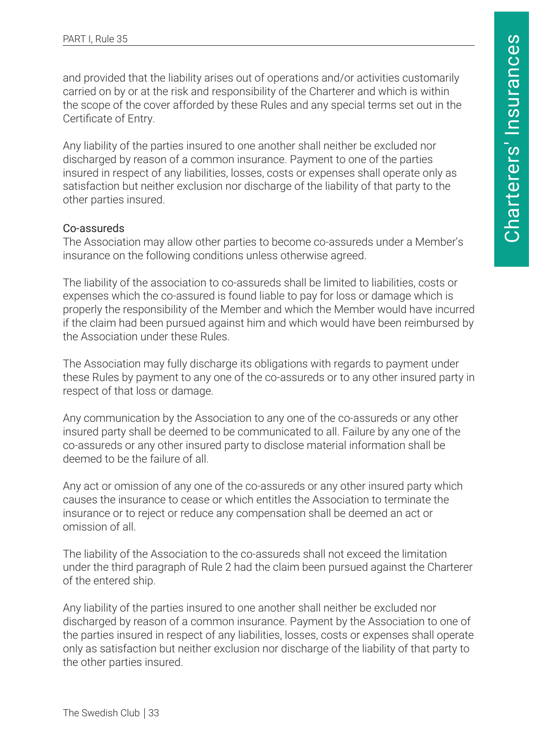and provided that the liability arises out of operations and/or activities customarily carried on by or at the risk and responsibility of the Charterer and which is within the scope of the cover afforded by these Rules and any special terms set out in the Certificate of Entry.

Any liability of the parties insured to one another shall neither be excluded nor discharged by reason of a common insurance. Payment to one of the parties insured in respect of any liabilities, losses, costs or expenses shall operate only as satisfaction but neither exclusion nor discharge of the liability of that party to the other parties insured.

### Co-assureds

The Association may allow other parties to become co-assureds under a Member's insurance on the following conditions unless otherwise agreed.

The liability of the association to co-assureds shall be limited to liabilities, costs or expenses which the co-assured is found liable to pay for loss or damage which is properly the responsibility of the Member and which the Member would have incurred if the claim had been pursued against him and which would have been reimbursed by the Association under these Rules.

The Association may fully discharge its obligations with regards to payment under these Rules by payment to any one of the co-assureds or to any other insured party in respect of that loss or damage.

Any communication by the Association to any one of the co-assureds or any other insured party shall be deemed to be communicated to all. Failure by any one of the co-assureds or any other insured party to disclose material information shall be deemed to be the failure of all.

Any act or omission of any one of the co-assureds or any other insured party which causes the insurance to cease or which entitles the Association to terminate the insurance or to reject or reduce any compensation shall be deemed an act or omission of all.

The liability of the Association to the co-assureds shall not exceed the limitation under the third paragraph of Rule 2 had the claim been pursued against the Charterer of the entered ship.

Any liability of the parties insured to one another shall neither be excluded nor discharged by reason of a common insurance. Payment by the Association to one of the parties insured in respect of any liabilities, losses, costs or expenses shall operate only as satisfaction but neither exclusion nor discharge of the liability of that party to the other parties insured.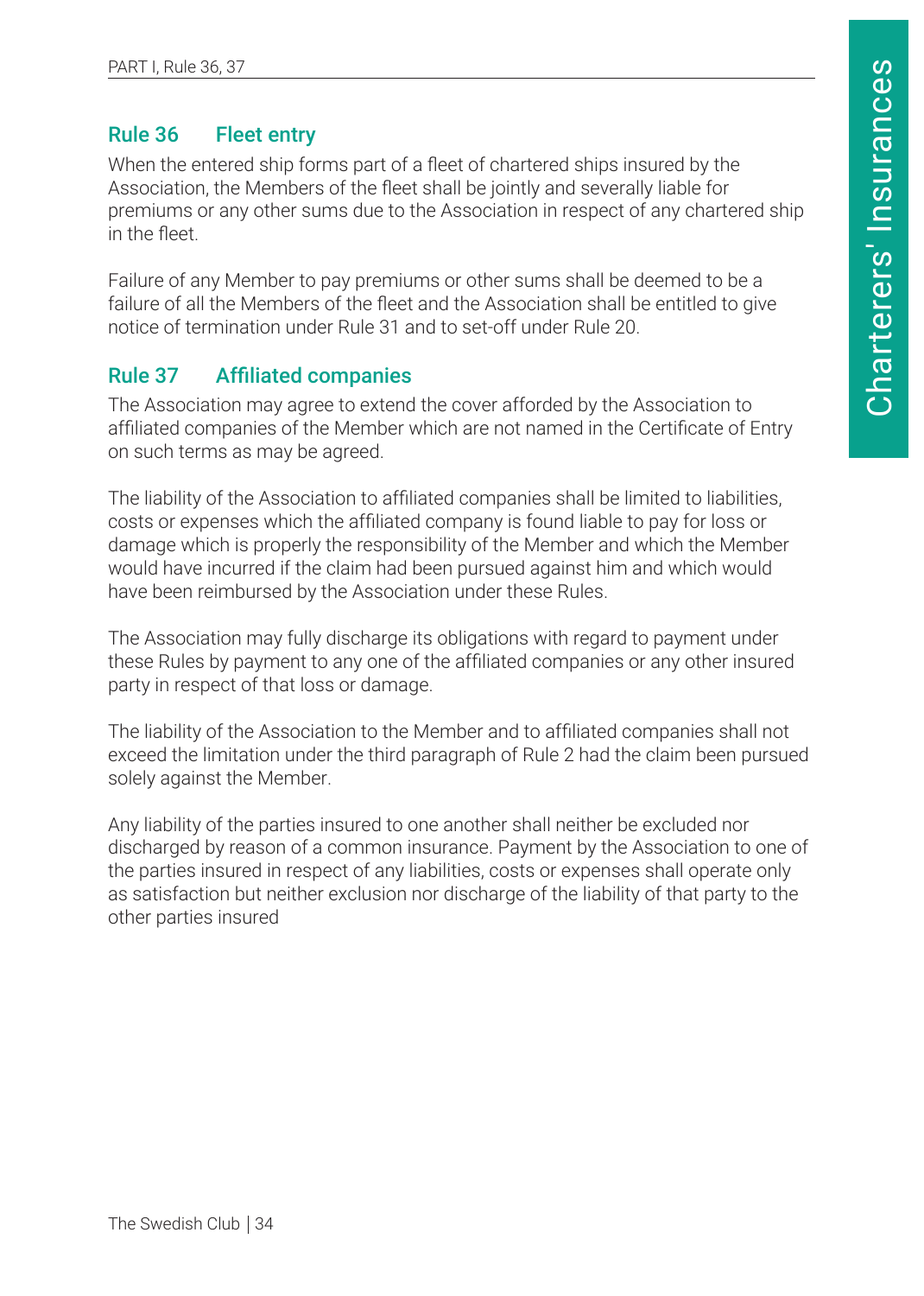## Rule 36 Fleet entry

When the entered ship forms part of a fleet of chartered ships insured by the Association, the Members of the fleet shall be jointly and severally liable for premiums or any other sums due to the Association in respect of any chartered ship in the fleet.

Failure of any Member to pay premiums or other sums shall be deemed to be a failure of all the Members of the fleet and the Association shall be entitled to give notice of termination under Rule 31 and to set-off under Rule 20.

## Rule 37 Affiliated companies

The Association may agree to extend the cover afforded by the Association to affiliated companies of the Member which are not named in the Certificate of Entry on such terms as may be agreed.

The liability of the Association to affiliated companies shall be limited to liabilities, costs or expenses which the affiliated company is found liable to pay for loss or damage which is properly the responsibility of the Member and which the Member would have incurred if the claim had been pursued against him and which would have been reimbursed by the Association under these Rules.

The Association may fully discharge its obligations with regard to payment under these Rules by payment to any one of the affiliated companies or any other insured party in respect of that loss or damage.

The liability of the Association to the Member and to affiliated companies shall not exceed the limitation under the third paragraph of Rule 2 had the claim been pursued solely against the Member.

Any liability of the parties insured to one another shall neither be excluded nor discharged by reason of a common insurance. Payment by the Association to one of the parties insured in respect of any liabilities, costs or expenses shall operate only as satisfaction but neither exclusion nor discharge of the liability of that party to the other parties insured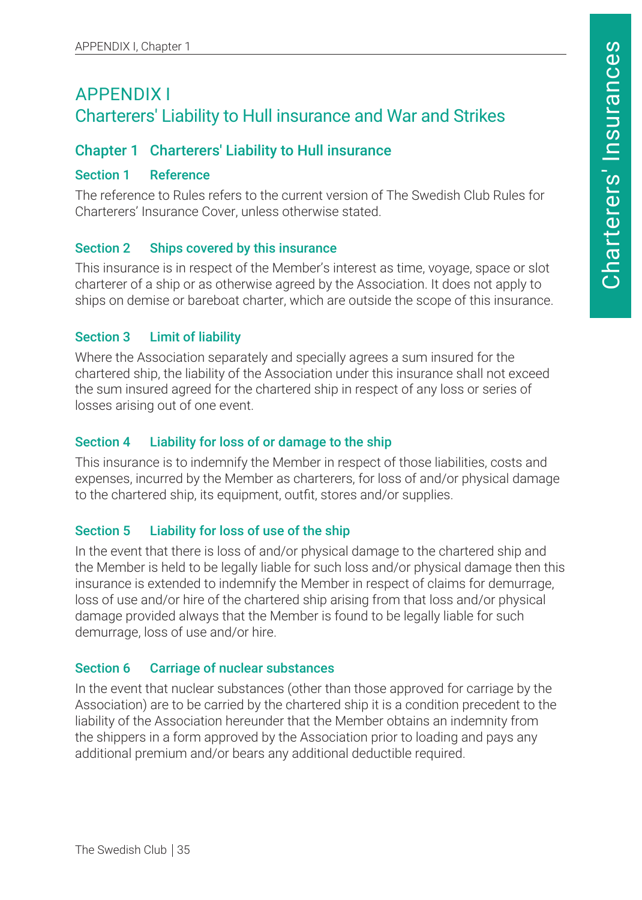# APPENDIX I
# Charterers' Liability to Hull insurance and War and Strikes

## Chapter 1 Charterers' Liability to Hull insurance

### Section 1 Reference

The reference to Rules refers to the current version of The Swedish Club Rules for Charterers' Insurance Cover, unless otherwise stated.

### Section 2 Ships covered by this insurance

This insurance is in respect of the Member's interest as time, voyage, space or slot charterer of a ship or as otherwise agreed by the Association. It does not apply to ships on demise or bareboat charter, which are outside the scope of this insurance.

### Section 3 Limit of liability

Where the Association separately and specially agrees a sum insured for the chartered ship, the liability of the Association under this insurance shall not exceed the sum insured agreed for the chartered ship in respect of any loss or series of losses arising out of one event.

### Section 4 Liability for loss of or damage to the ship

This insurance is to indemnify the Member in respect of those liabilities, costs and expenses, incurred by the Member as charterers, for loss of and/or physical damage to the chartered ship, its equipment, outfit, stores and/or supplies.

### Section 5 Liability for loss of use of the ship

In the event that there is loss of and/or physical damage to the chartered ship and the Member is held to be legally liable for such loss and/or physical damage then this insurance is extended to indemnify the Member in respect of claims for demurrage, loss of use and/or hire of the chartered ship arising from that loss and/or physical damage provided always that the Member is found to be legally liable for such demurrage, loss of use and/or hire.

### Section 6 Carriage of nuclear substances

In the event that nuclear substances (other than those approved for carriage by the Association) are to be carried by the chartered ship it is a condition precedent to the liability of the Association hereunder that the Member obtains an indemnity from the shippers in a form approved by the Association prior to loading and pays any additional premium and/or bears any additional deductible required.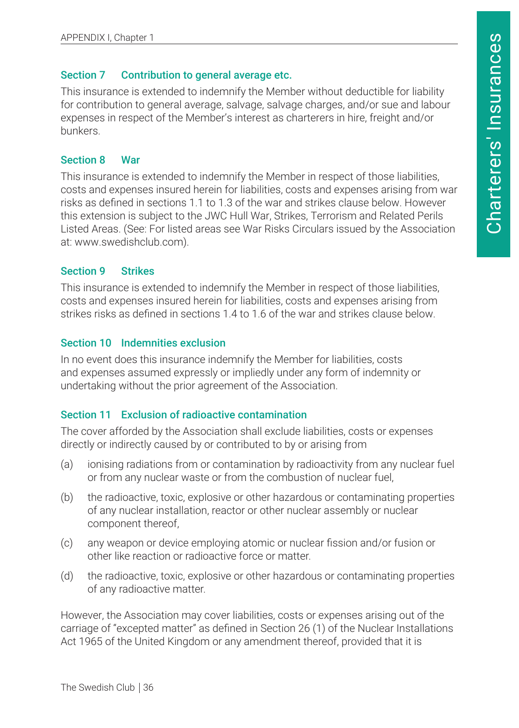### Section 7 Contribution to general average etc.

This insurance is extended to indemnify the Member without deductible for liability for contribution to general average, salvage, salvage charges, and/or sue and labour expenses in respect of the Member's interest as charterers in hire, freight and/or bunkers.

### Section 8 War

This insurance is extended to indemnify the Member in respect of those liabilities, costs and expenses insured herein for liabilities, costs and expenses arising from war risks as defined in sections 1.1 to 1.3 of the war and strikes clause below. However this extension is subject to the JWC Hull War, Strikes, Terrorism and Related Perils Listed Areas. (See: For listed areas see War Risks Circulars issued by the Association at: www.swedishclub.com).

### Section 9 Strikes

This insurance is extended to indemnify the Member in respect of those liabilities, costs and expenses insured herein for liabilities, costs and expenses arising from strikes risks as defined in sections 1.4 to 1.6 of the war and strikes clause below.

### Section 10 Indemnities exclusion

In no event does this insurance indemnify the Member for liabilities, costs and expenses assumed expressly or impliedly under any form of indemnity or undertaking without the prior agreement of the Association.

### Section 11 Exclusion of radioactive contamination

The cover afforded by the Association shall exclude liabilities, costs or expenses directly or indirectly caused by or contributed to by or arising from

(a) ionising radiations from or contamination by radioactivity from any nuclear fuel or from any nuclear waste or from the combustion of nuclear fuel,

(b) the radioactive, toxic, explosive or other hazardous or contaminating properties of any nuclear installation, reactor or other nuclear assembly or nuclear component thereof,

(c) any weapon or device employing atomic or nuclear fission and/or fusion or other like reaction or radioactive force or matter.

(d) the radioactive, toxic, explosive or other hazardous or contaminating properties of any radioactive matter.

However, the Association may cover liabilities, costs or expenses arising out of the carriage of "excepted matter" as defined in Section 26 (1) of the Nuclear Installations Act 1965 of the United Kingdom or any amendment thereof, provided that it is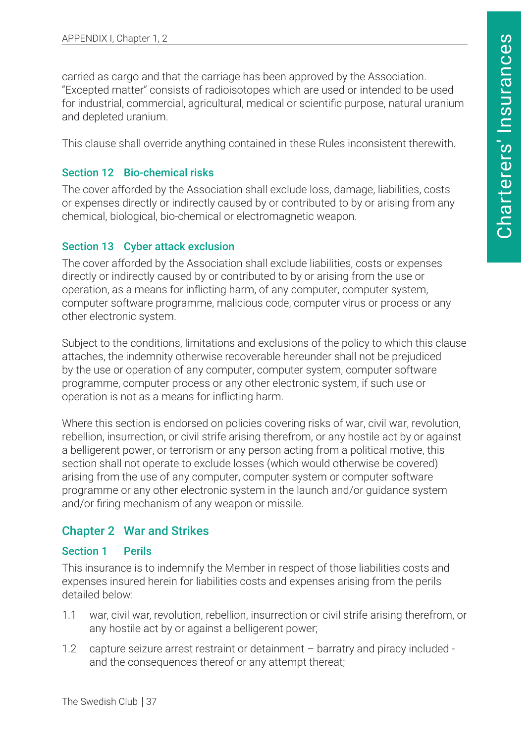carried as cargo and that the carriage has been approved by the Association. "Excepted matter" consists of radioisotopes which are used or intended to be used for industrial, commercial, agricultural, medical or scientific purpose, natural uranium and depleted uranium.

This clause shall override anything contained in these Rules inconsistent therewith.

### Section 12 Bio-chemical risks

The cover afforded by the Association shall exclude loss, damage, liabilities, costs or expenses directly or indirectly caused by or contributed to by or arising from any chemical, biological, bio-chemical or electromagnetic weapon.

### Section 13 Cyber attack exclusion

The cover afforded by the Association shall exclude liabilities, costs or expenses directly or indirectly caused by or contributed to by or arising from the use or operation, as a means for inflicting harm, of any computer, computer system, computer software programme, malicious code, computer virus or process or any other electronic system.

Subject to the conditions, limitations and exclusions of the policy to which this clause attaches, the indemnity otherwise recoverable hereunder shall not be prejudiced by the use or operation of any computer, computer system, computer software programme, computer process or any other electronic system, if such use or operation is not as a means for inflicting harm.

Where this section is endorsed on policies covering risks of war, civil war, revolution, rebellion, insurrection, or civil strife arising therefrom, or any hostile act by or against a belligerent power, or terrorism or any person acting from a political motive, this section shall not operate to exclude losses (which would otherwise be covered) arising from the use of any computer, computer system or computer software programme or any other electronic system in the launch and/or guidance system and/or firing mechanism of any weapon or missile.

## Chapter 2 War and Strikes

### Section 1 Perils

This insurance is to indemnify the Member in respect of those liabilities costs and expenses insured herein for liabilities costs and expenses arising from the perils detailed below:

1.1 war, civil war, revolution, rebellion, insurrection or civil strife arising therefrom, or any hostile act by or against a belligerent power;

1.2 capture seizure arrest restraint or detainment – barratry and piracy included - and the consequences thereof or any attempt threat;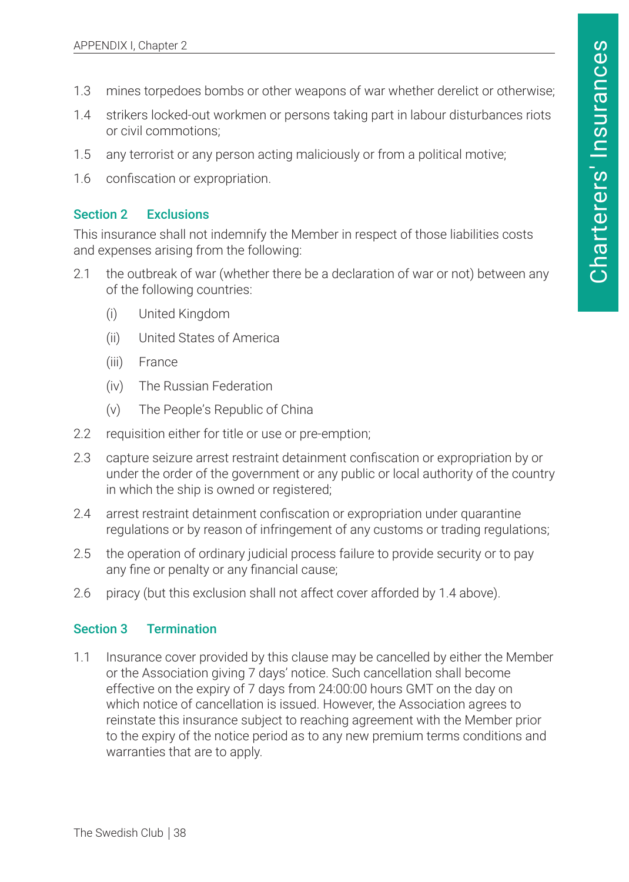1.3 mines torpedoes bombs or other weapons of war whether derelict or otherwise;

1.4 strikers locked-out workmen or persons taking part in labour disturbances riots or civil commotions;

1.5 any terrorist or any person acting maliciously or from a political motive;

1.6 confiscation or expropriation.

### Section 2 Exclusions

This insurance shall not indemnify the Member in respect of those liabilities costs and expenses arising from the following:

2.1 the outbreak of war (whether there be a declaration of war or not) between any of the following countries:

- (i) United Kingdom
- (ii) United States of America
- (iii) France
- (iv) The Russian Federation
- (v) The People's Republic of China

2.2 requisition either for title or use or pre-emption;

2.3 capture seizure arrest restraint detainment confiscation or expropriation by or under the order of the government or any public or local authority of the country in which the ship is owned or registered;

2.4 arrest restraint detainment confiscation or expropriation under quarantine regulations or by reason of infringement of any customs or trading regulations;

2.5 the operation of ordinary judicial process failure to provide security or to pay any fine or penalty or any financial cause;

2.6 piracy (but this exclusion shall not affect cover afforded by 1.4 above).

### Section 3 Termination

1.1 Insurance cover provided by this clause may be cancelled by either the Member or the Association giving 7 days' notice. Such cancellation shall become effective on the expiry of 7 days from 24:00:00 hours GMT on the day on which notice of cancellation is issued. However, the Association agrees to reinstate this insurance subject to reaching agreement with the Member prior to the expiry of the notice period as to any new premium terms conditions and warranties that are to apply.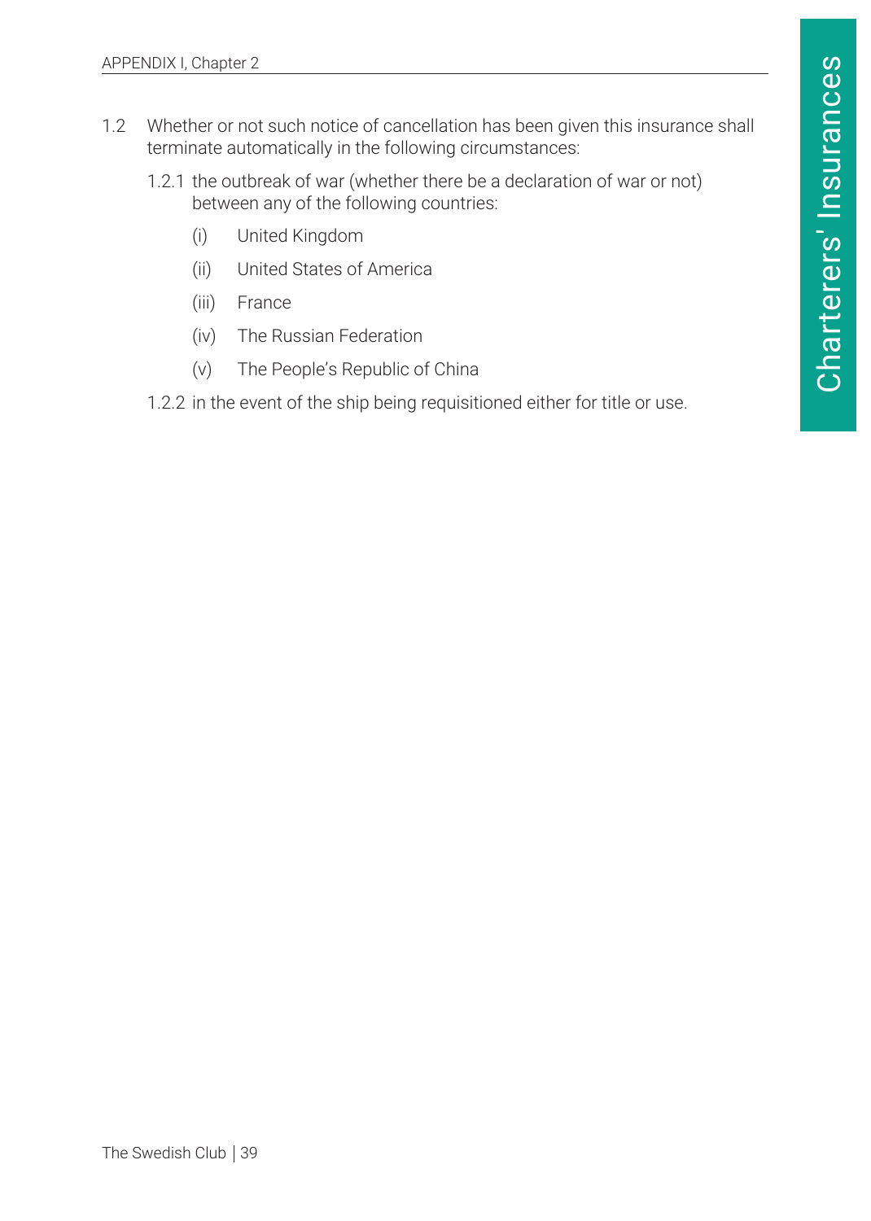1.2 Whether or not such notice of cancellation has been given this insurance shall terminate automatically in the following circumstances:

1.2.1 the outbreak of war (whether there be a declaration of war or not) between any of the following countries:

(i) United Kingdom

(ii) United States of America

(iii) France

(iv) The Russian Federation

(v) The People's Republic of China

1.2.2 in the event of the ship being requisitioned either for title or use.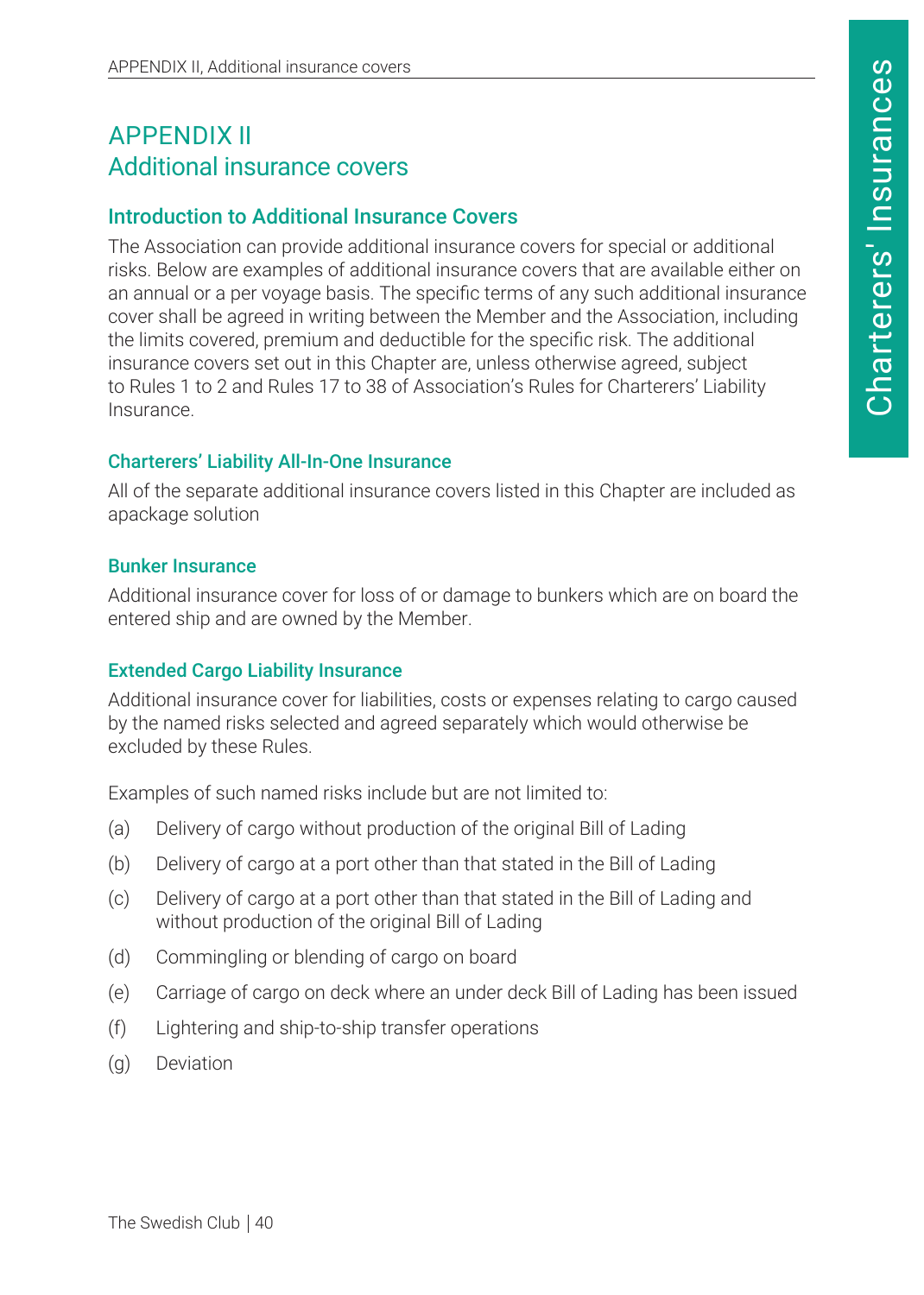# APPENDIX II
# Additional insurance covers

## Introduction to Additional Insurance Covers

The Association can provide additional insurance covers for special or additional risks. Below are examples of additional insurance covers that are available either on an annual or a per voyage basis. The specific terms of any such additional insurance cover shall be agreed in writing between the Member and the Association, including the limits covered, premium and deductible for the specific risk. The additional insurance covers set out in this Chapter are, unless otherwise agreed, subject to Rules 1 to 2 and Rules 17 to 38 of Association's Rules for Charterers' Liability Insurance.

### Charterers' Liability All-In-One Insurance

All of the separate additional insurance covers listed in this Chapter are included as apackage solution

### Bunker Insurance

Additional insurance cover for loss of or damage to bunkers which are on board the entered ship and are owned by the Member.

### Extended Cargo Liability Insurance

Additional insurance cover for liabilities, costs or expenses relating to cargo caused by the named risks selected and agreed separately which would otherwise be excluded by these Rules.

Examples of such named risks include but are not limited to:

(a) Delivery of cargo without production of the original Bill of Lading

(b) Delivery of cargo at a port other than that stated in the Bill of Lading

(c) Delivery of cargo at a port other than that stated in the Bill of Lading and without production of the original Bill of Lading

(d) Commingling or blending of cargo on board

(e) Carriage of cargo on deck where an under deck Bill of Lading has been issued

(f) Lightering and ship-to-ship transfer operations

(g) Deviation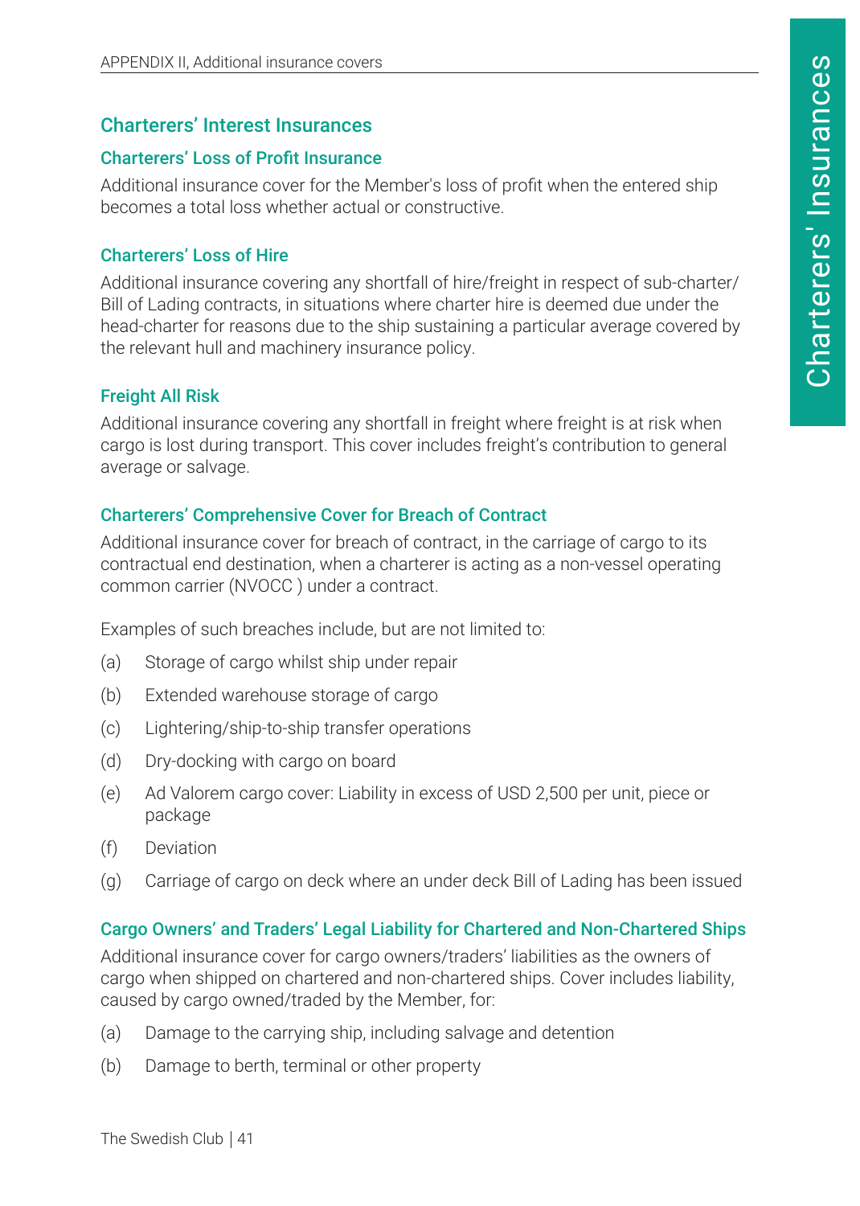## Charterers' Interest Insurances

### Charterers' Loss of Profit Insurance

Additional insurance cover for the Member's loss of profit when the entered ship becomes a total loss whether actual or constructive.

### Charterers' Loss of Hire

Additional insurance covering any shortfall of hire/freight in respect of sub-charter/ Bill of Lading contracts, in situations where charter hire is deemed due under the head-charter for reasons due to the ship sustaining a particular average covered by the relevant hull and machinery insurance policy.

### Freight All Risk

Additional insurance covering any shortfall in freight where freight is at risk when cargo is lost during transport. This cover includes freight's contribution to general average or salvage.

### Charterers' Comprehensive Cover for Breach of Contract

Additional insurance cover for breach of contract, in the carriage of cargo to its contractual end destination, when a charterer is acting as a non-vessel operating common carrier (NVOCC ) under a contract.

Examples of such breaches include, but are not limited to:

(a) Storage of cargo whilst ship under repair

(b) Extended warehouse storage of cargo

(c) Lightering/ship-to-ship transfer operations

(d) Dry-docking with cargo on board

(e) Ad Valorem cargo cover: Liability in excess of USD 2,500 per unit, piece or package

(f) Deviation

(g) Carriage of cargo on deck where an under deck Bill of Lading has been issued

### Cargo Owners' and Traders' Legal Liability for Chartered and Non-Chartered Ships

Additional insurance cover for cargo owners/traders' liabilities as the owners of cargo when shipped on chartered and non-chartered ships. Cover includes liability, caused by cargo owned/traded by the Member, for:

(a) Damage to the carrying ship, including salvage and detention

(b) Damage to berth, terminal or other property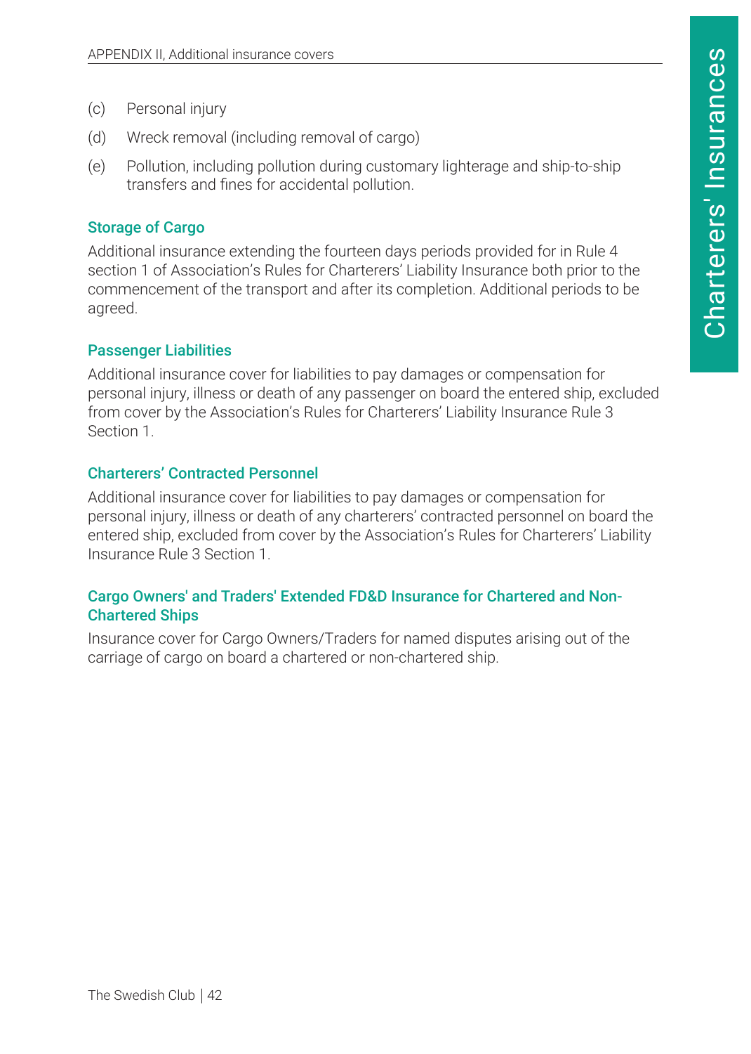(c) Personal injury

(d) Wreck removal (including removal of cargo)

(e) Pollution, including pollution during customary lighterage and ship-to-ship transfers and fines for accidental pollution.

### Storage of Cargo

Additional insurance extending the fourteen days periods provided for in Rule 4 section 1 of Association's Rules for Charterers' Liability Insurance both prior to the commencement of the transport and after its completion. Additional periods to be agreed.

### Passenger Liabilities

Additional insurance cover for liabilities to pay damages or compensation for personal injury, illness or death of any passenger on board the entered ship, excluded from cover by the Association's Rules for Charterers' Liability Insurance Rule 3 Section 1.

### Charterers' Contracted Personnel

Additional insurance cover for liabilities to pay damages or compensation for personal injury, illness or death of any charterers' contracted personnel on board the entered ship, excluded from cover by the Association's Rules for Charterers' Liability Insurance Rule 3 Section 1.

### Cargo Owners' and Traders' Extended FD&D Insurance for Chartered and Non-Chartered Ships

Insurance cover for Cargo Owners/Traders for named disputes arising out of the carriage of cargo on board a chartered or non-chartered ship.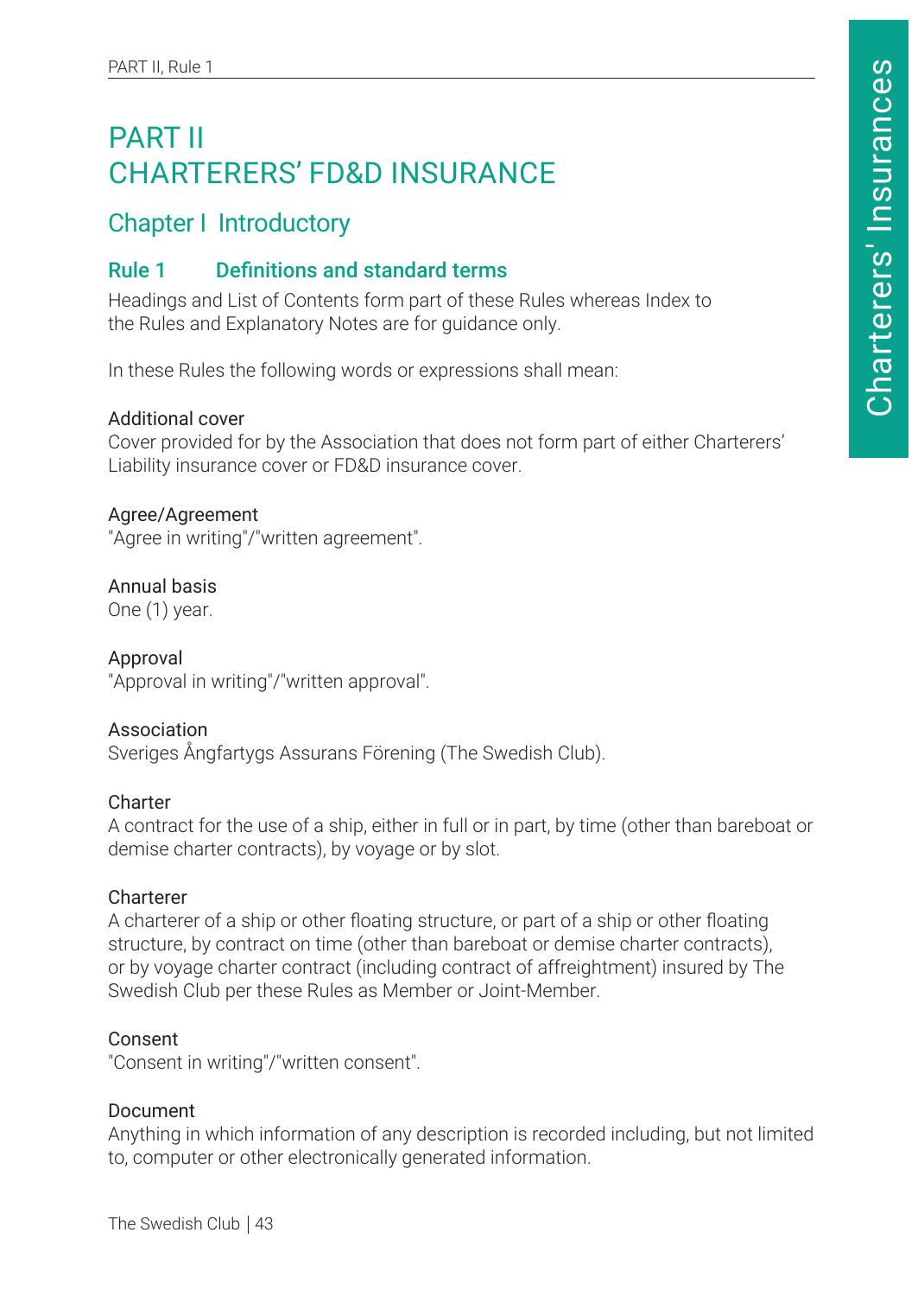# PART II
# CHARTERERS’ FD&D INSURANCE

## Chapter I Introductory

### Rule 1 Definitions and standard terms

Headings and List of Contents form part of these Rules whereas Index to the Rules and Explanatory Notes are for guidance only.

In these Rules the following words or expressions shall mean:

Additional cover
Cover provided for by the Association that does not form part of either Charterers’ Liability insurance cover or FD&D insurance cover.

Agree/Agreement
"Agree in writing"/"written agreement".

Annual basis
One (1) year.

Approval
"Approval in writing"/"written approval".

Association
Sveriges Ångfartygs Assurans Förening (The Swedish Club).

Charter
A contract for the use of a ship, either in full or in part, by time (other than bareboat or demise charter contracts), by voyage or by slot.

Charterer
A charterer of a ship or other floating structure, or part of a ship or other floating structure, by contract on time (other than bareboat or demise charter contracts), or by voyage charter contract (including contract of affreightment) insured by The Swedish Club per these Rules as Member or Joint-Member.

Consent
"Consent in writing"/"written consent".

Document
Anything in which information of any description is recorded including, but not limited to, computer or other electronically generated information.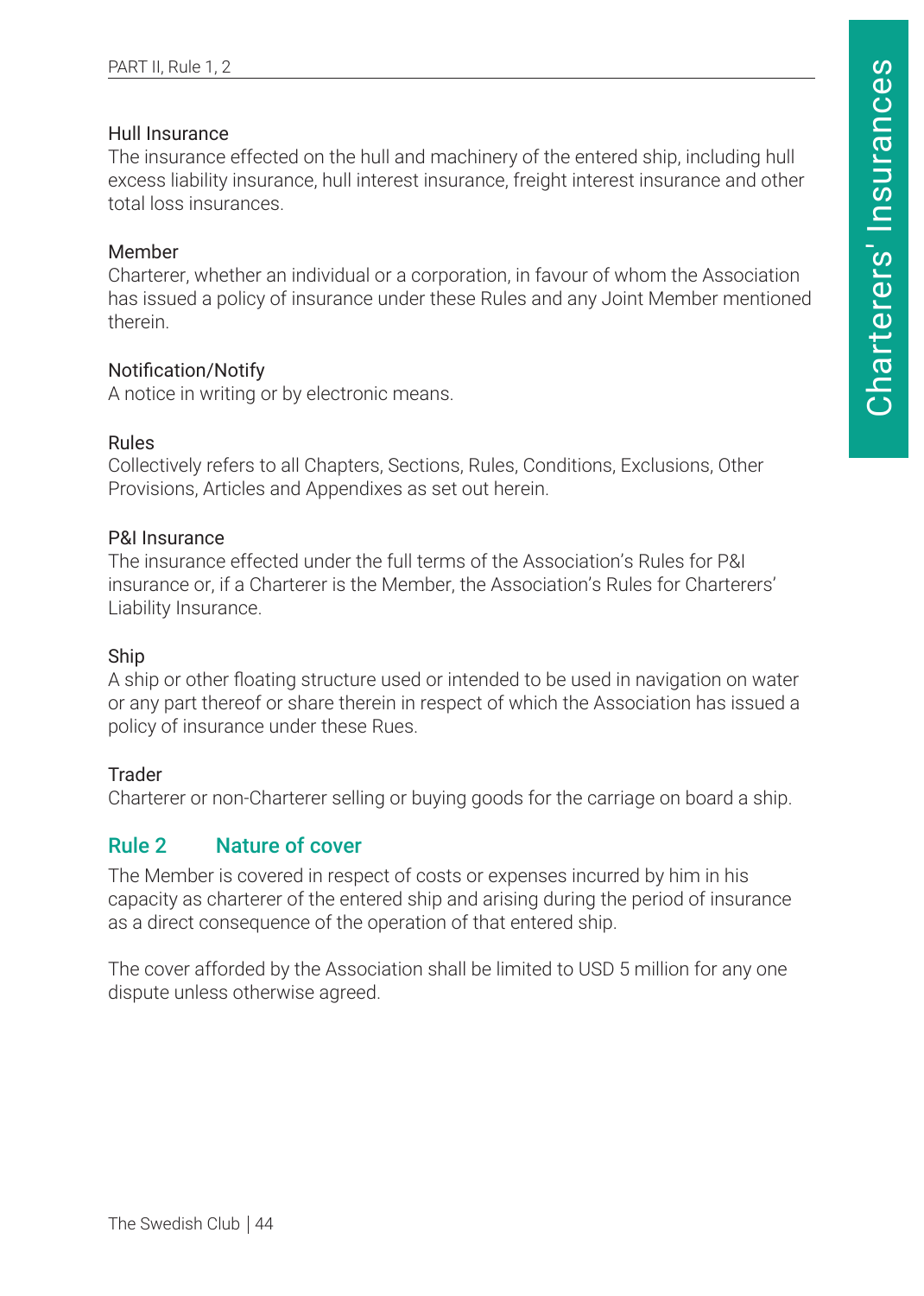Hull Insurance
The insurance effected on the hull and machinery of the entered ship, including hull excess liability insurance, hull interest insurance, freight interest insurance and other total loss insurances.

Member
Charterer, whether an individual or a corporation, in favour of whom the Association has issued a policy of insurance under these Rules and any Joint Member mentioned therein.

Notification/Notify
A notice in writing or by electronic means.

Rules
Collectively refers to all Chapters, Sections, Rules, Conditions, Exclusions, Other Provisions, Articles and Appendixes as set out herein.

P&I Insurance
The insurance effected under the full terms of the Association's Rules for P&I insurance or, if a Charterer is the Member, the Association's Rules for Charterers' Liability Insurance.

Ship
A ship or other floating structure used or intended to be used in navigation on water or any part thereof or share therein in respect of which the Association has issued a policy of insurance under these Rues.

Trader
Charterer or non-Charterer selling or buying goods for the carriage on board a ship.

## Rule 2 Nature of cover

The Member is covered in respect of costs or expenses incurred by him in his capacity as charterer of the entered ship and arising during the period of insurance as a direct consequence of the operation of that entered ship.

The cover afforded by the Association shall be limited to USD 5 million for any one dispute unless otherwise agreed.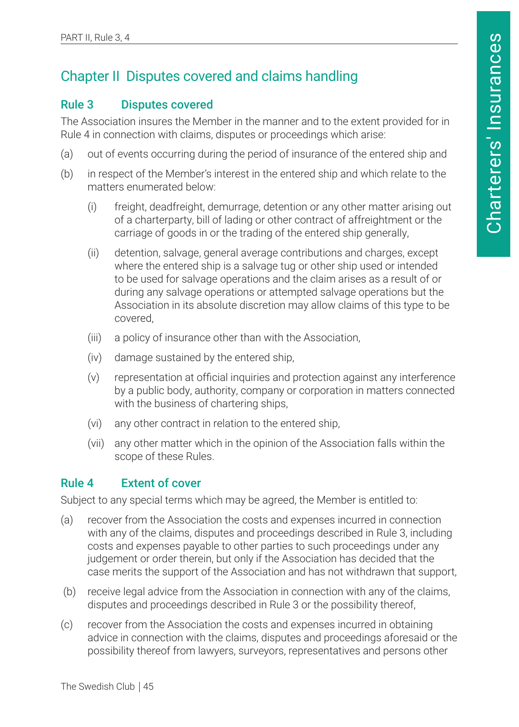## Chapter II Disputes covered and claims handling

### Rule 3 Disputes covered

The Association insures the Member in the manner and to the extent provided for in Rule 4 in connection with claims, disputes or proceedings which arise:

(a) out of events occurring during the period of insurance of the entered ship and

(b) in respect of the Member's interest in the entered ship and which relate to the matters enumerated below:

 (i) freight, deadfreight, demurrage, detention or any other matter arising out of a charterparty, bill of lading or other contract of affreightment or the carriage of goods in or the trading of the entered ship generally,

 (ii) detention, salvage, general average contributions and charges, except where the entered ship is a salvage tug or other ship used or intended to be used for salvage operations and the claim arises as a result of or during any salvage operations or attempted salvage operations but the Association in its absolute discretion may allow claims of this type to be covered,

 (iii) a policy of insurance other than with the Association,

 (iv) damage sustained by the entered ship,

 (v) representation at official inquiries and protection against any interference by a public body, authority, company or corporation in matters connected with the business of chartering ships,

 (vi) any other contract in relation to the entered ship,

 (vii) any other matter which in the opinion of the Association falls within the scope of these Rules.

### Rule 4 Extent of cover

Subject to any special terms which may be agreed, the Member is entitled to:

(a) recover from the Association the costs and expenses incurred in connection with any of the claims, disputes and proceedings described in Rule 3, including costs and expenses payable to other parties to such proceedings under any judgement or order therein, but only if the Association has decided that the case merits the support of the Association and has not withdrawn that support,

(b) receive legal advice from the Association in connection with any of the claims, disputes and proceedings described in Rule 3 or the possibility thereof,

(c) recover from the Association the costs and expenses incurred in obtaining advice in connection with the claims, disputes and proceedings aforesaid or the possibility thereof from lawyers, surveyors, representatives and persons other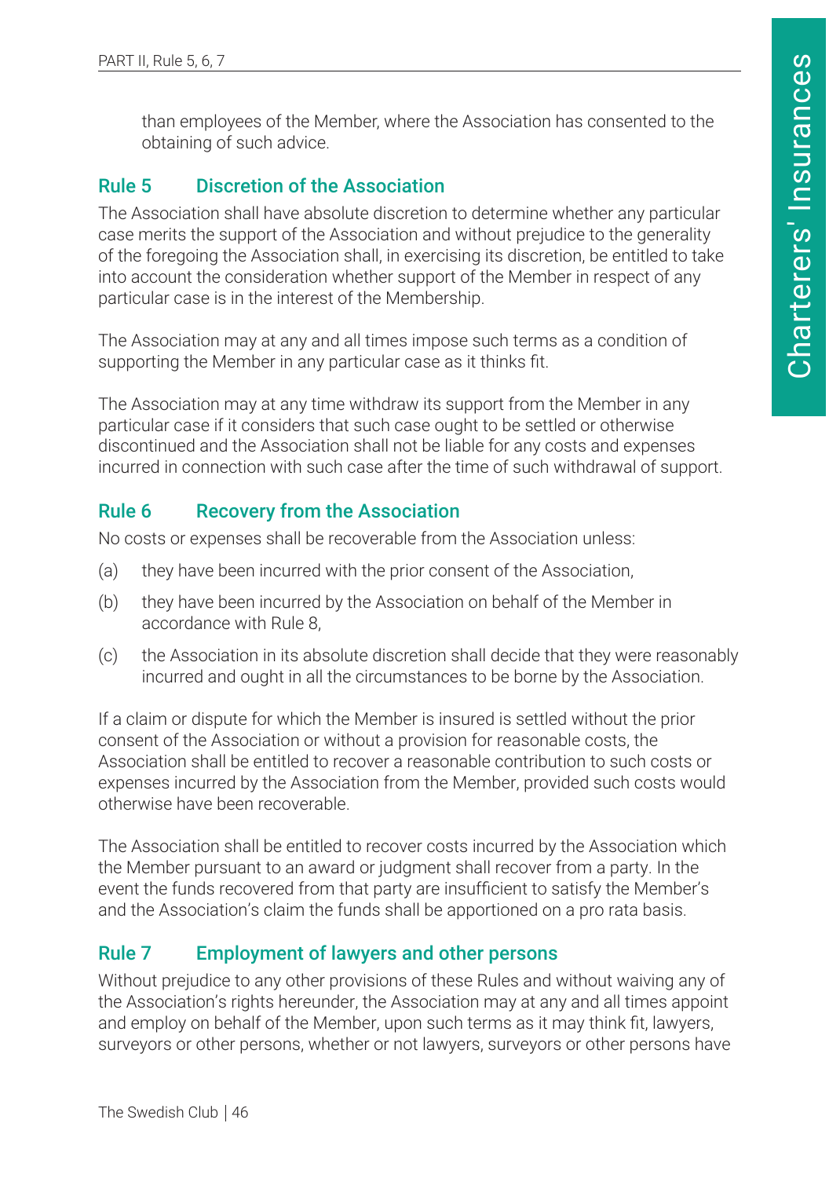than employees of the Member, where the Association has consented to the obtaining of such advice.

## Rule 5 Discretion of the Association

The Association shall have absolute discretion to determine whether any particular case merits the support of the Association and without prejudice to the generality of the foregoing the Association shall, in exercising its discretion, be entitled to take into account the consideration whether support of the Member in respect of any particular case is in the interest of the Membership.

The Association may at any and all times impose such terms as a condition of supporting the Member in any particular case as it thinks fit.

The Association may at any time withdraw its support from the Member in any particular case if it considers that such case ought to be settled or otherwise discontinued and the Association shall not be liable for any costs and expenses incurred in connection with such case after the time of such withdrawal of support.

## Rule 6 Recovery from the Association

No costs or expenses shall be recoverable from the Association unless:

(a) they have been incurred with the prior consent of the Association,

(b) they have been incurred by the Association on behalf of the Member in accordance with Rule 8,

(c) the Association in its absolute discretion shall decide that they were reasonably incurred and ought in all the circumstances to be borne by the Association.

If a claim or dispute for which the Member is insured is settled without the prior consent of the Association or without a provision for reasonable costs, the Association shall be entitled to recover a reasonable contribution to such costs or expenses incurred by the Association from the Member, provided such costs would otherwise have been recoverable.

The Association shall be entitled to recover costs incurred by the Association which the Member pursuant to an award or judgment shall recover from a party. In the event the funds recovered from that party are insufficient to satisfy the Member's and the Association's claim the funds shall be apportioned on a pro rata basis.

## Rule 7 Employment of lawyers and other persons

Without prejudice to any other provisions of these Rules and without waiving any of the Association's rights hereunder, the Association may at any and all times appoint and employ on behalf of the Member, upon such terms as it may think fit, lawyers, surveyors or other persons, whether or not lawyers, surveyors or other persons have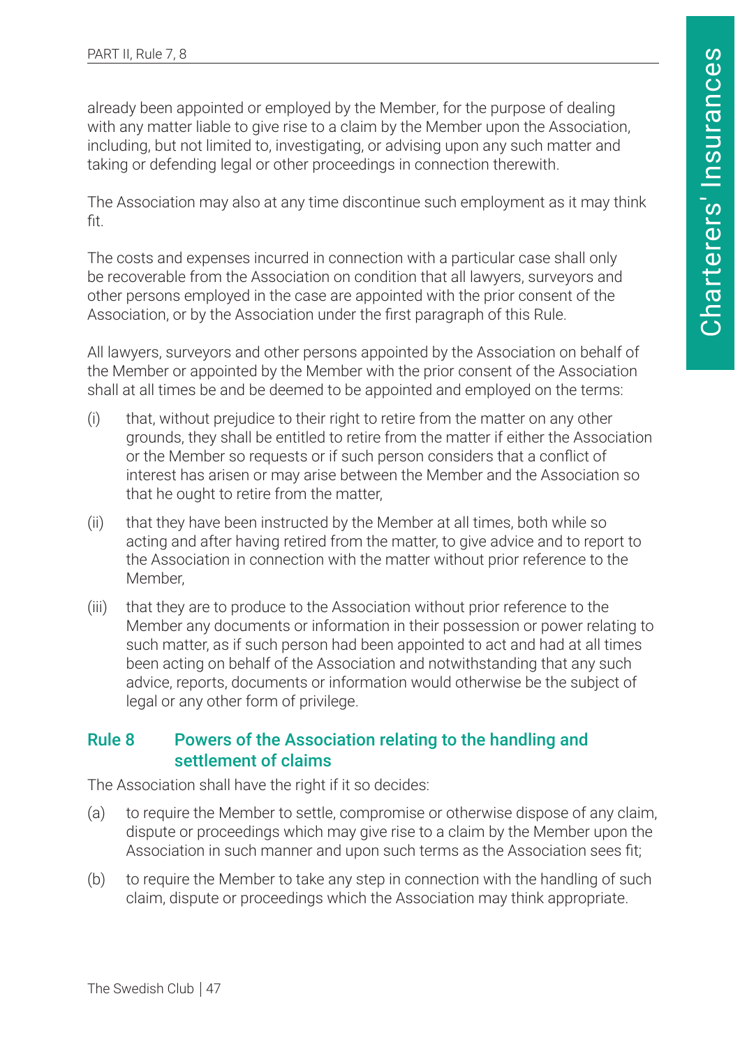already been appointed or employed by the Member, for the purpose of dealing with any matter liable to give rise to a claim by the Member upon the Association, including, but not limited to, investigating, or advising upon any such matter and taking or defending legal or other proceedings in connection therewith.

The Association may also at any time discontinue such employment as it may think fit.

The costs and expenses incurred in connection with a particular case shall only be recoverable from the Association on condition that all lawyers, surveyors and other persons employed in the case are appointed with the prior consent of the Association, or by the Association under the first paragraph of this Rule.

All lawyers, surveyors and other persons appointed by the Association on behalf of the Member or appointed by the Member with the prior consent of the Association shall at all times be and be deemed to be appointed and employed on the terms:

(i) that, without prejudice to their right to retire from the matter on any other grounds, they shall be entitled to retire from the matter if either the Association or the Member so requests or if such person considers that a conflict of interest has arisen or may arise between the Member and the Association so that he ought to retire from the matter,

(ii) that they have been instructed by the Member at all times, both while so acting and after having retired from the matter, to give advice and to report to the Association in connection with the matter without prior reference to the Member,

(iii) that they are to produce to the Association without prior reference to the Member any documents or information in their possession or power relating to such matter, as if such person had been appointed to act and had at all times been acting on behalf of the Association and notwithstanding that any such advice, reports, documents or information would otherwise be the subject of legal or any other form of privilege.

## Rule 8 Powers of the Association relating to the handling and settlement of claims

The Association shall have the right if it so decides:

(a) to require the Member to settle, compromise or otherwise dispose of any claim, dispute or proceedings which may give rise to a claim by the Member upon the Association in such manner and upon such terms as the Association sees fit;

(b) to require the Member to take any step in connection with the handling of such claim, dispute or proceedings which the Association may think appropriate.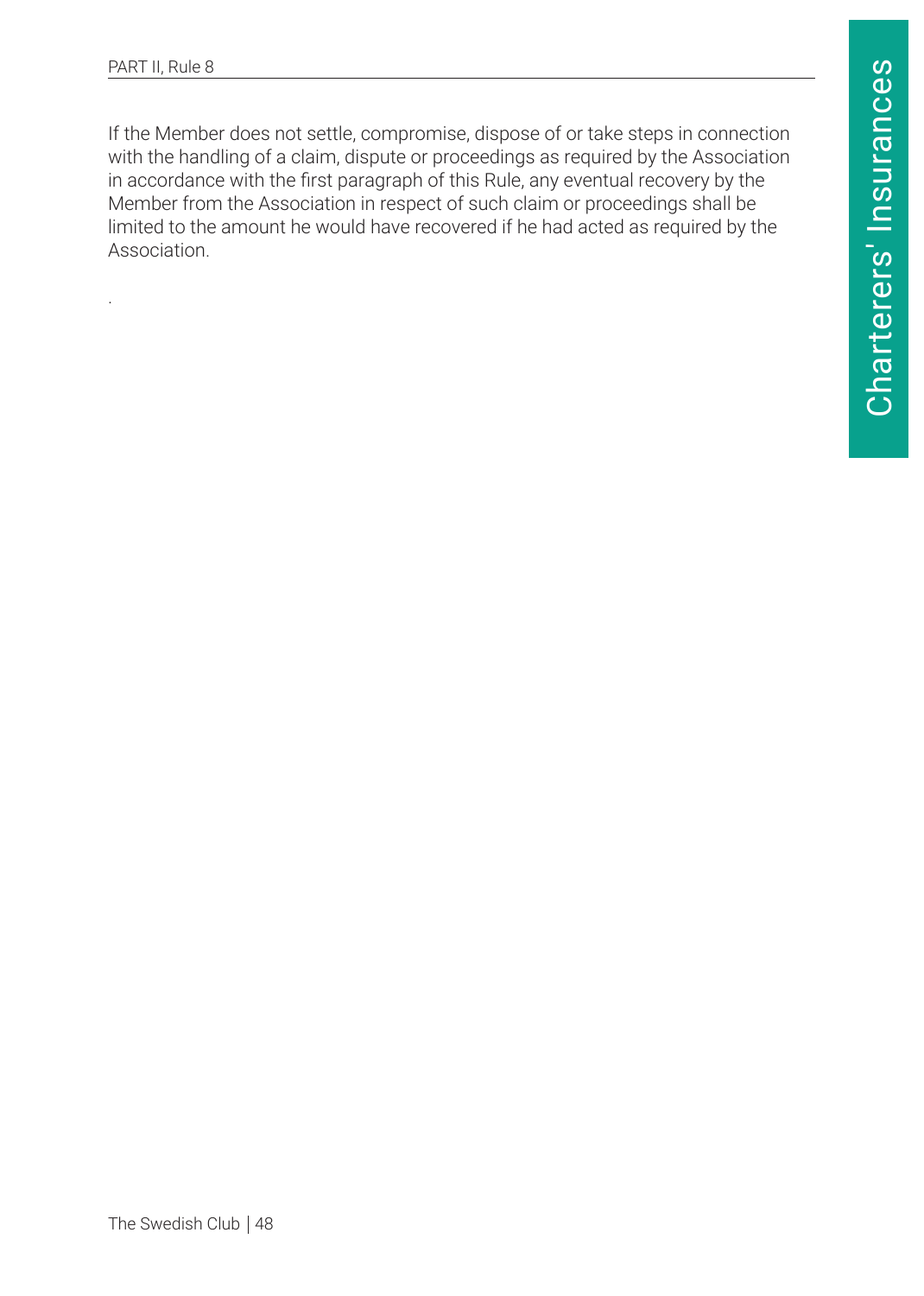If the Member does not settle, compromise, dispose of or take steps in connection with the handling of a claim, dispute or proceedings as required by the Association in accordance with the first paragraph of this Rule, any eventual recovery by the Member from the Association in respect of such claim or proceedings shall be limited to the amount he would have recovered if he had acted as required by the Association.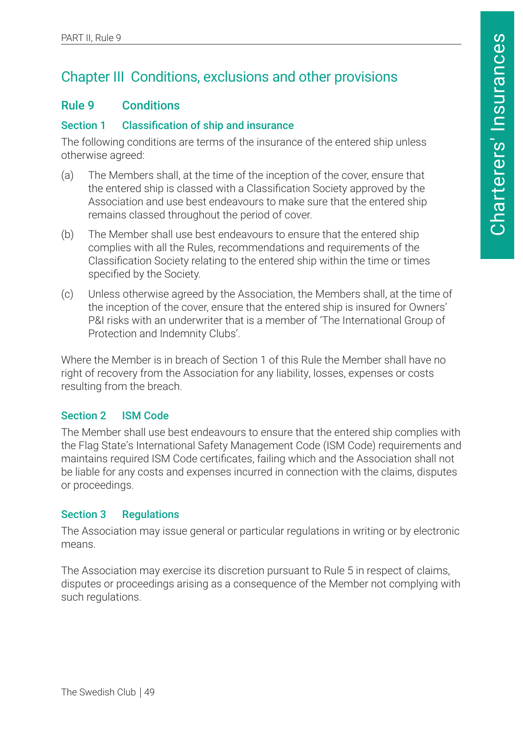# Chapter III Conditions, exclusions and other provisions

## Rule 9 Conditions

### Section 1 Classification of ship and insurance

The following conditions are terms of the insurance of the entered ship unless otherwise agreed:

(a) The Members shall, at the time of the inception of the cover, ensure that the entered ship is classed with a Classification Society approved by the Association and use best endeavours to make sure that the entered ship remains classed throughout the period of cover.

(b) The Member shall use best endeavours to ensure that the entered ship complies with all the Rules, recommendations and requirements of the Classification Society relating to the entered ship within the time or times specified by the Society.

(c) Unless otherwise agreed by the Association, the Members shall, at the time of the inception of the cover, ensure that the entered ship is insured for Owners' P&I risks with an underwriter that is a member of 'The International Group of Protection and Indemnity Clubs'.

Where the Member is in breach of Section 1 of this Rule the Member shall have no right of recovery from the Association for any liability, losses, expenses or costs resulting from the breach.

### Section 2 ISM Code

The Member shall use best endeavours to ensure that the entered ship complies with the Flag State's International Safety Management Code (ISM Code) requirements and maintains required ISM Code certificates, failing which and the Association shall not be liable for any costs and expenses incurred in connection with the claims, disputes or proceedings.

### Section 3 Regulations

The Association may issue general or particular regulations in writing or by electronic means.

The Association may exercise its discretion pursuant to Rule 5 in respect of claims, disputes or proceedings arising as a consequence of the Member not complying with such regulations.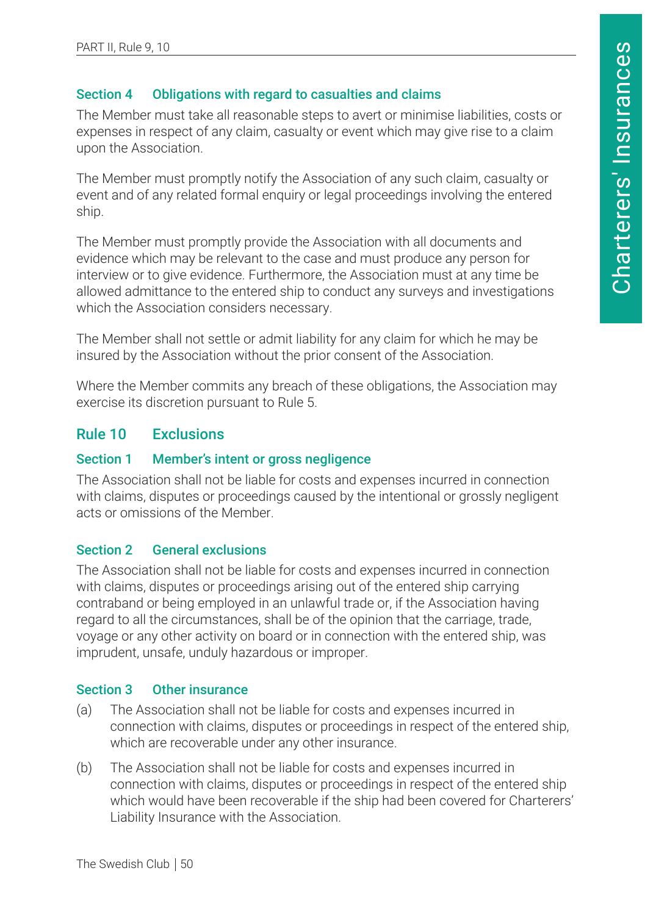### Section 4 Obligations with regard to casualties and claims

The Member must take all reasonable steps to avert or minimise liabilities, costs or expenses in respect of any claim, casualty or event which may give rise to a claim upon the Association.

The Member must promptly notify the Association of any such claim, casualty or event and of any related formal enquiry or legal proceedings involving the entered ship.

The Member must promptly provide the Association with all documents and evidence which may be relevant to the case and must produce any person for interview or to give evidence. Furthermore, the Association must at any time be allowed admittance to the entered ship to conduct any surveys and investigations which the Association considers necessary.

The Member shall not settle or admit liability for any claim for which he may be insured by the Association without the prior consent of the Association.

Where the Member commits any breach of these obligations, the Association may exercise its discretion pursuant to Rule 5.

## Rule 10 Exclusions

### Section 1 Member's intent or gross negligence

The Association shall not be liable for costs and expenses incurred in connection with claims, disputes or proceedings caused by the intentional or grossly negligent acts or omissions of the Member.

### Section 2 General exclusions

The Association shall not be liable for costs and expenses incurred in connection with claims, disputes or proceedings arising out of the entered ship carrying contraband or being employed in an unlawful trade or, if the Association having regard to all the circumstances, shall be of the opinion that the carriage, trade, voyage or any other activity on board or in connection with the entered ship, was imprudent, unsafe, unduly hazardous or improper.

### Section 3 Other insurance

(a) The Association shall not be liable for costs and expenses incurred in connection with claims, disputes or proceedings in respect of the entered ship, which are recoverable under any other insurance.

(b) The Association shall not be liable for costs and expenses incurred in connection with claims, disputes or proceedings in respect of the entered ship which would have been recoverable if the ship had been covered for Charterers' Liability Insurance with the Association.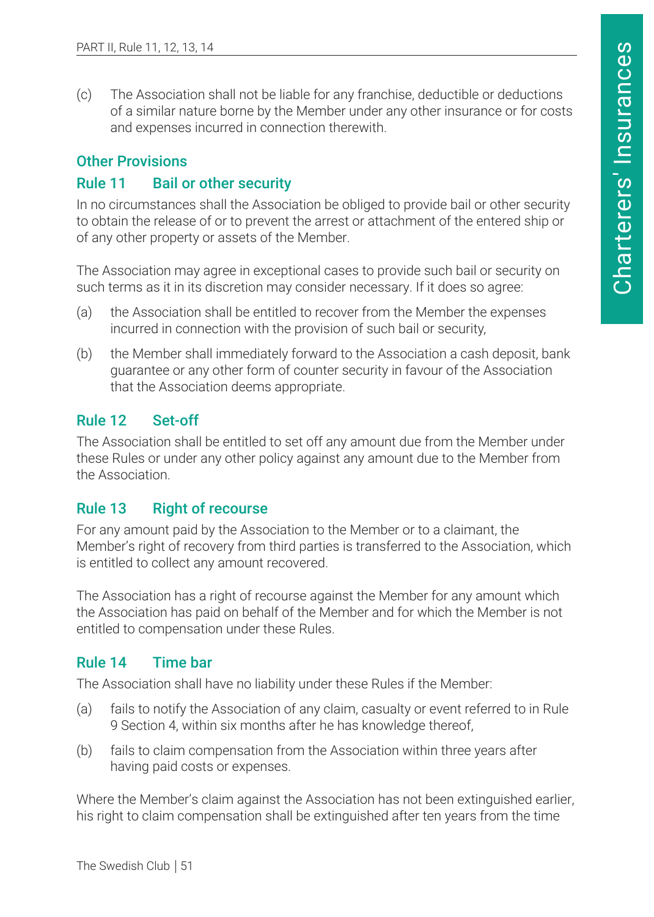(c) The Association shall not be liable for any franchise, deductible or deductions of a similar nature borne by the Member under any other insurance or for costs and expenses incurred in connection therewith.

## Other Provisions

### Rule 11 Bail or other security

In no circumstances shall the Association be obliged to provide bail or other security to obtain the release of or to prevent the arrest or attachment of the entered ship or of any other property or assets of the Member.

The Association may agree in exceptional cases to provide such bail or security on such terms as it in its discretion may consider necessary. If it does so agree:

(a) the Association shall be entitled to recover from the Member the expenses incurred in connection with the provision of such bail or security,

(b) the Member shall immediately forward to the Association a cash deposit, bank guarantee or any other form of counter security in favour of the Association that the Association deems appropriate.

### Rule 12 Set-off

The Association shall be entitled to set off any amount due from the Member under these Rules or under any other policy against any amount due to the Member from the Association.

### Rule 13 Right of recourse

For any amount paid by the Association to the Member or to a claimant, the Member's right of recovery from third parties is transferred to the Association, which is entitled to collect any amount recovered.

The Association has a right of recourse against the Member for any amount which the Association has paid on behalf of the Member and for which the Member is not entitled to compensation under these Rules.

### Rule 14 Time bar

The Association shall have no liability under these Rules if the Member:

(a) fails to notify the Association of any claim, casualty or event referred to in Rule 9 Section 4, within six months after he has knowledge thereof,

(b) fails to claim compensation from the Association within three years after having paid costs or expenses.

Where the Member's claim against the Association has not been extinguished earlier, his right to claim compensation shall be extinguished after ten years from the time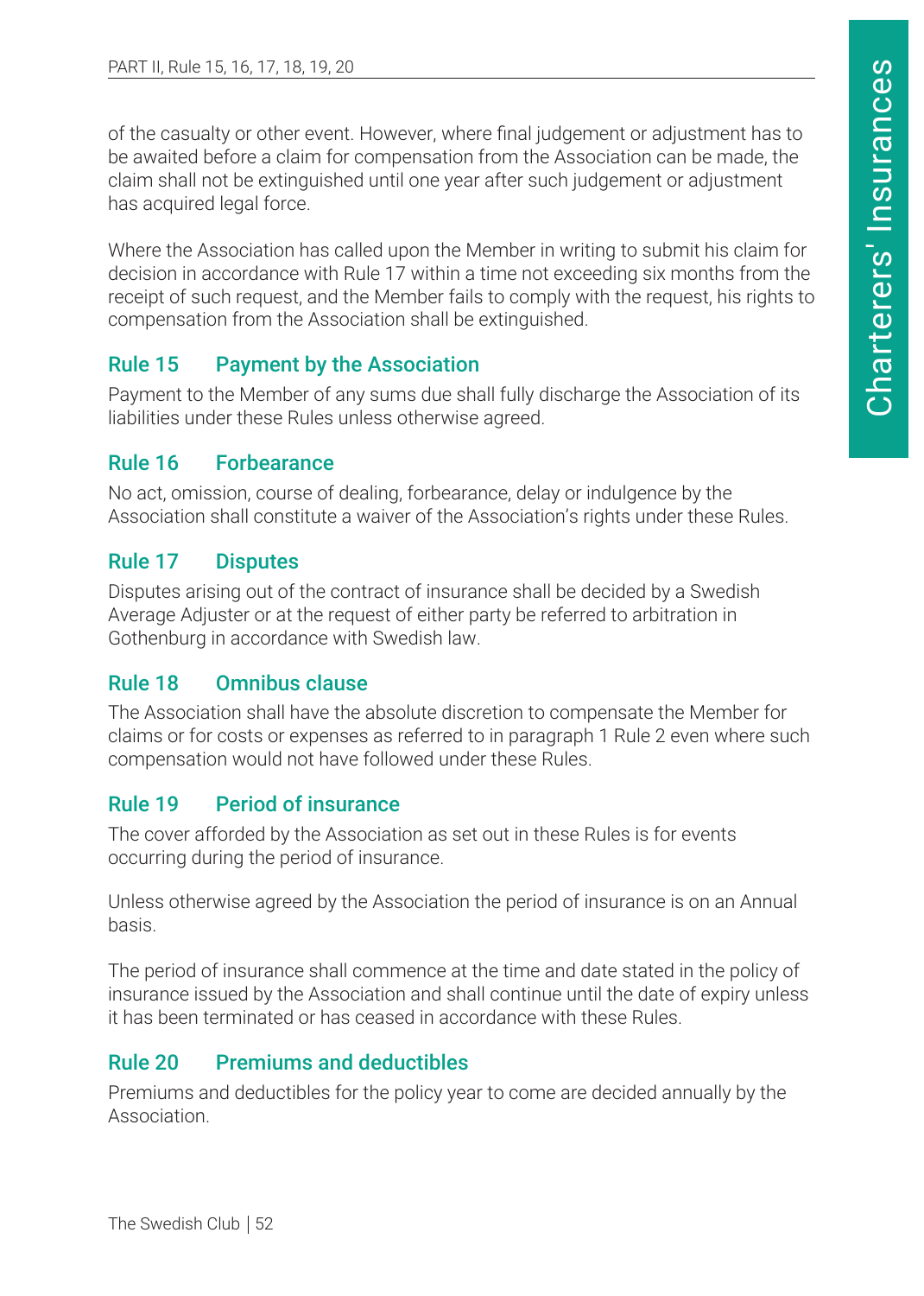of the casualty or other event. However, where final judgement or adjustment has to be awaited before a claim for compensation from the Association can be made, the claim shall not be extinguished until one year after such judgement or adjustment has acquired legal force.

Where the Association has called upon the Member in writing to submit his claim for decision in accordance with Rule 17 within a time not exceeding six months from the receipt of such request, and the Member fails to comply with the request, his rights to compensation from the Association shall be extinguished.

## Rule 15 Payment by the Association

Payment to the Member of any sums due shall fully discharge the Association of its liabilities under these Rules unless otherwise agreed.

## Rule 16 Forbearance

No act, omission, course of dealing, forbearance, delay or indulgence by the Association shall constitute a waiver of the Association's rights under these Rules.

## Rule 17 Disputes

Disputes arising out of the contract of insurance shall be decided by a Swedish Average Adjuster or at the request of either party be referred to arbitration in Gothenburg in accordance with Swedish law.

## Rule 18 Omnibus clause

The Association shall have the absolute discretion to compensate the Member for claims or for costs or expenses as referred to in paragraph 1 Rule 2 even where such compensation would not have followed under these Rules.

## Rule 19 Period of insurance

The cover afforded by the Association as set out in these Rules is for events occurring during the period of insurance.

Unless otherwise agreed by the Association the period of insurance is on an Annual basis.

The period of insurance shall commence at the time and date stated in the policy of insurance issued by the Association and shall continue until the date of expiry unless it has been terminated or has ceased in accordance with these Rules.

## Rule 20 Premiums and deductibles

Premiums and deductibles for the policy year to come are decided annually by the Association.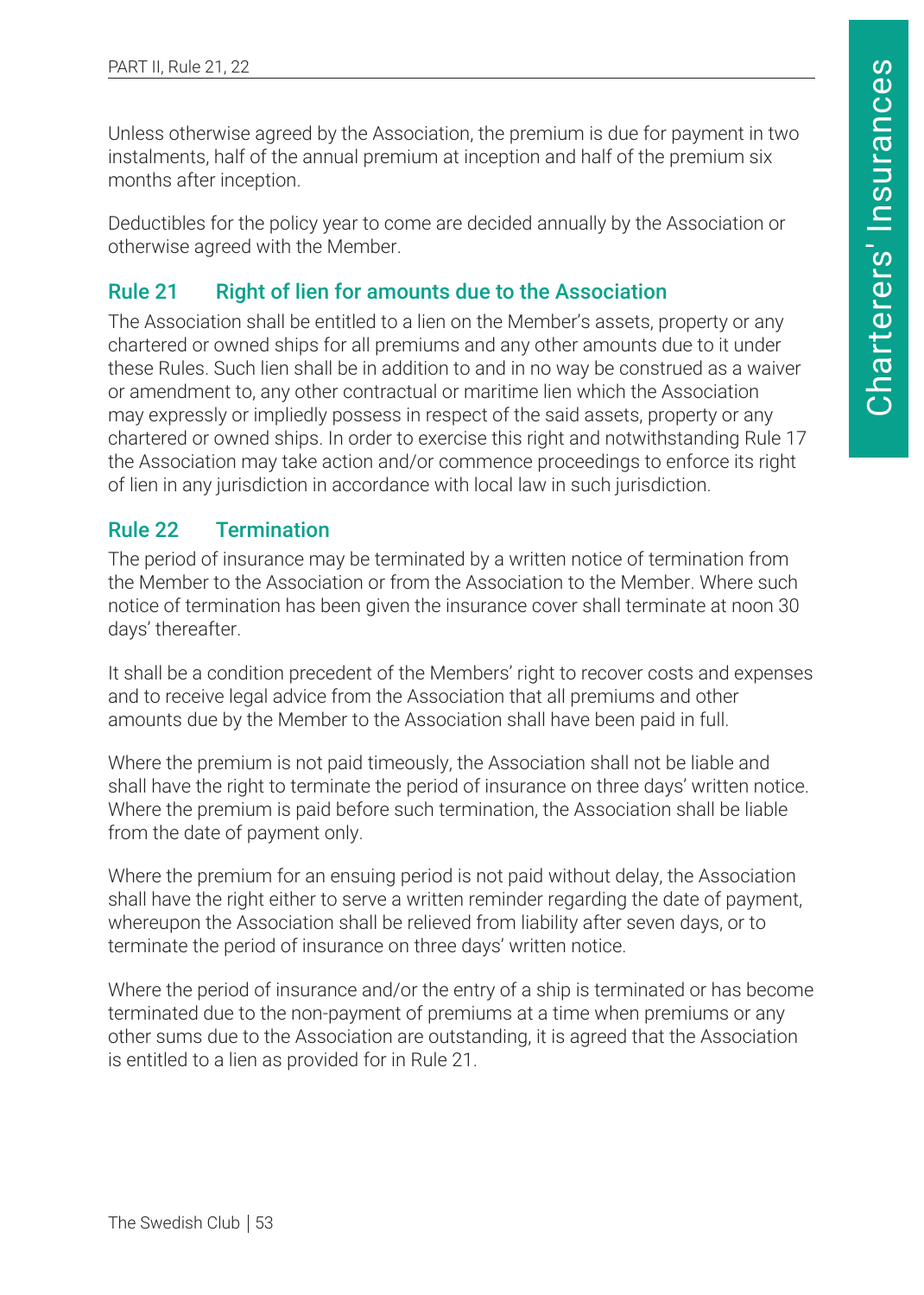Unless otherwise agreed by the Association, the premium is due for payment in two instalments, half of the annual premium at inception and half of the premium six months after inception.

Deductibles for the policy year to come are decided annually by the Association or otherwise agreed with the Member.

## Rule 21 Right of lien for amounts due to the Association

The Association shall be entitled to a lien on the Member's assets, property or any chartered or owned ships for all premiums and any other amounts due to it under these Rules. Such lien shall be in addition to and in no way be construed as a waiver or amendment to, any other contractual or maritime lien which the Association may expressly or impliedly possess in respect of the said assets, property or any chartered or owned ships. In order to exercise this right and notwithstanding Rule 17 the Association may take action and/or commence proceedings to enforce its right of lien in any jurisdiction in accordance with local law in such jurisdiction.

## Rule 22 Termination

The period of insurance may be terminated by a written notice of termination from the Member to the Association or from the Association to the Member. Where such notice of termination has been given the insurance cover shall terminate at noon 30 days' thereafter.

It shall be a condition precedent of the Members' right to recover costs and expenses and to receive legal advice from the Association that all premiums and other amounts due by the Member to the Association shall have been paid in full.

Where the premium is not paid timeously, the Association shall not be liable and shall have the right to terminate the period of insurance on three days' written notice. Where the premium is paid before such termination, the Association shall be liable from the date of payment only.

Where the premium for an ensuing period is not paid without delay, the Association shall have the right either to serve a written reminder regarding the date of payment, whereupon the Association shall be relieved from liability after seven days, or to terminate the period of insurance on three days' written notice.

Where the period of insurance and/or the entry of a ship is terminated or has become terminated due to the non-payment of premiums at a time when premiums or any other sums due to the Association are outstanding, it is agreed that the Association is entitled to a lien as provided for in Rule 21.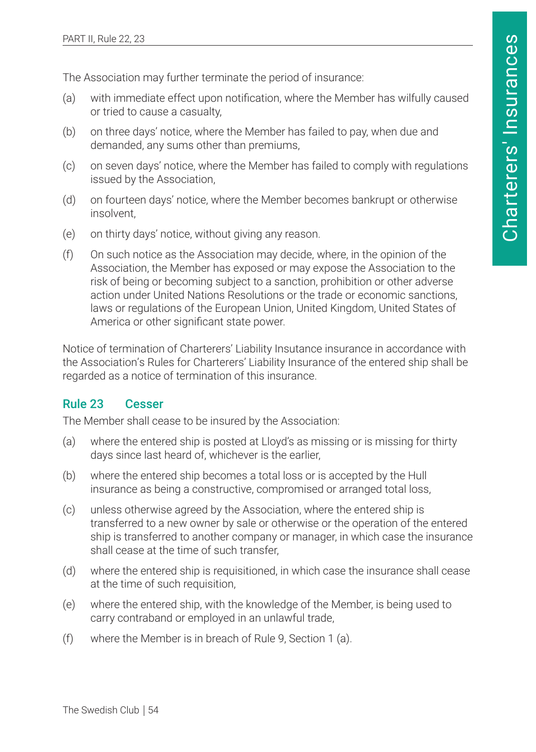The Association may further terminate the period of insurance:

(a) with immediate effect upon notification, where the Member has wilfully caused or tried to cause a casualty,

(b) on three days' notice, where the Member has failed to pay, when due and demanded, any sums other than premiums,

(c) on seven days' notice, where the Member has failed to comply with regulations issued by the Association,

(d) on fourteen days' notice, where the Member becomes bankrupt or otherwise insolvent,

(e) on thirty days' notice, without giving any reason.

(f) On such notice as the Association may decide, where, in the opinion of the Association, the Member has exposed or may expose the Association to the risk of being or becoming subject to a sanction, prohibition or other adverse action under United Nations Resolutions or the trade or economic sanctions, laws or regulations of the European Union, United Kingdom, United States of America or other significant state power.

Notice of termination of Charterers' Liability Insutance insurance in accordance with the Association's Rules for Charterers' Liability Insurance of the entered ship shall be regarded as a notice of termination of this insurance.

## Rule 23 Cesser

The Member shall cease to be insured by the Association:

(a) where the entered ship is posted at Lloyd's as missing or is missing for thirty days since last heard of, whichever is the earlier,

(b) where the entered ship becomes a total loss or is accepted by the Hull insurance as being a constructive, compromised or arranged total loss,

(c) unless otherwise agreed by the Association, where the entered ship is transferred to a new owner by sale or otherwise or the operation of the entered ship is transferred to another company or manager, in which case the insurance shall cease at the time of such transfer,

(d) where the entered ship is requisitioned, in which case the insurance shall cease at the time of such requisition,

(e) where the entered ship, with the knowledge of the Member, is being used to carry contraband or employed in an unlawful trade,

(f) where the Member is in breach of Rule 9, Section 1 (a).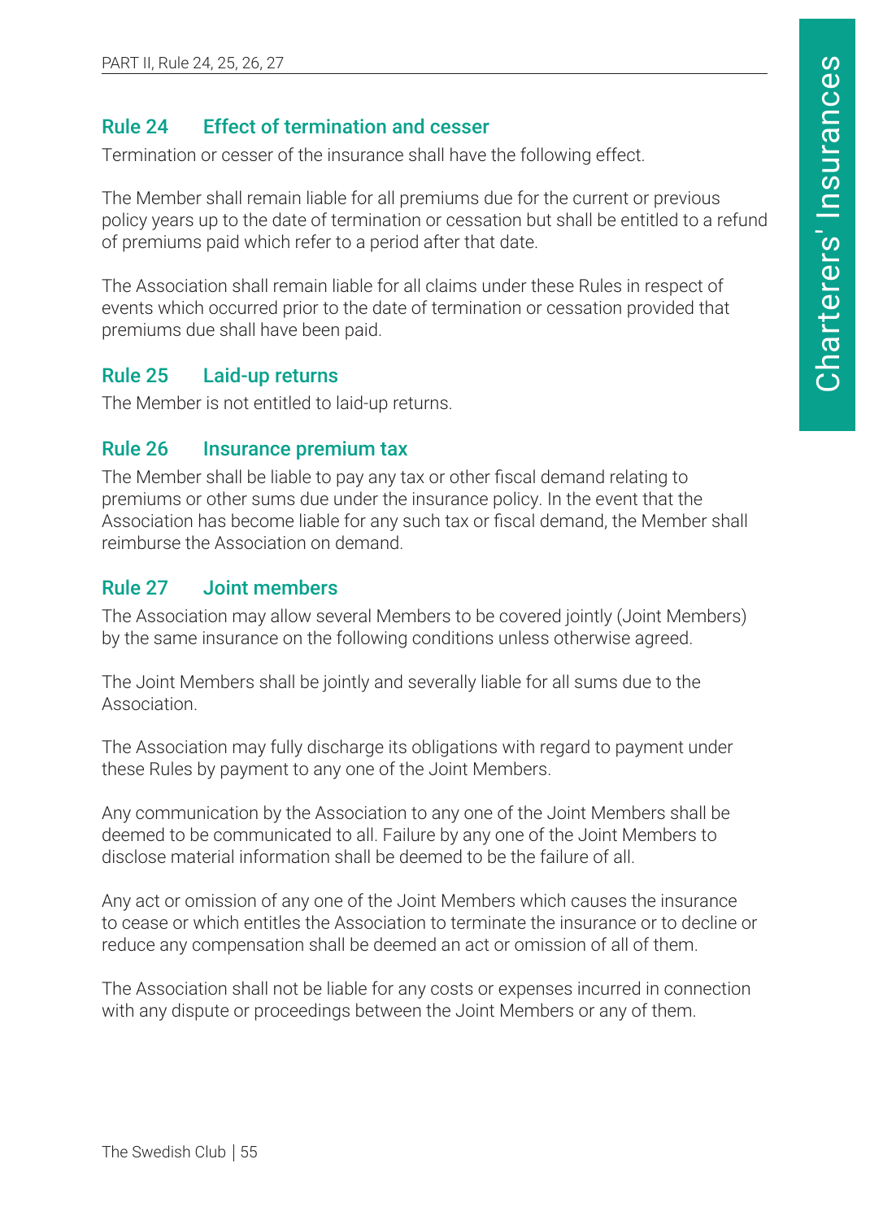## Rule 24 Effect of termination and cesser

Termination or cesser of the insurance shall have the following effect.

The Member shall remain liable for all premiums due for the current or previous policy years up to the date of termination or cessation but shall be entitled to a refund of premiums paid which refer to a period after that date.

The Association shall remain liable for all claims under these Rules in respect of events which occurred prior to the date of termination or cessation provided that premiums due shall have been paid.

## Rule 25 Laid-up returns

The Member is not entitled to laid-up returns.

## Rule 26 Insurance premium tax

The Member shall be liable to pay any tax or other fiscal demand relating to premiums or other sums due under the insurance policy. In the event that the Association has become liable for any such tax or fiscal demand, the Member shall reimburse the Association on demand.

## Rule 27 Joint members

The Association may allow several Members to be covered jointly (Joint Members) by the same insurance on the following conditions unless otherwise agreed.

The Joint Members shall be jointly and severally liable for all sums due to the Association.

The Association may fully discharge its obligations with regard to payment under these Rules by payment to any one of the Joint Members.

Any communication by the Association to any one of the Joint Members shall be deemed to be communicated to all. Failure by any one of the Joint Members to disclose material information shall be deemed to be the failure of all.

Any act or omission of any one of the Joint Members which causes the insurance to cease or which entitles the Association to terminate the insurance or to decline or reduce any compensation shall be deemed an act or omission of all of them.

The Association shall not be liable for any costs or expenses incurred in connection with any dispute or proceedings between the Joint Members or any of them.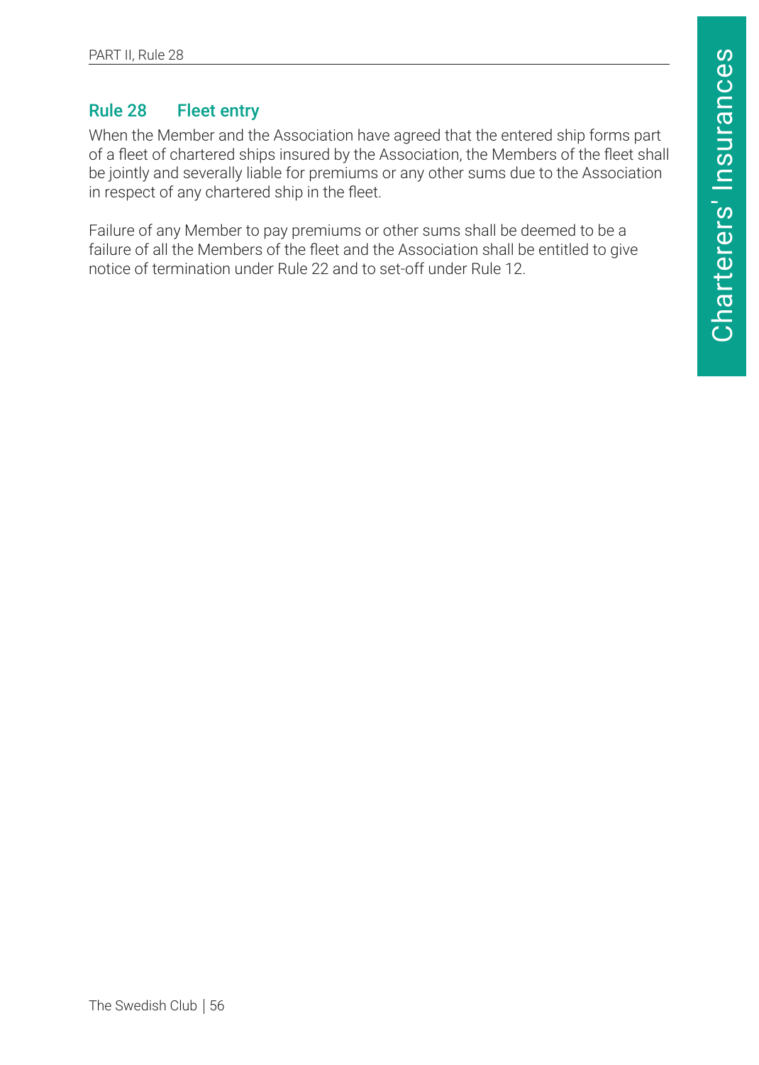## Rule 28 Fleet entry

When the Member and the Association have agreed that the entered ship forms part of a fleet of chartered ships insured by the Association, the Members of the fleet shall be jointly and severally liable for premiums or any other sums due to the Association in respect of any chartered ship in the fleet.

Failure of any Member to pay premiums or other sums shall be deemed to be a failure of all the Members of the fleet and the Association shall be entitled to give notice of termination under Rule 22 and to set-off under Rule 12.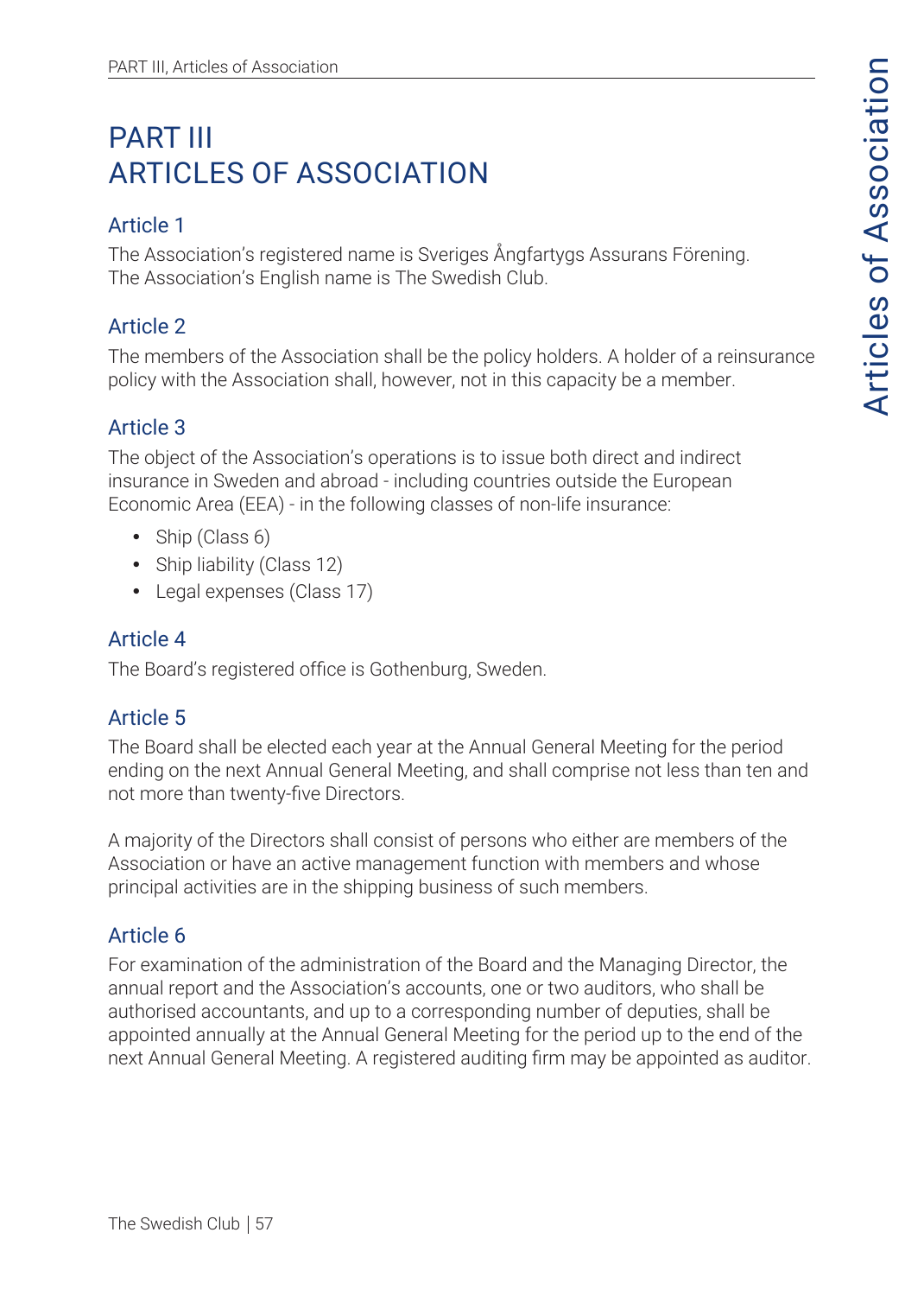# PART III
# ARTICLES OF ASSOCIATION

## Article 1

The Association's registered name is Sveriges Ångfartygs Assurans Förening.
The Association's English name is The Swedish Club.

## Article 2

The members of the Association shall be the policy holders. A holder of a reinsurance policy with the Association shall, however, not in this capacity be a member.

## Article 3

The object of the Association's operations is to issue both direct and indirect insurance in Sweden and abroad - including countries outside the European Economic Area (EEA) - in the following classes of non-life insurance:

- Ship (Class 6)
- Ship liability (Class 12)
- Legal expenses (Class 17)

## Article 4

The Board's registered office is Gothenburg, Sweden.

## Article 5

The Board shall be elected each year at the Annual General Meeting for the period ending on the next Annual General Meeting, and shall comprise not less than ten and not more than twenty-five Directors.

A majority of the Directors shall consist of persons who either are members of the Association or have an active management function with members and whose principal activities are in the shipping business of such members.

## Article 6

For examination of the administration of the Board and the Managing Director, the annual report and the Association's accounts, one or two auditors, who shall be authorised accountants, and up to a corresponding number of deputies, shall be appointed annually at the Annual General Meeting for the period up to the end of the next Annual General Meeting. A registered auditing firm may be appointed as auditor.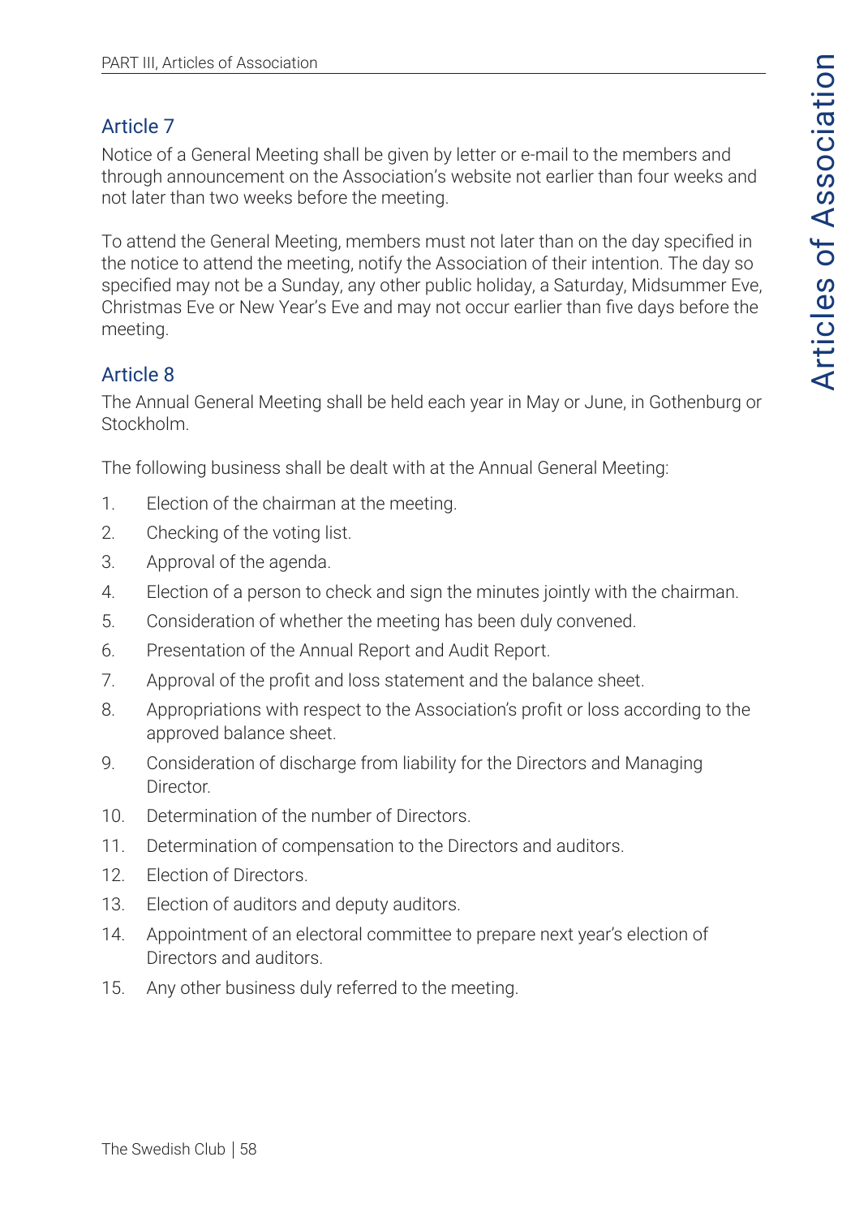## Article 7

Notice of a General Meeting shall be given by letter or e-mail to the members and through announcement on the Association's website not earlier than four weeks and not later than two weeks before the meeting.

To attend the General Meeting, members must not later than on the day specified in the notice to attend the meeting, notify the Association of their intention. The day so specified may not be a Sunday, any other public holiday, a Saturday, Midsummer Eve, Christmas Eve or New Year's Eve and may not occur earlier than five days before the meeting.

## Article 8

The Annual General Meeting shall be held each year in May or June, in Gothenburg or Stockholm.

The following business shall be dealt with at the Annual General Meeting:

1. Election of the chairman at the meeting.
2. Checking of the voting list.
3. Approval of the agenda.
4. Election of a person to check and sign the minutes jointly with the chairman.
5. Consideration of whether the meeting has been duly convened.
6. Presentation of the Annual Report and Audit Report.
7. Approval of the profit and loss statement and the balance sheet.
8. Appropriations with respect to the Association's profit or loss according to the approved balance sheet.
9. Consideration of discharge from liability for the Directors and Managing Director.
10. Determination of the number of Directors.
11. Determination of compensation to the Directors and auditors.
12. Election of Directors.
13. Election of auditors and deputy auditors.
14. Appointment of an electoral committee to prepare next year's election of Directors and auditors.
15. Any other business duly referred to the meeting.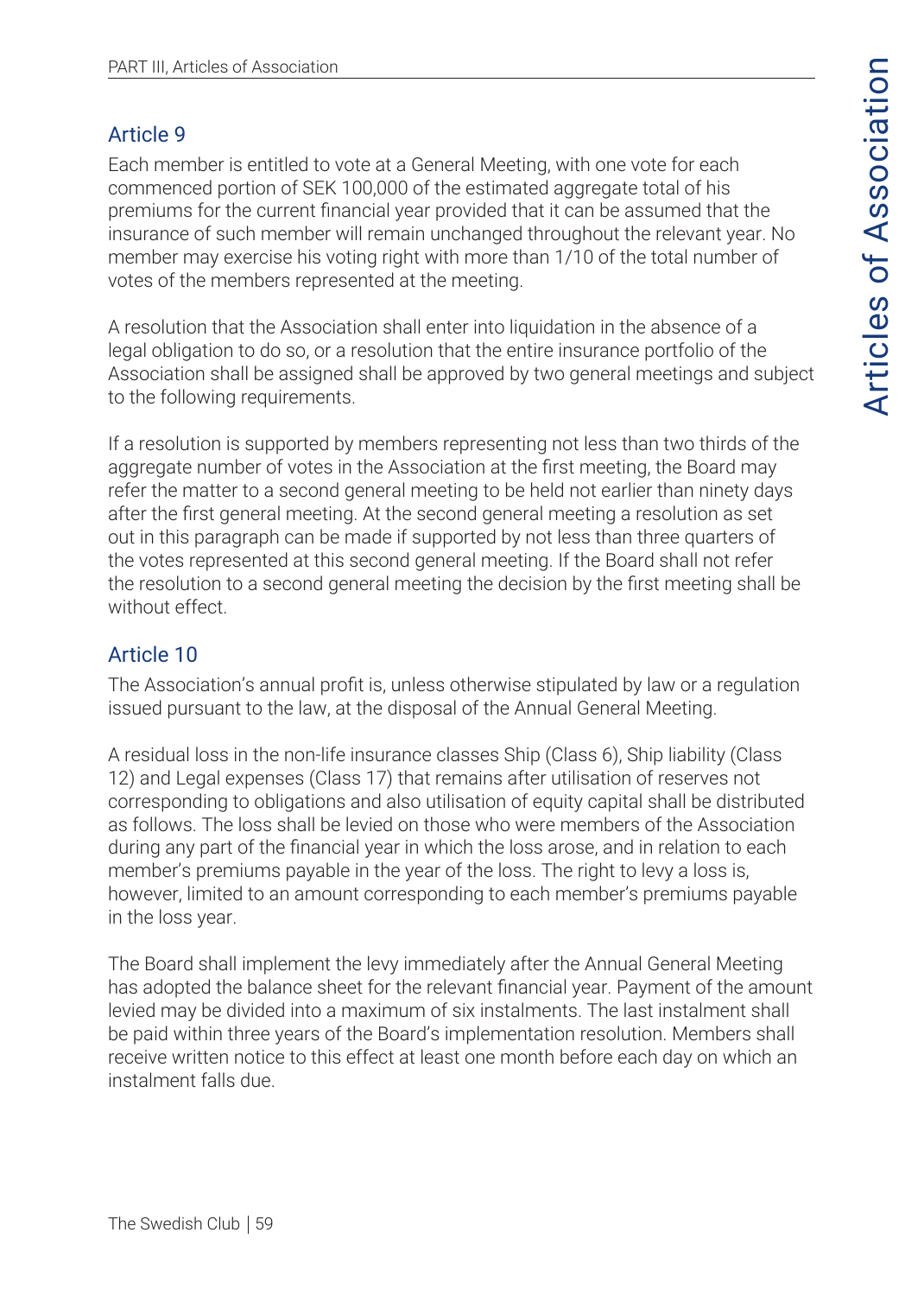## Article 9

Each member is entitled to vote at a General Meeting, with one vote for each commenced portion of SEK 100,000 of the estimated aggregate total of his premiums for the current financial year provided that it can be assumed that the insurance of such member will remain unchanged throughout the relevant year. No member may exercise his voting right with more than 1/10 of the total number of votes of the members represented at the meeting.

A resolution that the Association shall enter into liquidation in the absence of a legal obligation to do so, or a resolution that the entire insurance portfolio of the Association shall be assigned shall be approved by two general meetings and subject to the following requirements.

If a resolution is supported by members representing not less than two thirds of the aggregate number of votes in the Association at the first meeting, the Board may refer the matter to a second general meeting to be held not earlier than ninety days after the first general meeting. At the second general meeting a resolution as set out in this paragraph can be made if supported by not less than three quarters of the votes represented at this second general meeting. If the Board shall not refer the resolution to a second general meeting the decision by the first meeting shall be without effect.

## Article 10

The Association's annual profit is, unless otherwise stipulated by law or a regulation issued pursuant to the law, at the disposal of the Annual General Meeting.

A residual loss in the non-life insurance classes Ship (Class 6), Ship liability (Class 12) and Legal expenses (Class 17) that remains after utilisation of reserves not corresponding to obligations and also utilisation of equity capital shall be distributed as follows. The loss shall be levied on those who were members of the Association during any part of the financial year in which the loss arose, and in relation to each member's premiums payable in the year of the loss. The right to levy a loss is, however, limited to an amount corresponding to each member's premiums payable in the loss year.

The Board shall implement the levy immediately after the Annual General Meeting has adopted the balance sheet for the relevant financial year. Payment of the amount levied may be divided into a maximum of six instalments. The last instalment shall be paid within three years of the Board's implementation resolution. Members shall receive written notice to this effect at least one month before each day on which an instalment falls due.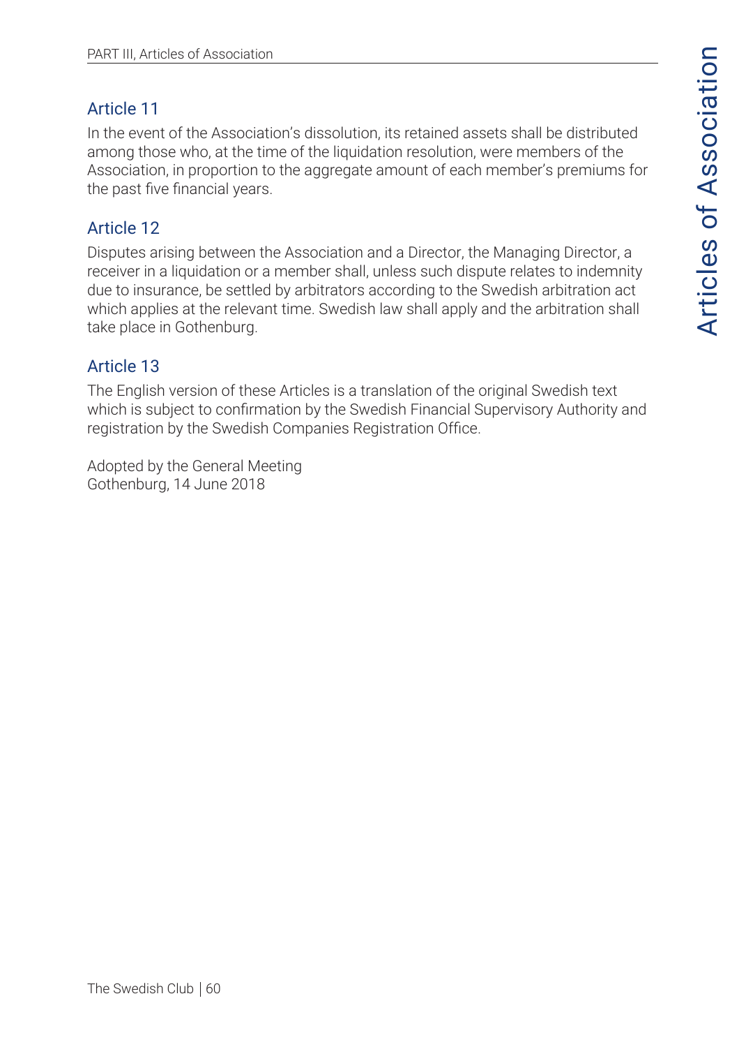## Article 11

In the event of the Association's dissolution, its retained assets shall be distributed among those who, at the time of the liquidation resolution, were members of the Association, in proportion to the aggregate amount of each member's premiums for the past five financial years.

## Article 12

Disputes arising between the Association and a Director, the Managing Director, a receiver in a liquidation or a member shall, unless such dispute relates to indemnity due to insurance, be settled by arbitrators according to the Swedish arbitration act which applies at the relevant time. Swedish law shall apply and the arbitration shall take place in Gothenburg.

## Article 13

The English version of these Articles is a translation of the original Swedish text which is subject to confirmation by the Swedish Financial Supervisory Authority and registration by the Swedish Companies Registration Office.

Adopted by the General Meeting
Gothenburg, 14 June 2018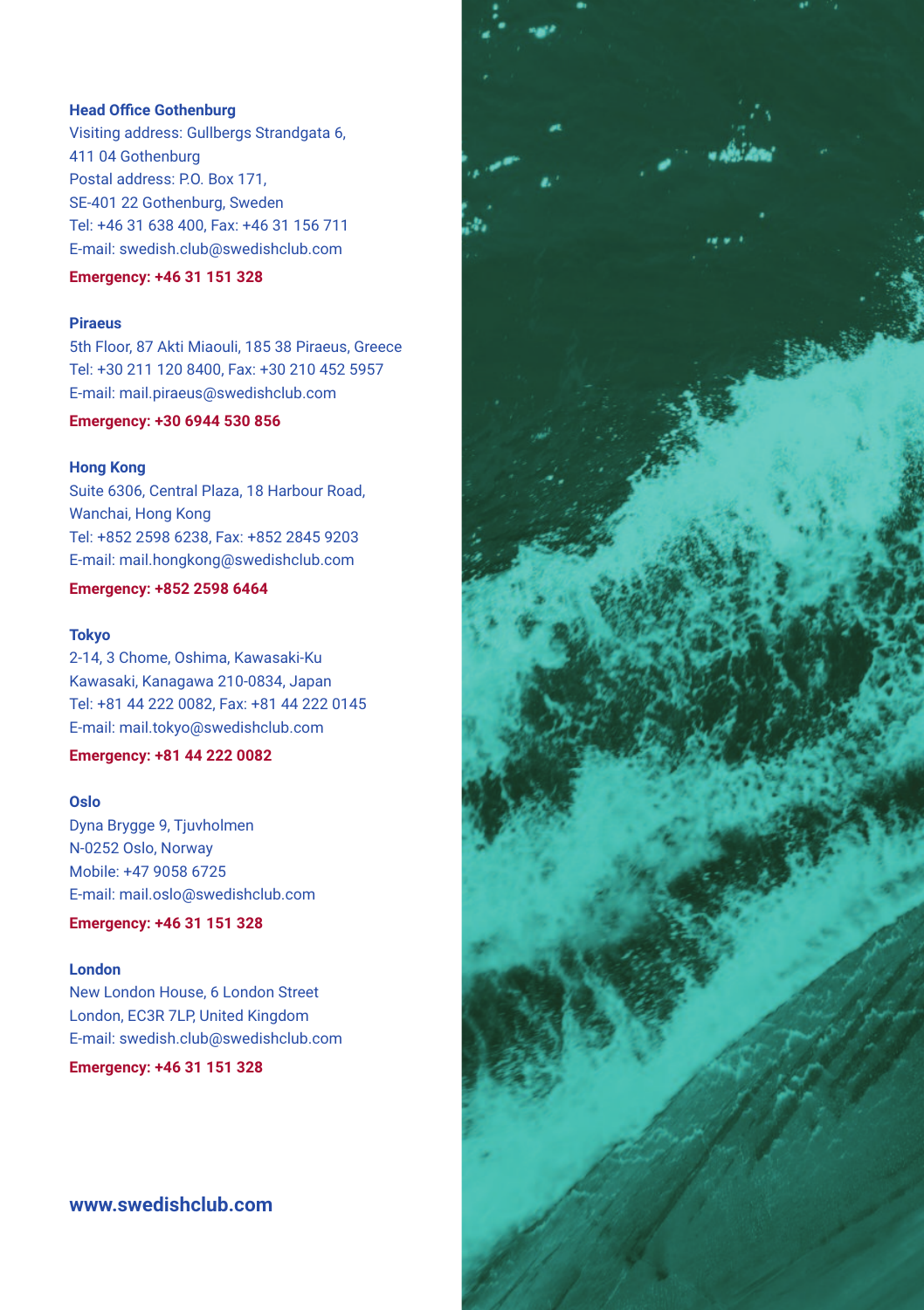**Head Office Gothenburg**
Visiting address: Gullbergs Strandgata 6,
411 04 Gothenburg
Postal address: P.O. Box 171,
SE-401 22 Gothenburg, Sweden
Tel: +46 31 638 400, Fax: +46 31 156 711
E-mail: swedish.club@swedishclub.com

**Emergency: +46 31 151 328**

**Piraeus**
5th Floor, 87 Akti Miaouli, 185 38 Piraeus, Greece
Tel: +30 211 120 8400, Fax: +30 210 452 5957
E-mail: mail.piraeus@swedishclub.com

**Emergency: +30 6944 530 856**

**Hong Kong**
Suite 6306, Central Plaza, 18 Harbour Road,
Wanchai, Hong Kong
Tel: +852 2598 6238, Fax: +852 2845 9203
E-mail: mail.hongkong@swedishclub.com

**Emergency: +852 2598 6464**

**Tokyo**
2-14, 3 Chome, Oshima, Kawasaki-Ku
Kawasaki, Kanagawa 210-0834, Japan
Tel: +81 44 222 0082, Fax: +81 44 222 0145
E-mail: mail.tokyo@swedishclub.com

**Emergency: +81 44 222 0082**

**Oslo**
Dyna Brygge 9, Tjuvholmen
N-0252 Oslo, Norway
Mobile: +47 9058 6725
E-mail: mail.oslo@swedishclub.com

**Emergency: +46 31 151 328**

**London**
New London House, 6 London Street
London, EC3R 7LP, United Kingdom
E-mail: swedish.club@swedishclub.com

**Emergency: +46 31 151 328**

**www.swedishclub.com**